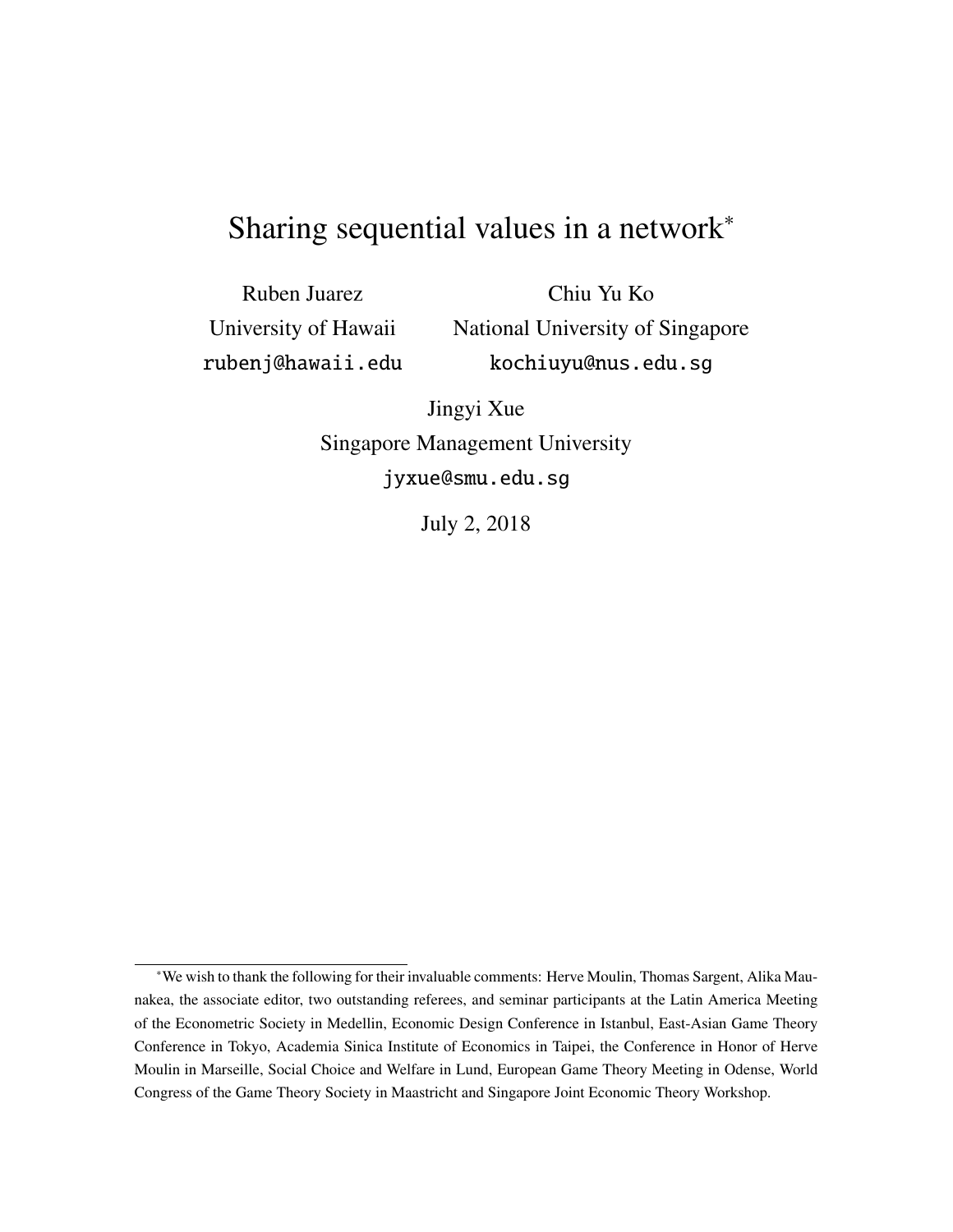# Sharing sequential values in a network*

Ruben Juarez
University of Hawaii
rubenj@hawaii.edu

Chiu Yu Ko
National University of Singapore
kochiuyu@nus.edu.sg

Jingyi Xue
Singapore Management University
jyxue@smu.edu.sg

July 2, 2018

---

*We wish to thank the following for their invaluable comments: Herve Moulin, Thomas Sargent, Alika Maunakea, the associate editor, two outstanding referees, and seminar participants at the Latin America Meeting of the Econometric Society in Medellin, Economic Design Conference in Istanbul, East-Asian Game Theory Conference in Tokyo, Academia Sinica Institute of Economics in Taipei, the Conference in Honor of Herve Moulin in Marseille, Social Choice and Welfare in Lund, European Game Theory Meeting in Odense, World Congress of the Game Theory Society in Maastricht and Singapore Joint Economic Theory Workshop.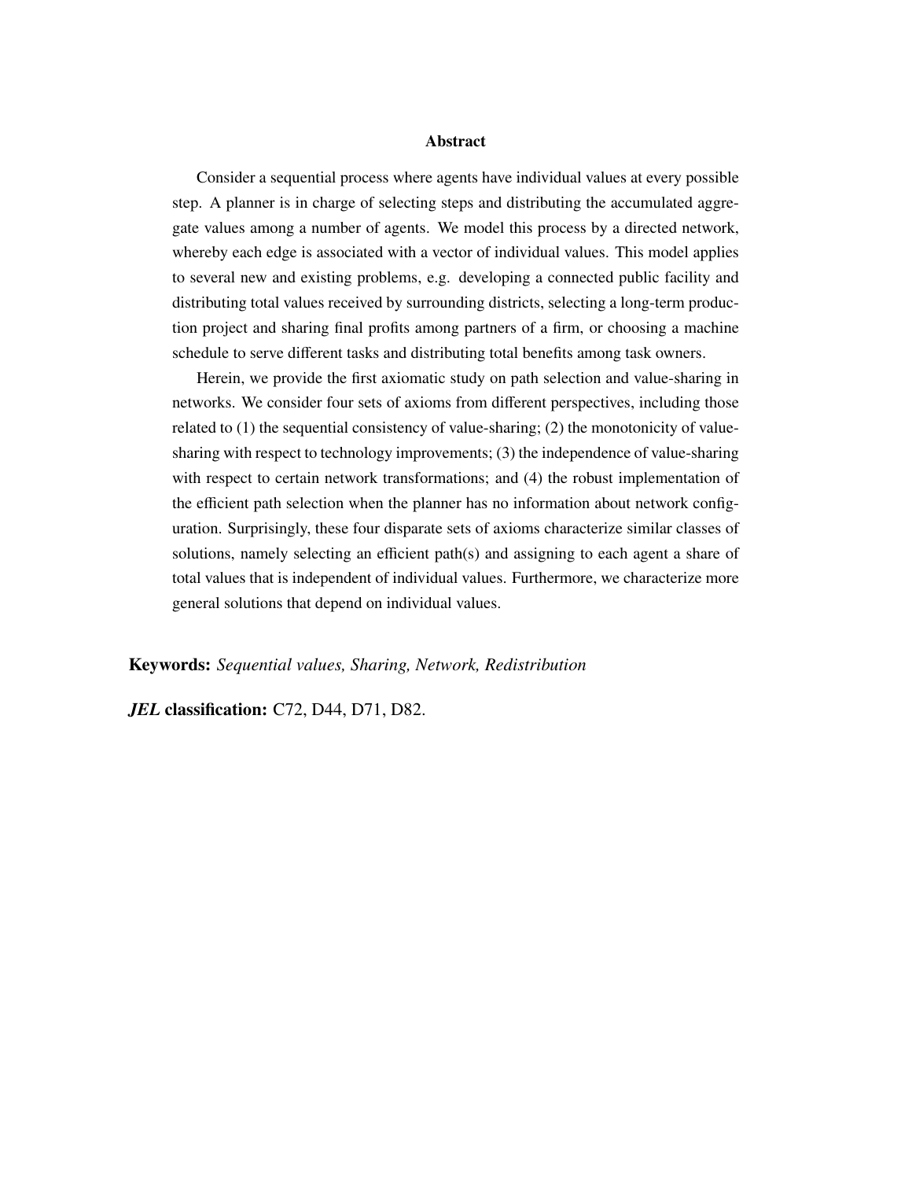## Abstract

Consider a sequential process where agents have individual values at every possible step. A planner is in charge of selecting steps and distributing the accumulated aggregate values among a number of agents. We model this process by a directed network, whereby each edge is associated with a vector of individual values. This model applies to several new and existing problems, e.g. developing a connected public facility and distributing total values received by surrounding districts, selecting a long-term production project and sharing final profits among partners of a firm, or choosing a machine schedule to serve different tasks and distributing total benefits among task owners.

Herein, we provide the first axiomatic study on path selection and value-sharing in networks. We consider four sets of axioms from different perspectives, including those related to (1) the sequential consistency of value-sharing; (2) the monotonicity of value-sharing with respect to technology improvements; (3) the independence of value-sharing with respect to certain network transformations; and (4) the robust implementation of the efficient path selection when the planner has no information about network configuration. Surprisingly, these four disparate sets of axioms characterize similar classes of solutions, namely selecting an efficient path(s) and assigning to each agent a share of total values that is independent of individual values. Furthermore, we characterize more general solutions that depend on individual values.

**Keywords:** *Sequential values, Sharing, Network, Redistribution*

***JEL*** **classification:** C72, D44, D71, D82.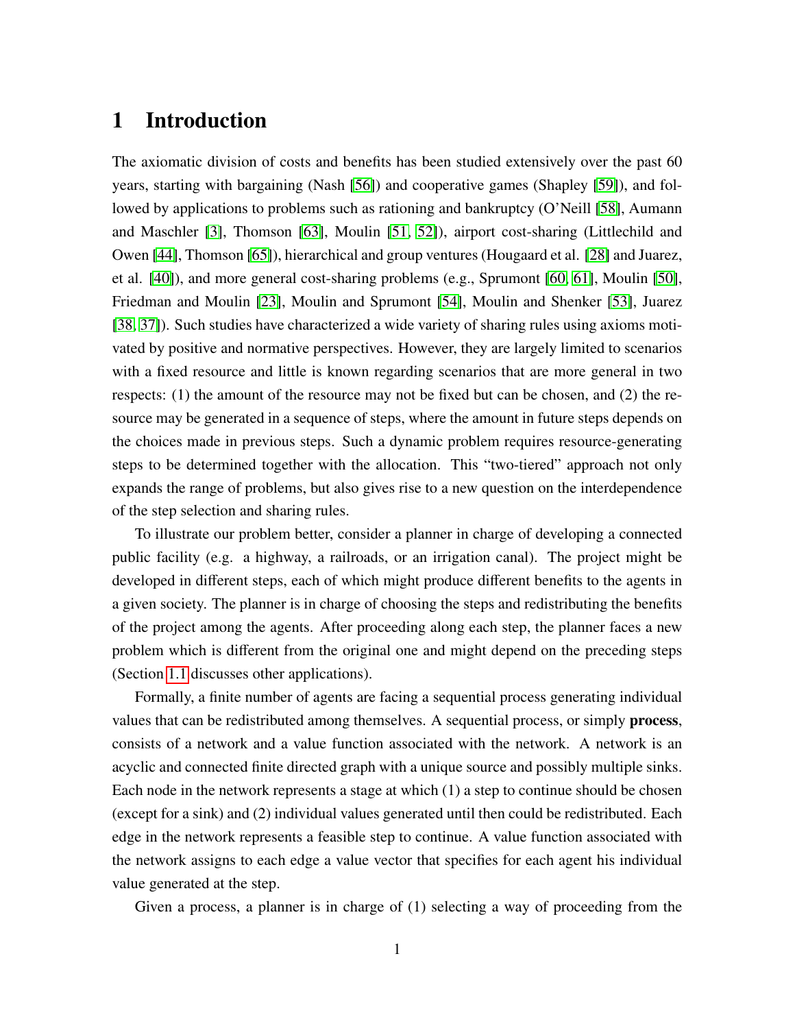# 1 Introduction

The axiomatic division of costs and benefits has been studied extensively over the past 60 years, starting with bargaining (Nash [56]) and cooperative games (Shapley [59]), and followed by applications to problems such as rationing and bankruptcy (O'Neill [58], Aumann and Maschler [3], Thomson [63], Moulin [51, 52]), airport cost-sharing (Littlechild and Owen [44], Thomson [65]), hierarchical and group ventures (Hougaard et al. [28] and Juarez, et al. [40]), and more general cost-sharing problems (e.g., Sprumont [60, 61], Moulin [50], Friedman and Moulin [23], Moulin and Sprumont [54], Moulin and Shenker [53], Juarez [38, 37]). Such studies have characterized a wide variety of sharing rules using axioms motivated by positive and normative perspectives. However, they are largely limited to scenarios with a fixed resource and little is known regarding scenarios that are more general in two respects: (1) the amount of the resource may not be fixed but can be chosen, and (2) the resource may be generated in a sequence of steps, where the amount in future steps depends on the choices made in previous steps. Such a dynamic problem requires resource-generating steps to be determined together with the allocation. This "two-tiered" approach not only expands the range of problems, but also gives rise to a new question on the interdependence of the step selection and sharing rules.

To illustrate our problem better, consider a planner in charge of developing a connected public facility (e.g. a highway, a railroads, or an irrigation canal). The project might be developed in different steps, each of which might produce different benefits to the agents in a given society. The planner is in charge of choosing the steps and redistributing the benefits of the project among the agents. After proceeding along each step, the planner faces a new problem which is different from the original one and might depend on the preceding steps (Section 1.1 discusses other applications).

Formally, a finite number of agents are facing a sequential process generating individual values that can be redistributed among themselves. A sequential process, or simply **process**, consists of a network and a value function associated with the network. A network is an acyclic and connected finite directed graph with a unique source and possibly multiple sinks. Each node in the network represents a stage at which (1) a step to continue should be chosen (except for a sink) and (2) individual values generated until then could be redistributed. Each edge in the network represents a feasible step to continue. A value function associated with the network assigns to each edge a value vector that specifies for each agent his individual value generated at the step.

Given a process, a planner is in charge of (1) selecting a way of proceeding from the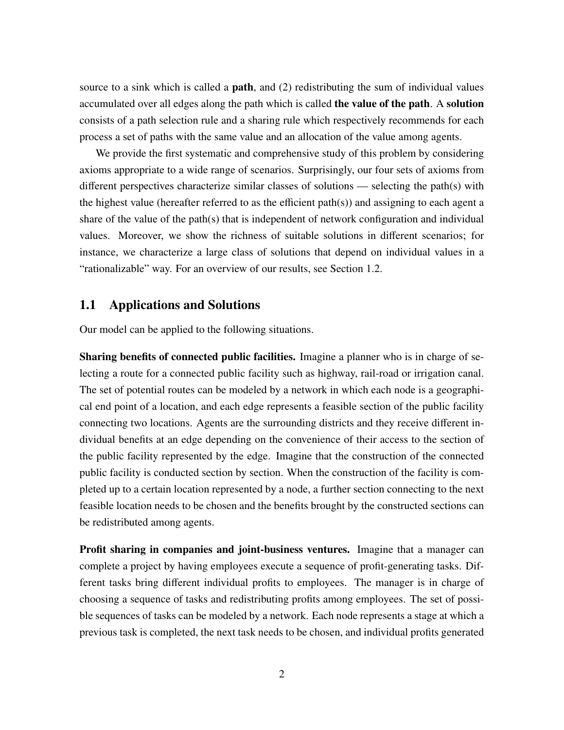source to a sink which is called a **path**, and (2) redistributing the sum of individual values accumulated over all edges along the path which is called **the value of the path**. A **solution** consists of a path selection rule and a sharing rule which respectively recommends for each process a set of paths with the same value and an allocation of the value among agents.

We provide the first systematic and comprehensive study of this problem by considering axioms appropriate to a wide range of scenarios. Surprisingly, our four sets of axioms from different perspectives characterize similar classes of solutions — selecting the path(s) with the highest value (hereafter referred to as the efficient path(s)) and assigning to each agent a share of the value of the path(s) that is independent of network configuration and individual values. Moreover, we show the richness of suitable solutions in different scenarios; for instance, we characterize a large class of solutions that depend on individual values in a "rationalizable" way. For an overview of our results, see Section 1.2.

## 1.1 Applications and Solutions

Our model can be applied to the following situations.

**Sharing benefits of connected public facilities.** Imagine a planner who is in charge of selecting a route for a connected public facility such as highway, rail-road or irrigation canal. The set of potential routes can be modeled by a network in which each node is a geographical end point of a location, and each edge represents a feasible section of the public facility connecting two locations. Agents are the surrounding districts and they receive different individual benefits at an edge depending on the convenience of their access to the section of the public facility represented by the edge. Imagine that the construction of the connected public facility is conducted section by section. When the construction of the facility is completed up to a certain location represented by a node, a further section connecting to the next feasible location needs to be chosen and the benefits brought by the constructed sections can be redistributed among agents.

**Profit sharing in companies and joint-business ventures.** Imagine that a manager can complete a project by having employees execute a sequence of profit-generating tasks. Different tasks bring different individual profits to employees. The manager is in charge of choosing a sequence of tasks and redistributing profits among employees. The set of possible sequences of tasks can be modeled by a network. Each node represents a stage at which a previous task is completed, the next task needs to be chosen, and individual profits generated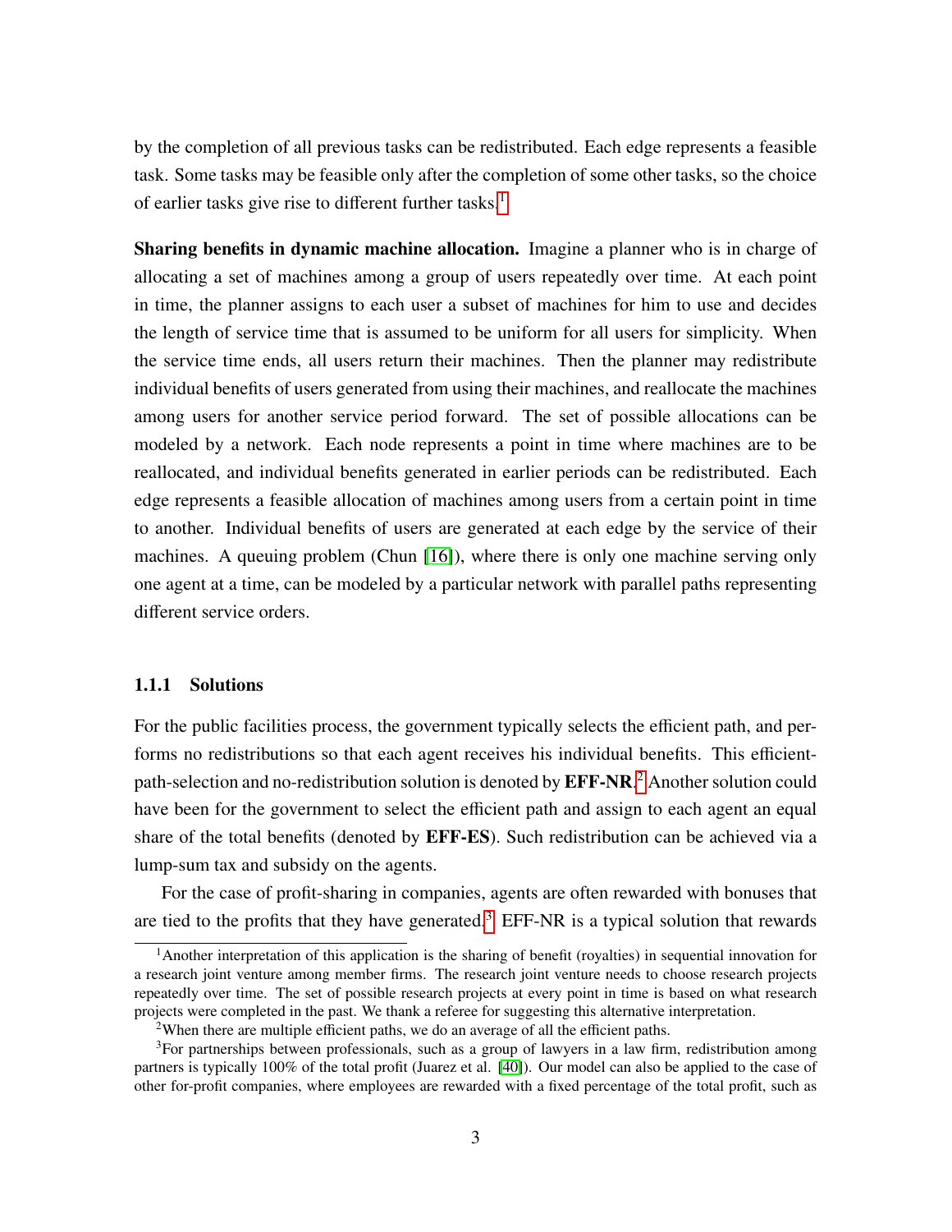by the completion of all previous tasks can be redistributed. Each edge represents a feasible task. Some tasks may be feasible only after the completion of some other tasks, so the choice of earlier tasks give rise to different further tasks.[1]

**Sharing benefits in dynamic machine allocation.** Imagine a planner who is in charge of allocating a set of machines among a group of users repeatedly over time. At each point in time, the planner assigns to each user a subset of machines for him to use and decides the length of service time that is assumed to be uniform for all users for simplicity. When the service time ends, all users return their machines. Then the planner may redistribute individual benefits of users generated from using their machines, and reallocate the machines among users for another service period forward. The set of possible allocations can be modeled by a network. Each node represents a point in time where machines are to be reallocated, and individual benefits generated in earlier periods can be redistributed. Each edge represents a feasible allocation of machines among users from a certain point in time to another. Individual benefits of users are generated at each edge by the service of their machines. A queuing problem (Chun [16]), where there is only one machine serving only one agent at a time, can be modeled by a particular network with parallel paths representing different service orders.

### 1.1.1 Solutions

For the public facilities process, the government typically selects the efficient path, and performs no redistributions so that each agent receives his individual benefits. This efficient-path-selection and no-redistribution solution is denoted by **EFF-NR**.[2] Another solution could have been for the government to select the efficient path and assign to each agent an equal share of the total benefits (denoted by **EFF-ES**). Such redistribution can be achieved via a lump-sum tax and subsidy on the agents.

For the case of profit-sharing in companies, agents are often rewarded with bonuses that are tied to the profits that they have generated.[3] EFF-NR is a typical solution that rewards

[1] Another interpretation of this application is the sharing of benefit (royalties) in sequential innovation for a research joint venture among member firms. The research joint venture needs to choose research projects repeatedly over time. The set of possible research projects at every point in time is based on what research projects were completed in the past. We thank a referee for suggesting this alternative interpretation.

[2] When there are multiple efficient paths, we do an average of all the efficient paths.

[3] For partnerships between professionals, such as a group of lawyers in a law firm, redistribution among partners is typically 100% of the total profit (Juarez et al. [40]). Our model can also be applied to the case of other for-profit companies, where employees are rewarded with a fixed percentage of the total profit, such as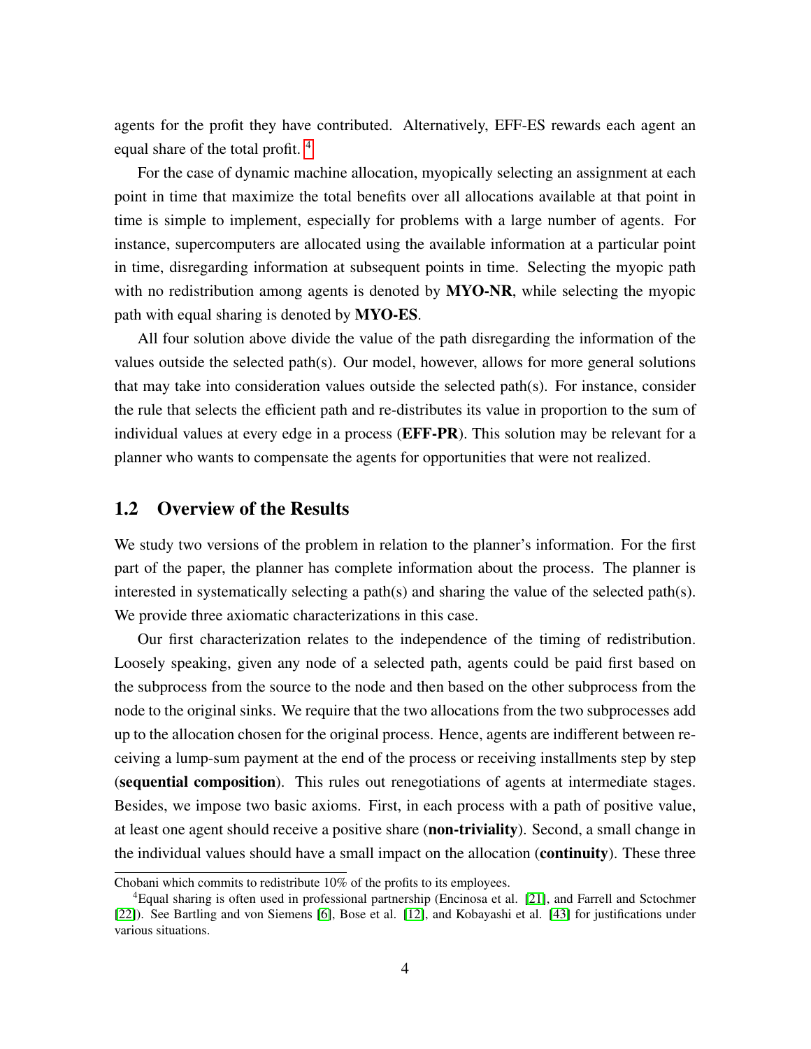agents for the profit they have contributed. Alternatively, EFF-ES rewards each agent an equal share of the total profit. [4]

For the case of dynamic machine allocation, myopically selecting an assignment at each point in time that maximize the total benefits over all allocations available at that point in time is simple to implement, especially for problems with a large number of agents. For instance, supercomputers are allocated using the available information at a particular point in time, disregarding information at subsequent points in time. Selecting the myopic path with no redistribution among agents is denoted by **MYO-NR**, while selecting the myopic path with equal sharing is denoted by **MYO-ES**.

All four solution above divide the value of the path disregarding the information of the values outside the selected path(s). Our model, however, allows for more general solutions that may take into consideration values outside the selected path(s). For instance, consider the rule that selects the efficient path and re-distributes its value in proportion to the sum of individual values at every edge in a process (**EFF-PR**). This solution may be relevant for a planner who wants to compensate the agents for opportunities that were not realized.

## 1.2 Overview of the Results

We study two versions of the problem in relation to the planner's information. For the first part of the paper, the planner has complete information about the process. The planner is interested in systematically selecting a path(s) and sharing the value of the selected path(s). We provide three axiomatic characterizations in this case.

Our first characterization relates to the independence of the timing of redistribution. Loosely speaking, given any node of a selected path, agents could be paid first based on the subprocess from the source to the node and then based on the other subprocess from the node to the original sinks. We require that the two allocations from the two subprocesses add up to the allocation chosen for the original process. Hence, agents are indifferent between receiving a lump-sum payment at the end of the process or receiving installments step by step (**sequential composition**). This rules out renegotiations of agents at intermediate stages. Besides, we impose two basic axioms. First, in each process with a path of positive value, at least one agent should receive a positive share (**non-triviality**). Second, a small change in the individual values should have a small impact on the allocation (**continuity**). These three

Chobani which commits to redistribute 10% of the profits to its employees.

[4]Equal sharing is often used in professional partnership (Encinosa et al. [21], and Farrell and Sctochmer [22]). See Bartling and von Siemens [6], Bose et al. [12], and Kobayashi et al. [43] for justifications under various situations.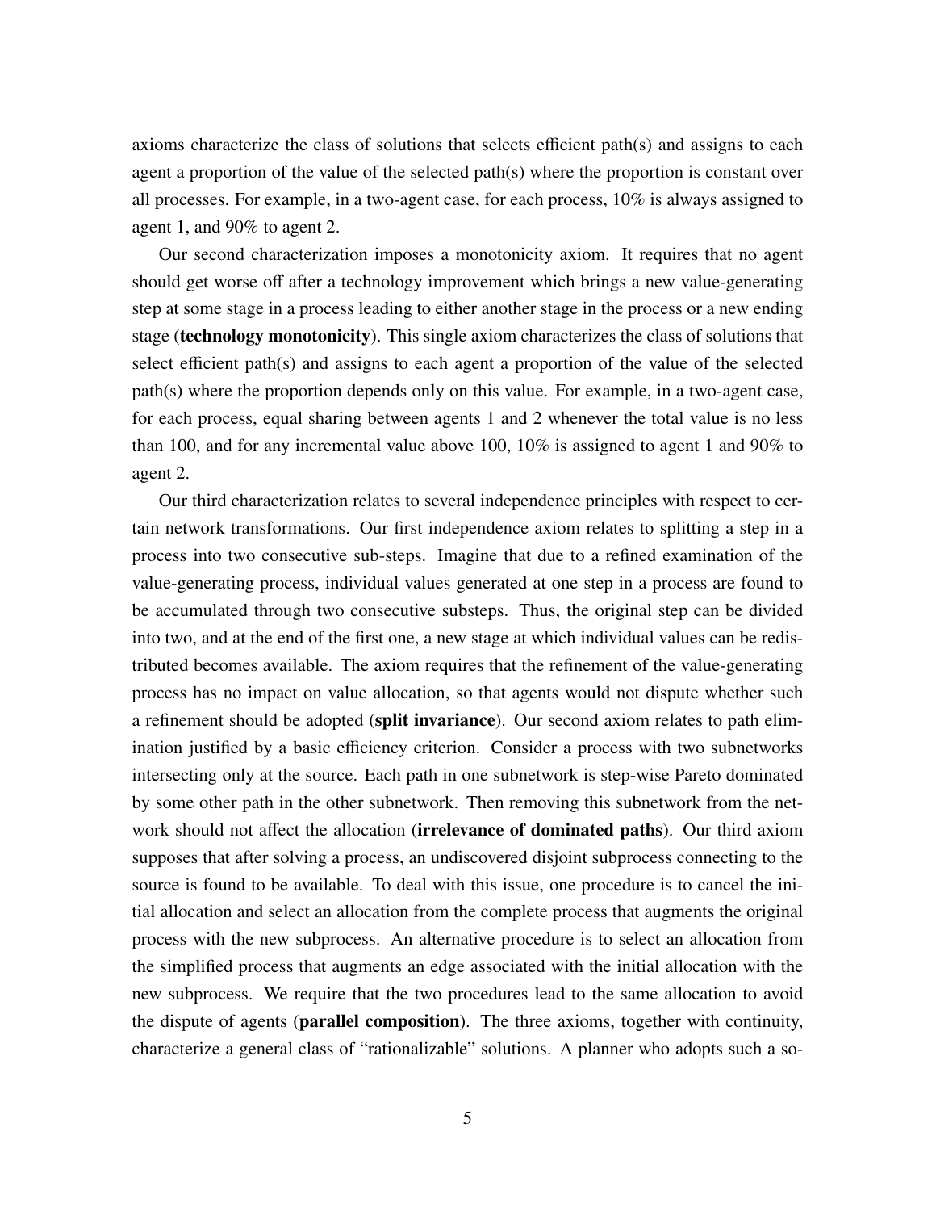axioms characterize the class of solutions that selects efficient path(s) and assigns to each agent a proportion of the value of the selected path(s) where the proportion is constant over all processes. For example, in a two-agent case, for each process, 10% is always assigned to agent 1, and 90% to agent 2.

Our second characterization imposes a monotonicity axiom. It requires that no agent should get worse off after a technology improvement which brings a new value-generating step at some stage in a process leading to either another stage in the process or a new ending stage (**technology monotonicity**). This single axiom characterizes the class of solutions that select efficient path(s) and assigns to each agent a proportion of the value of the selected path(s) where the proportion depends only on this value. For example, in a two-agent case, for each process, equal sharing between agents 1 and 2 whenever the total value is no less than 100, and for any incremental value above 100, 10% is assigned to agent 1 and 90% to agent 2.

Our third characterization relates to several independence principles with respect to certain network transformations. Our first independence axiom relates to splitting a step in a process into two consecutive sub-steps. Imagine that due to a refined examination of the value-generating process, individual values generated at one step in a process are found to be accumulated through two consecutive substeps. Thus, the original step can be divided into two, and at the end of the first one, a new stage at which individual values can be redistributed becomes available. The axiom requires that the refinement of the value-generating process has no impact on value allocation, so that agents would not dispute whether such a refinement should be adopted (**split invariance**). Our second axiom relates to path elimination justified by a basic efficiency criterion. Consider a process with two subnetworks intersecting only at the source. Each path in one subnetwork is step-wise Pareto dominated by some other path in the other subnetwork. Then removing this subnetwork from the network should not affect the allocation (**irrelevance of dominated paths**). Our third axiom supposes that after solving a process, an undiscovered disjoint subprocess connecting to the source is found to be available. To deal with this issue, one procedure is to cancel the initial allocation and select an allocation from the complete process that augments the original process with the new subprocess. An alternative procedure is to select an allocation from the simplified process that augments an edge associated with the initial allocation with the new subprocess. We require that the two procedures lead to the same allocation to avoid the dispute of agents (**parallel composition**). The three axioms, together with continuity, characterize a general class of "rationalizable" solutions. A planner who adopts such a so-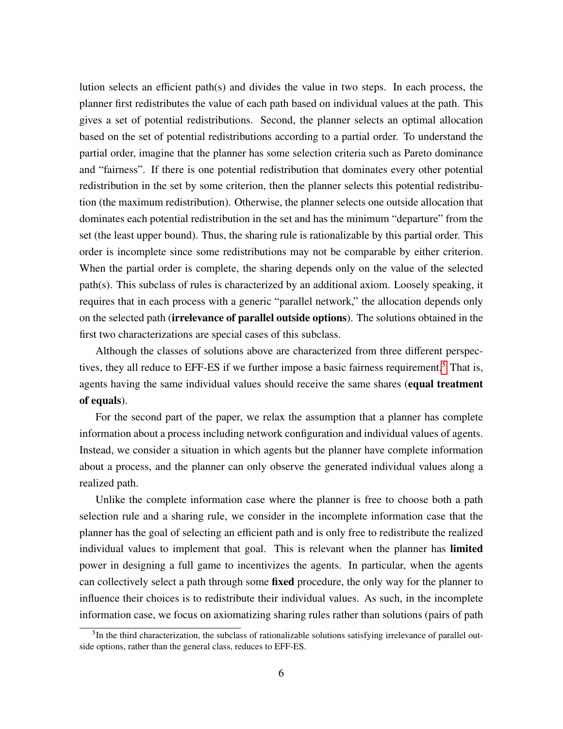lution selects an efficient path(s) and divides the value in two steps. In each process, the planner first redistributes the value of each path based on individual values at the path. This gives a set of potential redistributions. Second, the planner selects an optimal allocation based on the set of potential redistributions according to a partial order. To understand the partial order, imagine that the planner has some selection criteria such as Pareto dominance and "fairness". If there is one potential redistribution that dominates every other potential redistribution in the set by some criterion, then the planner selects this potential redistribution (the maximum redistribution). Otherwise, the planner selects one outside allocation that dominates each potential redistribution in the set and has the minimum "departure" from the set (the least upper bound). Thus, the sharing rule is rationalizable by this partial order. This order is incomplete since some redistributions may not be comparable by either criterion. When the partial order is complete, the sharing depends only on the value of the selected path(s). This subclass of rules is characterized by an additional axiom. Loosely speaking, it requires that in each process with a generic "parallel network," the allocation depends only on the selected path (**irrelevance of parallel outside options**). The solutions obtained in the first two characterizations are special cases of this subclass.

Although the classes of solutions above are characterized from three different perspectives, they all reduce to EFF-ES if we further impose a basic fairness requirement.[5] That is, agents having the same individual values should receive the same shares (**equal treatment of equals**).

For the second part of the paper, we relax the assumption that a planner has complete information about a process including network configuration and individual values of agents. Instead, we consider a situation in which agents but the planner have complete information about a process, and the planner can only observe the generated individual values along a realized path.

Unlike the complete information case where the planner is free to choose both a path selection rule and a sharing rule, we consider in the incomplete information case that the planner has the goal of selecting an efficient path and is only free to redistribute the realized individual values to implement that goal. This is relevant when the planner has **limited** power in designing a full game to incentivizes the agents. In particular, when the agents can collectively select a path through some **fixed** procedure, the only way for the planner to influence their choices is to redistribute their individual values. As such, in the incomplete information case, we focus on axiomatizing sharing rules rather than solutions (pairs of path

[5] In the third characterization, the subclass of rationalizable solutions satisfying irrelevance of parallel outside options, rather than the general class, reduces to EFF-ES.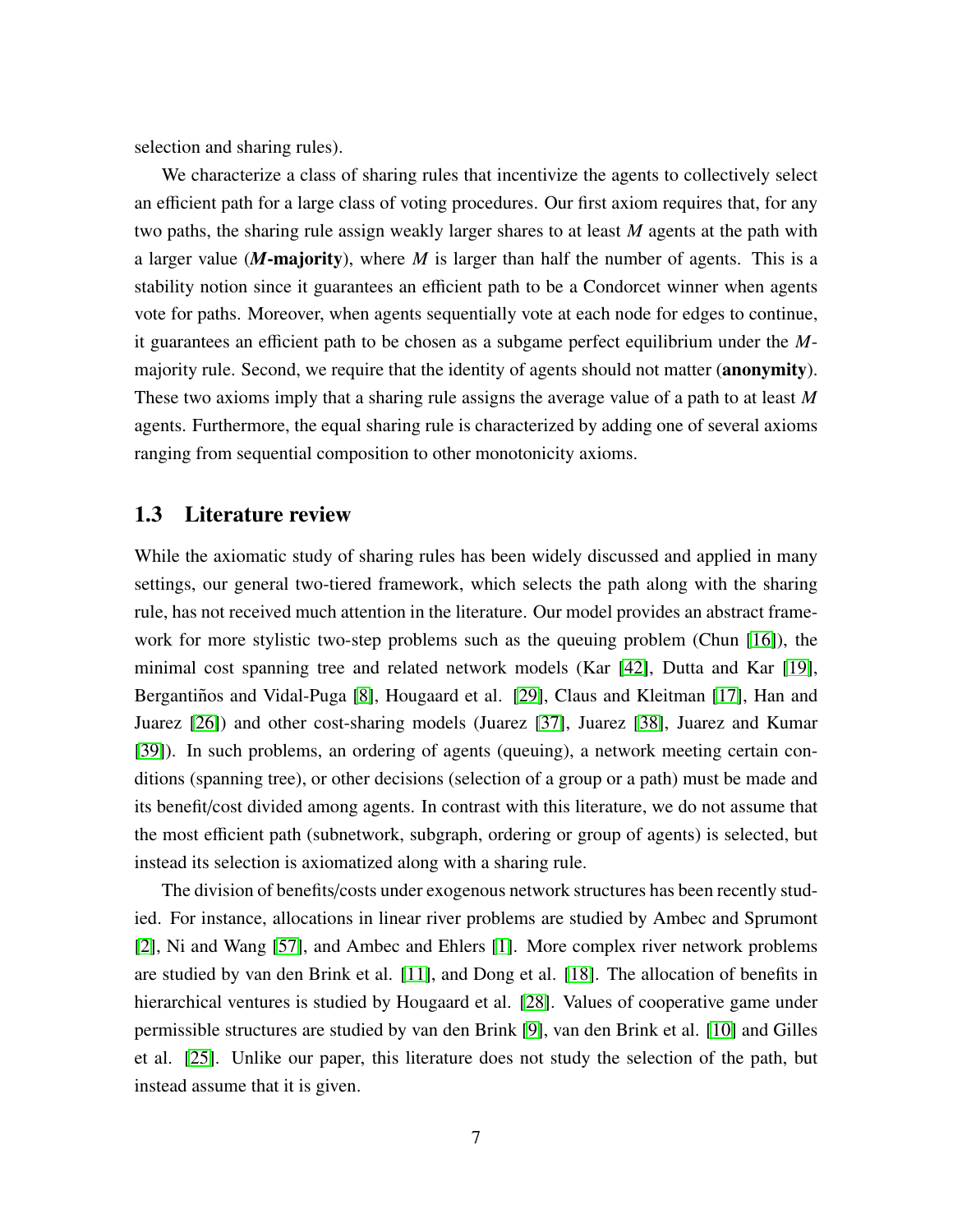selection and sharing rules).

We characterize a class of sharing rules that incentivize the agents to collectively select an efficient path for a large class of voting procedures. Our first axiom requires that, for any two paths, the sharing rule assign weakly larger shares to at least $M$ agents at the path with a larger value (***M*-majority**), where $M$ is larger than half the number of agents. This is a stability notion since it guarantees an efficient path to be a Condorcet winner when agents vote for paths. Moreover, when agents sequentially vote at each node for edges to continue, it guarantees an efficient path to be chosen as a subgame perfect equilibrium under the $M$-majority rule. Second, we require that the identity of agents should not matter (**anonymity**). These two axioms imply that a sharing rule assigns the average value of a path to at least $M$ agents. Furthermore, the equal sharing rule is characterized by adding one of several axioms ranging from sequential composition to other monotonicity axioms.

## 1.3 Literature review

While the axiomatic study of sharing rules has been widely discussed and applied in many settings, our general two-tiered framework, which selects the path along with the sharing rule, has not received much attention in the literature. Our model provides an abstract framework for more stylistic two-step problems such as the queuing problem (Chun [16]), the minimal cost spanning tree and related network models (Kar [42], Dutta and Kar [19], Bergantiños and Vidal-Puga [8], Hougaard et al. [29], Claus and Kleitman [17], Han and Juarez [26]) and other cost-sharing models (Juarez [37], Juarez [38], Juarez and Kumar [39]). In such problems, an ordering of agents (queuing), a network meeting certain conditions (spanning tree), or other decisions (selection of a group or a path) must be made and its benefit/cost divided among agents. In contrast with this literature, we do not assume that the most efficient path (subnetwork, subgraph, ordering or group of agents) is selected, but instead its selection is axiomatized along with a sharing rule.

The division of benefits/costs under exogenous network structures has been recently studied. For instance, allocations in linear river problems are studied by Ambec and Sprumont [2], Ni and Wang [57], and Ambec and Ehlers [1]. More complex river network problems are studied by van den Brink et al. [11], and Dong et al. [18]. The allocation of benefits in hierarchical ventures is studied by Hougaard et al. [28]. Values of cooperative game under permissible structures are studied by van den Brink [9], van den Brink et al. [10] and Gilles et al. [25]. Unlike our paper, this literature does not study the selection of the path, but instead assume that it is given.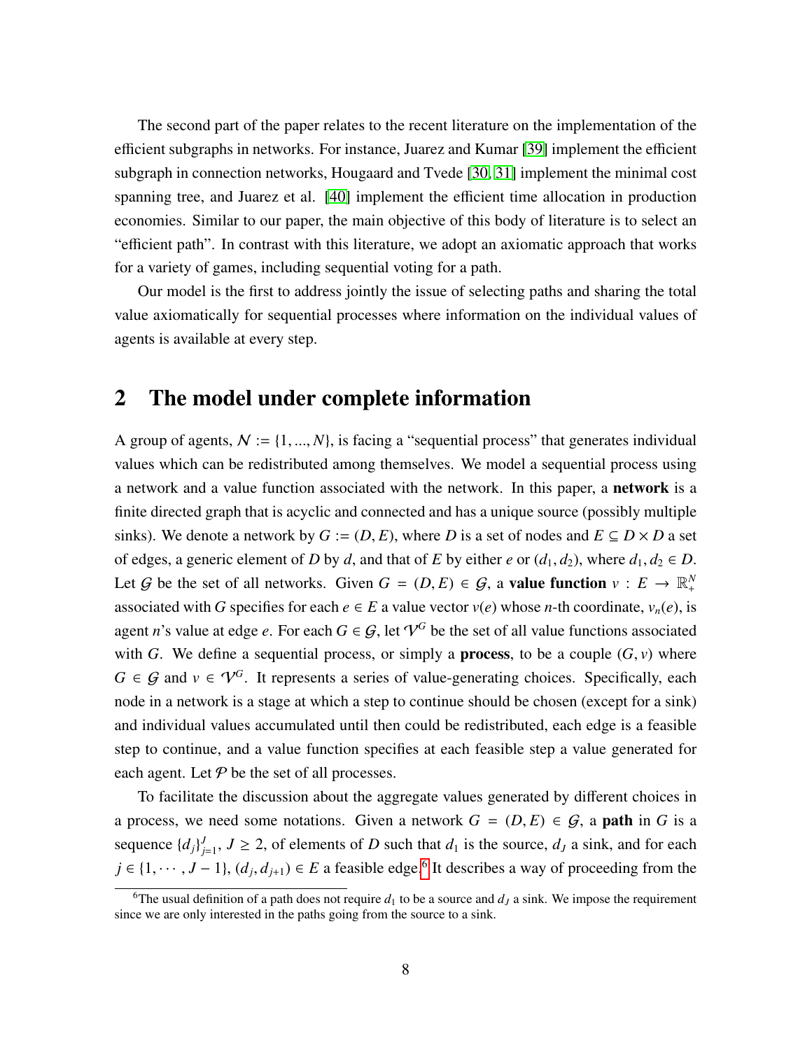The second part of the paper relates to the recent literature on the implementation of the efficient subgraphs in networks. For instance, Juarez and Kumar [39] implement the efficient subgraph in connection networks, Hougaard and Tvede [30, 31] implement the minimal cost spanning tree, and Juarez et al. [40] implement the efficient time allocation in production economies. Similar to our paper, the main objective of this body of literature is to select an "efficient path". In contrast with this literature, we adopt an axiomatic approach that works for a variety of games, including sequential voting for a path.

Our model is the first to address jointly the issue of selecting paths and sharing the total value axiomatically for sequential processes where information on the individual values of agents is available at every step.

## 2 The model under complete information

A group of agents, $\mathcal{N} := \{1, ..., N\}$, is facing a "sequential process" that generates individual values which can be redistributed among themselves. We model a sequential process using a network and a value function associated with the network. In this paper, a **network** is a finite directed graph that is acyclic and connected and has a unique source (possibly multiple sinks). We denote a network by $G := (D, E)$, where $D$ is a set of nodes and $E \subseteq D \times D$ a set of edges, a generic element of $D$ by $d$, and that of $E$ by either $e$ or $(d_1, d_2)$, where $d_1, d_2 \in D$. Let $\mathcal{G}$ be the set of all networks. Given $G = (D, E) \in \mathcal{G}$, a **value function** $v : E \to \mathbb{R}^N_+$ associated with $G$ specifies for each $e \in E$ a value vector $v(e)$ whose $n$-th coordinate, $v_n(e)$, is agent $n$'s value at edge $e$. For each $G \in \mathcal{G}$, let $\mathcal{V}^G$ be the set of all value functions associated with $G$. We define a sequential process, or simply a **process**, to be a couple $(G, v)$ where $G \in \mathcal{G}$ and $v \in \mathcal{V}^G$. It represents a series of value-generating choices. Specifically, each node in a network is a stage at which a step to continue should be chosen (except for a sink) and individual values accumulated until then could be redistributed, each edge is a feasible step to continue, and a value function specifies at each feasible step a value generated for each agent. Let $\mathcal{P}$ be the set of all processes.

To facilitate the discussion about the aggregate values generated by different choices in a process, we need some notations. Given a network $G = (D, E) \in \mathcal{G}$, a **path** in $G$ is a sequence $\{d_j\}_{j=1}^J$, $J \geq 2$, of elements of $D$ such that $d_1$ is the source, $d_J$ a sink, and for each $j \in \{1, \cdots, J-1\}$, $(d_j, d_{j+1}) \in E$ a feasible edge.[6] It describes a way of proceeding from the

[6] The usual definition of a path does not require $d_1$ to be a source and $d_J$ a sink. We impose the requirement since we are only interested in the paths going from the source to a sink.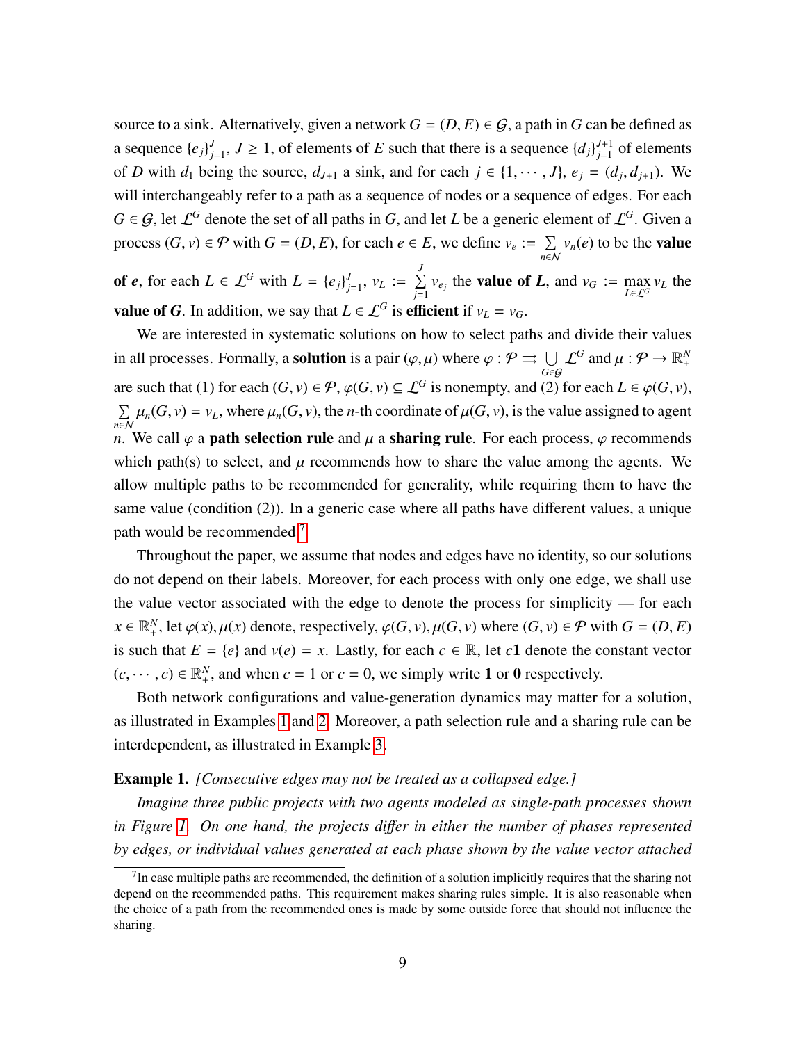source to a sink. Alternatively, given a network $G = (D, E) \in \mathcal{G}$, a path in $G$ can be defined as a sequence $\{e_j\}_{j=1}^{J}$, $J \geq 1$, of elements of $E$ such that there is a sequence $\{d_j\}_{j=1}^{J+1}$ of elements of $D$ with $d_1$ being the source, $d_{J+1}$ a sink, and for each $j \in \{1, \cdots, J\}$, $e_j = (d_j, d_{j+1})$. We will interchangeably refer to a path as a sequence of nodes or a sequence of edges. For each $G \in \mathcal{G}$, let $\mathcal{L}^G$ denote the set of all paths in $G$, and let $L$ be a generic element of $\mathcal{L}^G$. Given a process $(G, v) \in \mathcal{P}$ with $G = (D, E)$, for each $e \in E$, we define $v_e := \sum_{n \in \mathcal{N}} v_n(e)$ to be the **value of *e***, for each $L \in \mathcal{L}^G$ with $L = \{e_j\}_{j=1}^{J}$, $v_L := \sum_{j=1}^{J} v_{e_j}$ the **value of *L***, and $v_G := \max_{L \in \mathcal{L}^G} v_L$ the **value of *G***. In addition, we say that $L \in \mathcal{L}^G$ is **efficient** if $v_L = v_G$.

We are interested in systematic solutions on how to select paths and divide their values in all processes. Formally, a **solution** is a pair $(\varphi, \mu)$ where $\varphi : \mathcal{P} \rightrightarrows \bigcup_{G \in \mathcal{G}} \mathcal{L}^G$ and $\mu : \mathcal{P} \to \mathbb{R}_+^N$ are such that (1) for each $(G, v) \in \mathcal{P}$, $\varphi(G, v) \subseteq \mathcal{L}^G$ is nonempty, and (2) for each $L \in \varphi(G, v)$, $\sum_{n \in \mathcal{N}} \mu_n(G, v) = v_L$, where $\mu_n(G, v)$, the $n$-th coordinate of $\mu(G, v)$, is the value assigned to agent $n$. We call $\varphi$ a **path selection rule** and $\mu$ a **sharing rule**. For each process, $\varphi$ recommends which path(s) to select, and $\mu$ recommends how to share the value among the agents. We allow multiple paths to be recommended for generality, while requiring them to have the same value (condition (2)). In a generic case where all paths have different values, a unique path would be recommended.[7]

Throughout the paper, we assume that nodes and edges have no identity, so our solutions do not depend on their labels. Moreover, for each process with only one edge, we shall use the value vector associated with the edge to denote the process for simplicity — for each $x \in \mathbb{R}_+^N$, let $\varphi(x), \mu(x)$ denote, respectively, $\varphi(G, v), \mu(G, v)$ where $(G, v) \in \mathcal{P}$ with $G = (D, E)$ is such that $E = \{e\}$ and $v(e) = x$. Lastly, for each $c \in \mathbb{R}$, let $c\mathbf{1}$ denote the constant vector $(c, \cdots, c) \in \mathbb{R}_+^N$, and when $c = 1$ or $c = 0$, we simply write $\mathbf{1}$ or $\mathbf{0}$ respectively.

Both network configurations and value-generation dynamics may matter for a solution, as illustrated in Examples 1 and 2. Moreover, a path selection rule and a sharing rule can be interdependent, as illustrated in Example 3.

**Example 1.** *[Consecutive edges may not be treated as a collapsed edge.]*

*Imagine three public projects with two agents modeled as single-path processes shown in Figure 1. On one hand, the projects differ in either the number of phases represented by edges, or individual values generated at each phase shown by the value vector attached*

[7] In case multiple paths are recommended, the definition of a solution implicitly requires that the sharing not depend on the recommended paths. This requirement makes sharing rules simple. It is also reasonable when the choice of a path from the recommended ones is made by some outside force that should not influence the sharing.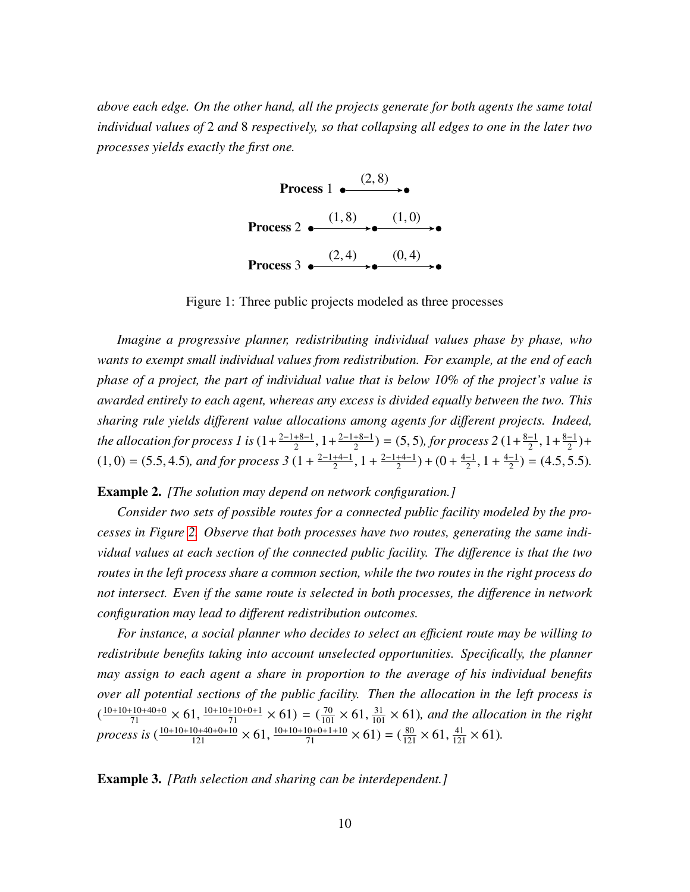*above each edge. On the other hand, all the projects generate for both agents the same total individual values of 2 and 8 respectively, so that collapsing all edges to one in the later two processes yields exactly the first one.*

**Process** 1 $\bullet\xrightarrow{(2,8)}\bullet$

**Process** 2 $\bullet\xrightarrow{(1,8)}\bullet\xrightarrow{(1,0)}\bullet$

**Process** 3 $\bullet\xrightarrow{(2,4)}\bullet\xrightarrow{(0,4)}\bullet$

Figure 1: Three public projects modeled as three processes

*Imagine a progressive planner, redistributing individual values phase by phase, who wants to exempt small individual values from redistribution. For example, at the end of each phase of a project, the part of individual value that is below 10% of the project's value is awarded entirely to each agent, whereas any excess is divided equally between the two. This sharing rule yields different value allocations among agents for different projects. Indeed, the allocation for process 1 is* $(1+\frac{2-1+8-1}{2}, 1+\frac{2-1+8-1}{2}) = (5,5)$*, for process 2* $(1+\frac{8-1}{2}, 1+\frac{8-1}{2}) + (1,0) = (5.5, 4.5)$*, and for process 3* $(1+\frac{2-1+4-1}{2}, 1+\frac{2-1+4-1}{2}) + (0+\frac{4-1}{2}, 1+\frac{4-1}{2}) = (4.5, 5.5)$*.*

**Example 2.** *[The solution may depend on network configuration.]*

*Consider two sets of possible routes for a connected public facility modeled by the processes in Figure 2. Observe that both processes have two routes, generating the same individual values at each section of the connected public facility. The difference is that the two routes in the left process share a common section, while the two routes in the right process do not intersect. Even if the same route is selected in both processes, the difference in network configuration may lead to different redistribution outcomes.*

*For instance, a social planner who decides to select an efficient route may be willing to redistribute benefits taking into account unselected opportunities. Specifically, the planner may assign to each agent a share in proportion to the average of his individual benefits over all potential sections of the public facility. Then the allocation in the left process is* $(\frac{10+10+10+40+0}{71} \times 61, \frac{10+10+10+0+1}{71} \times 61) = (\frac{70}{101} \times 61, \frac{31}{101} \times 61)$*, and the allocation in the right process is* $(\frac{10+10+10+40+0+10}{121} \times 61, \frac{10+10+10+0+1+10}{71} \times 61) = (\frac{80}{121} \times 61, \frac{41}{121} \times 61)$*.*

**Example 3.** *[Path selection and sharing can be interdependent.]*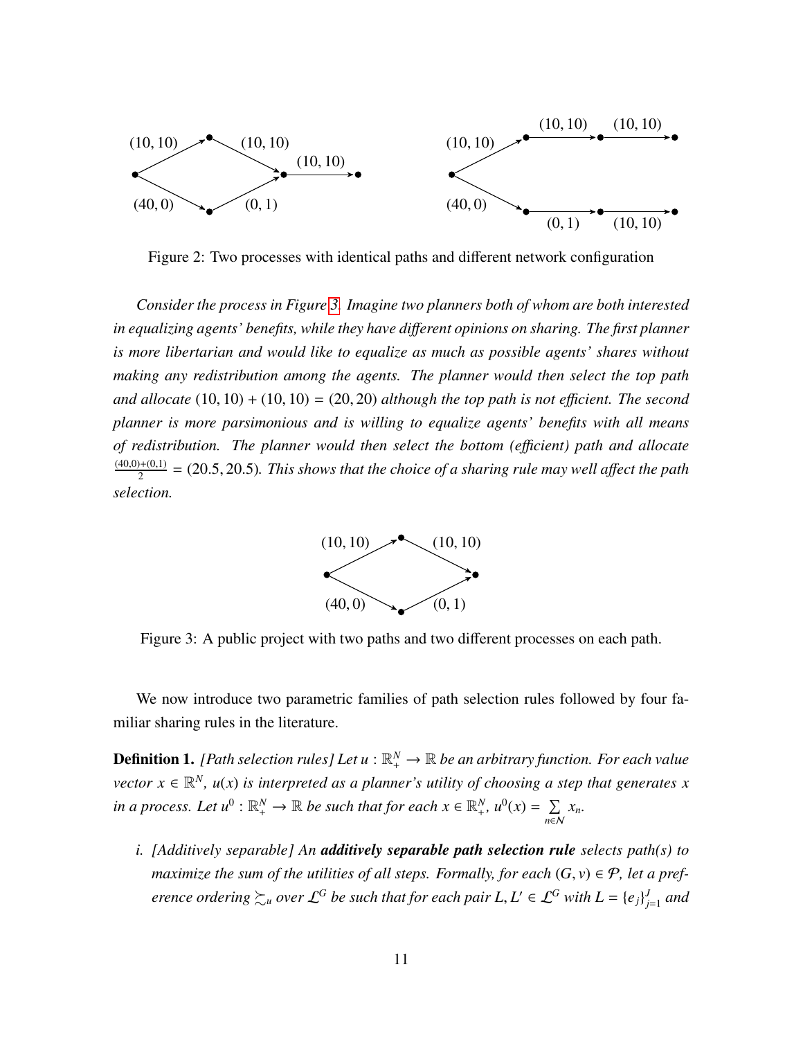Figure 2: Two processes with identical paths and different network configuration

*Consider the process in Figure 3. Imagine two planners both of whom are both interested in equalizing agents' benefits, while they have different opinions on sharing. The first planner is more libertarian and would like to equalize as much as possible agents' shares without making any redistribution among the agents. The planner would then select the top path and allocate* $(10, 10) + (10, 10) = (20, 20)$ *although the top path is not efficient. The second planner is more parsimonious and is willing to equalize agents' benefits with all means of redistribution. The planner would then select the bottom (efficient) path and allocate* $\frac{(40,0)+(0,1)}{2} = (20.5, 20.5)$*. This shows that the choice of a sharing rule may well affect the path selection.*

Figure 3: A public project with two paths and two different processes on each path.

We now introduce two parametric families of path selection rules followed by four familiar sharing rules in the literature.

**Definition 1.** *[Path selection rules] Let* $u : \mathbb{R}^N_+ \to \mathbb{R}$ *be an arbitrary function. For each value vector* $x \in \mathbb{R}^N$*,* $u(x)$ *is interpreted as a planner's utility of choosing a step that generates* $x$ *in a process. Let* $u^0 : \mathbb{R}^N_+ \to \mathbb{R}$ *be such that for each* $x \in \mathbb{R}^N_+$*,* $u^0(x) = \sum_{n \in \mathcal{N}} x_n$*.*

*i. [Additively separable] An* ***additively separable path selection rule*** *selects path(s) to maximize the sum of the utilities of all steps. Formally, for each* $(G, v) \in \mathcal{P}$*, let a preference ordering* $\succsim_u$ *over* $\mathcal{L}^G$ *be such that for each pair* $L, L' \in \mathcal{L}^G$ *with* $L = \{e_j\}_{j=1}^J$ *and*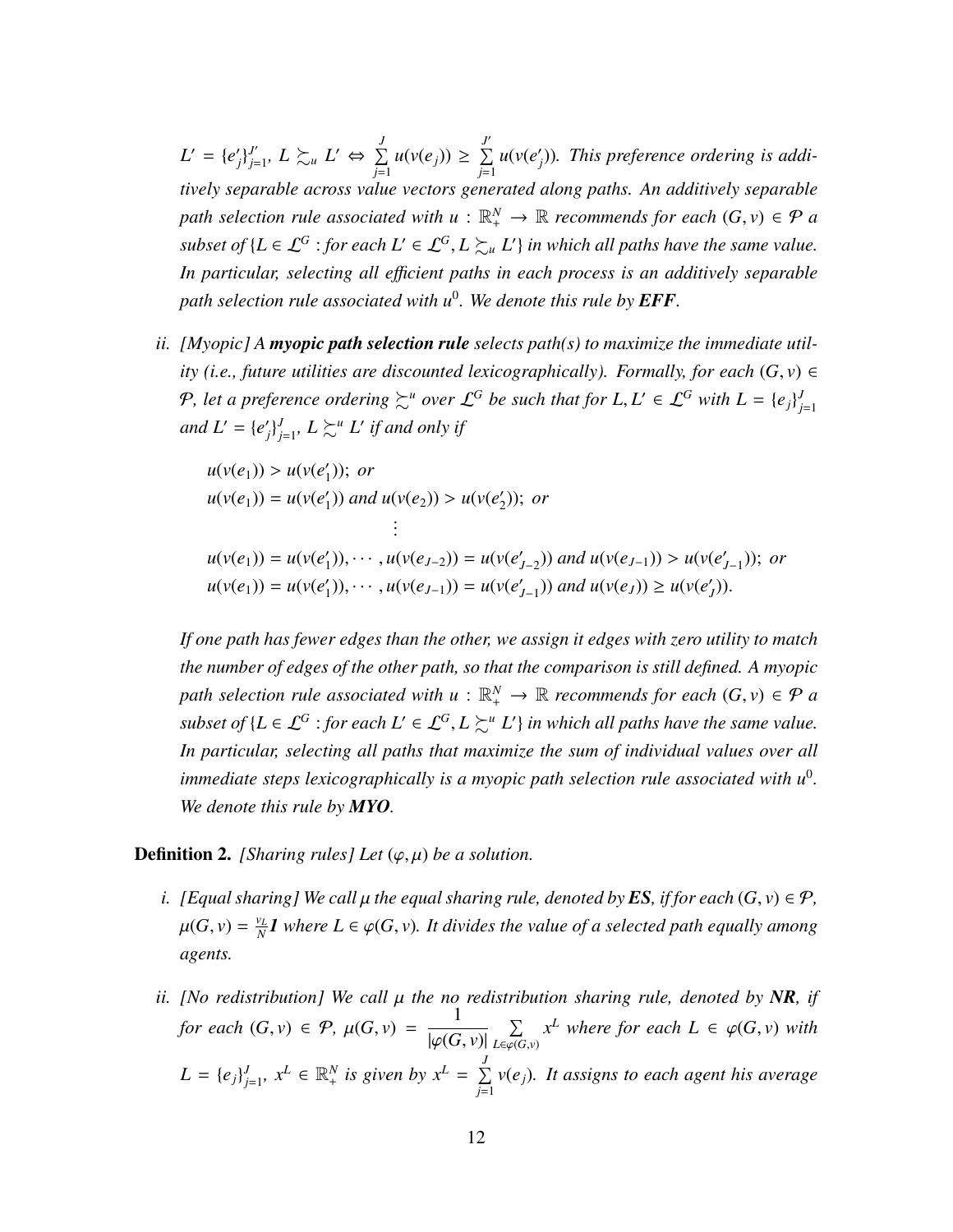$L' = \{e'_j\}_{j=1}^{J'}$, $L \succsim_u L' \Leftrightarrow \sum_{j=1}^{J} u(v(e_j)) \geq \sum_{j=1}^{J'} u(v(e'_j))$. *This preference ordering is additively separable across value vectors generated along paths. An additively separable path selection rule associated with* $u : \mathbb{R}_+^N \to \mathbb{R}$ *recommends for each* $(G, v) \in \mathcal{P}$ *a subset of* $\{L \in \mathcal{L}^G : \text{for each } L' \in \mathcal{L}^G, L \succsim_u L'\}$ *in which all paths have the same value. In particular, selecting all efficient paths in each process is an additively separable path selection rule associated with* $u^0$. *We denote this rule by* ***EFF***.

ii. *[Myopic] A* ***myopic path selection rule*** *selects path(s) to maximize the immediate utility (i.e., future utilities are discounted lexicographically). Formally, for each* $(G, v) \in \mathcal{P}$, *let a preference ordering* $\succsim^u$ *over* $\mathcal{L}^G$ *be such that for* $L, L' \in \mathcal{L}^G$ *with* $L = \{e_j\}_{j=1}^J$ *and* $L' = \{e'_j\}_{j=1}^J$, $L \succsim^u L'$ *if and only if*

$$u(v(e_1)) > u(v(e'_1)); \text{ or}$$
$$u(v(e_1)) = u(v(e'_1)) \text{ and } u(v(e_2)) > u(v(e'_2)); \text{ or}$$
$$\vdots$$
$$u(v(e_1)) = u(v(e'_1)), \cdots, u(v(e_{J-2})) = u(v(e'_{J-2})) \text{ and } u(v(e_{J-1})) > u(v(e'_{J-1})); \text{ or}$$
$$u(v(e_1)) = u(v(e'_1)), \cdots, u(v(e_{J-1})) = u(v(e'_{J-1})) \text{ and } u(v(e_J)) \geq u(v(e'_J)).$$

*If one path has fewer edges than the other, we assign it edges with zero utility to match the number of edges of the other path, so that the comparison is still defined. A myopic path selection rule associated with* $u : \mathbb{R}_+^N \to \mathbb{R}$ *recommends for each* $(G, v) \in \mathcal{P}$ *a subset of* $\{L \in \mathcal{L}^G : \text{for each } L' \in \mathcal{L}^G, L \succsim^u L'\}$ *in which all paths have the same value. In particular, selecting all paths that maximize the sum of individual values over all immediate steps lexicographically is a myopic path selection rule associated with* $u^0$. *We denote this rule by* ***MYO***.

**Definition 2.** *[Sharing rules] Let* $(\varphi, \mu)$ *be a solution.*

i. *[Equal sharing] We call* $\mu$ *the equal sharing rule, denoted by* ***ES***, *if for each* $(G, v) \in \mathcal{P}$, $\mu(G, v) = \frac{v_L}{N}\mathbf{1}$ *where* $L \in \varphi(G, v)$. *It divides the value of a selected path equally among agents.*

ii. *[No redistribution] We call* $\mu$ *the no redistribution sharing rule, denoted by* ***NR***, *if for each* $(G, v) \in \mathcal{P}$, $\mu(G, v) = \dfrac{1}{|\varphi(G, v)|} \sum_{L \in \varphi(G,v)} x^L$ *where for each* $L \in \varphi(G, v)$ *with* $L = \{e_j\}_{j=1}^J$, $x^L \in \mathbb{R}_+^N$ *is given by* $x^L = \sum_{j=1}^{J} v(e_j)$. *It assigns to each agent his average*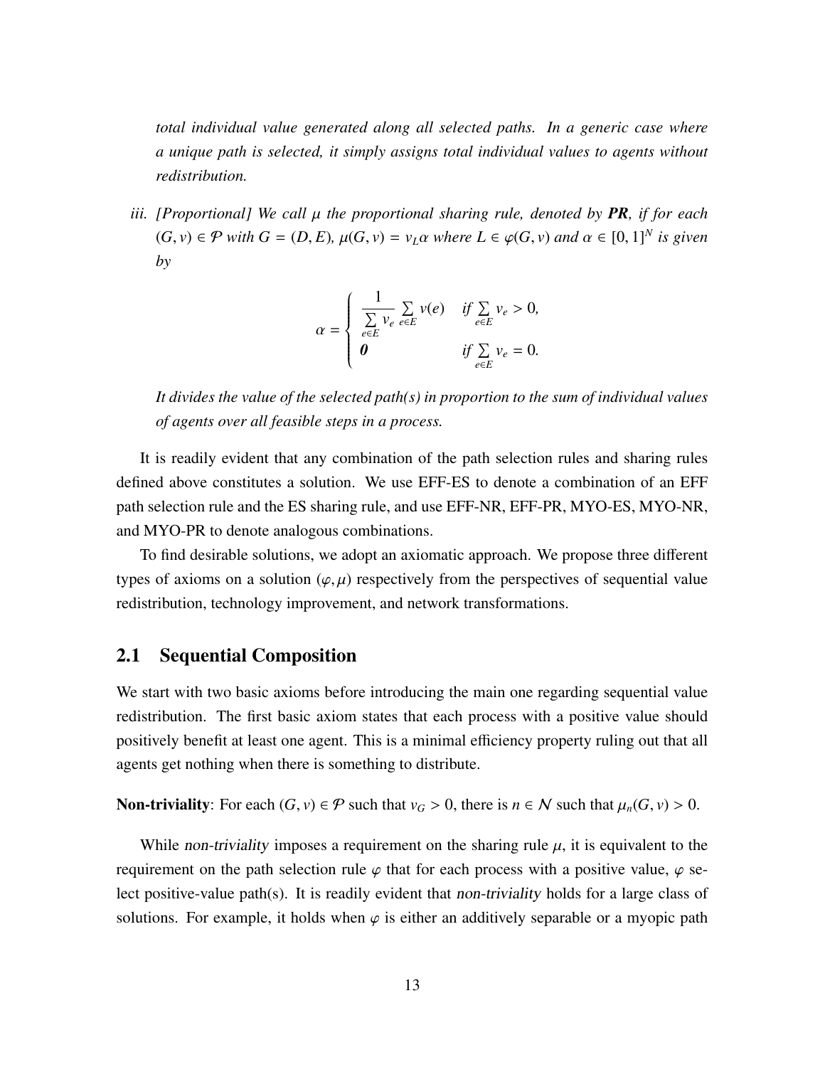*total individual value generated along all selected paths. In a generic case where a unique path is selected, it simply assigns total individual values to agents without redistribution.*

iii. *[Proportional] We call $\mu$ the proportional sharing rule, denoted by **PR**, if for each $(G, v) \in \mathcal{P}$ with $G = (D, E)$, $\mu(G, v) = v_L \alpha$ where $L \in \varphi(G, v)$ and $\alpha \in [0, 1]^N$ is given by*

$$\alpha = \begin{cases} \dfrac{1}{\sum\limits_{e \in E} v_e} \sum\limits_{e \in E} v(e) & \text{if } \sum\limits_{e \in E} v_e > 0, \\ \mathbf{0} & \text{if } \sum\limits_{e \in E} v_e = 0. \end{cases}$$

*It divides the value of the selected path(s) in proportion to the sum of individual values of agents over all feasible steps in a process.*

It is readily evident that any combination of the path selection rules and sharing rules defined above constitutes a solution. We use EFF-ES to denote a combination of an EFF path selection rule and the ES sharing rule, and use EFF-NR, EFF-PR, MYO-ES, MYO-NR, and MYO-PR to denote analogous combinations.

To find desirable solutions, we adopt an axiomatic approach. We propose three different types of axioms on a solution $(\varphi, \mu)$ respectively from the perspectives of sequential value redistribution, technology improvement, and network transformations.

## 2.1 Sequential Composition

We start with two basic axioms before introducing the main one regarding sequential value redistribution. The first basic axiom states that each process with a positive value should positively benefit at least one agent. This is a minimal efficiency property ruling out that all agents get nothing when there is something to distribute.

**Non-triviality**: For each $(G, v) \in \mathcal{P}$ such that $v_G > 0$, there is $n \in \mathcal{N}$ such that $\mu_n(G, v) > 0$.

While *non-triviality* imposes a requirement on the sharing rule $\mu$, it is equivalent to the requirement on the path selection rule $\varphi$ that for each process with a positive value, $\varphi$ select positive-value path(s). It is readily evident that *non-triviality* holds for a large class of solutions. For example, it holds when $\varphi$ is either an additively separable or a myopic path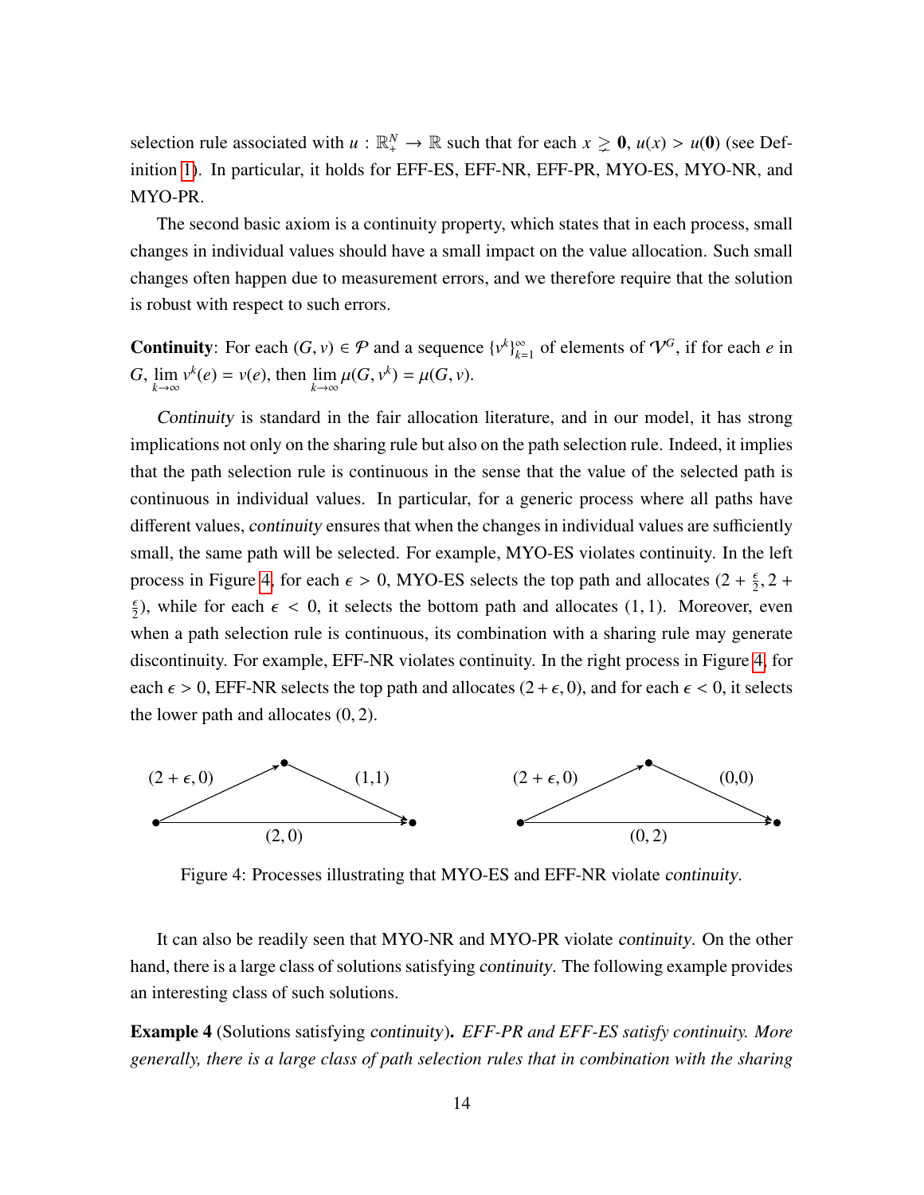selection rule associated with $u : \mathbb{R}^N_+ \to \mathbb{R}$ such that for each $x \gneq \mathbf{0}$, $u(x) > u(\mathbf{0})$ (see Definition 1). In particular, it holds for EFF-ES, EFF-NR, EFF-PR, MYO-ES, MYO-NR, and MYO-PR.

The second basic axiom is a continuity property, which states that in each process, small changes in individual values should have a small impact on the value allocation. Such small changes often happen due to measurement errors, and we therefore require that the solution is robust with respect to such errors.

**Continuity**: For each $(G, v) \in \mathcal{P}$ and a sequence $\{v^k\}_{k=1}^{\infty}$ of elements of $\mathcal{V}^G$, if for each $e$ in $G$, $\lim_{k\to\infty} v^k(e) = v(e)$, then $\lim_{k\to\infty} \mu(G, v^k) = \mu(G, v)$.

*Continuity* is standard in the fair allocation literature, and in our model, it has strong implications not only on the sharing rule but also on the path selection rule. Indeed, it implies that the path selection rule is continuous in the sense that the value of the selected path is continuous in individual values. In particular, for a generic process where all paths have different values, *continuity* ensures that when the changes in individual values are sufficiently small, the same path will be selected. For example, MYO-ES violates continuity. In the left process in Figure 4, for each $\epsilon > 0$, MYO-ES selects the top path and allocates $(2 + \frac{\epsilon}{2}, 2 + \frac{\epsilon}{2})$, while for each $\epsilon < 0$, it selects the bottom path and allocates $(1, 1)$. Moreover, even when a path selection rule is continuous, its combination with a sharing rule may generate discontinuity. For example, EFF-NR violates continuity. In the right process in Figure 4, for each $\epsilon > 0$, EFF-NR selects the top path and allocates $(2 + \epsilon, 0)$, and for each $\epsilon < 0$, it selects the lower path and allocates $(0, 2)$.

Left process: top path edges $(2 + \epsilon, 0)$ and $(1,1)$; bottom edge $(2, 0)$. Right process: top path edges $(2 + \epsilon, 0)$ and $(0,0)$; bottom edge $(0, 2)$.

Figure 4: Processes illustrating that MYO-ES and EFF-NR violate *continuity*.

It can also be readily seen that MYO-NR and MYO-PR violate *continuity*. On the other hand, there is a large class of solutions satisfying *continuity*. The following example provides an interesting class of such solutions.

**Example 4** (Solutions satisfying *continuity*)**.** *EFF-PR and EFF-ES satisfy continuity. More generally, there is a large class of path selection rules that in combination with the sharing*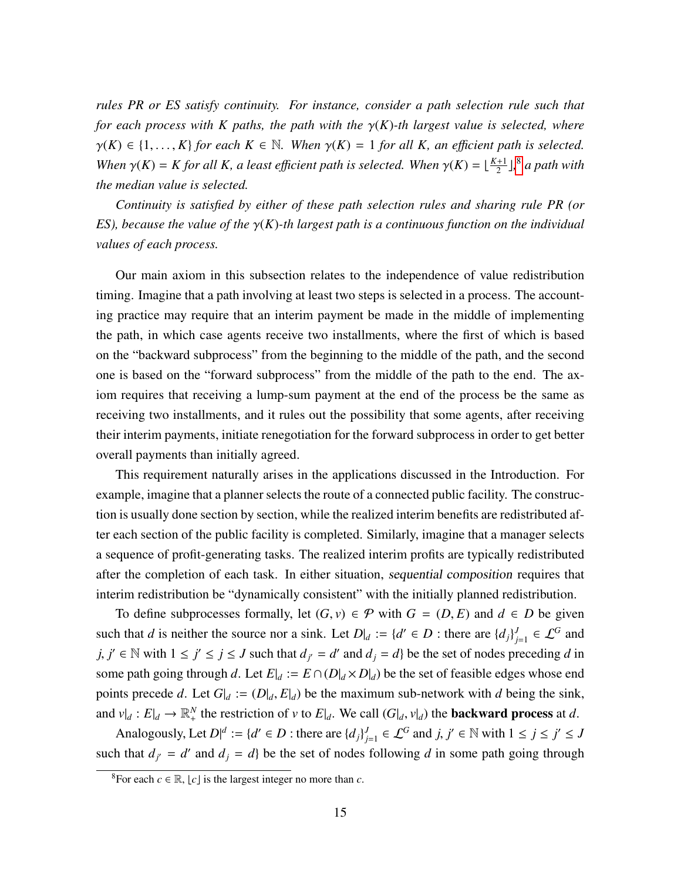*rules PR or ES satisfy continuity. For instance, consider a path selection rule such that for each process with $K$ paths, the path with the $\gamma(K)$-th largest value is selected, where $\gamma(K) \in \{1, \ldots, K\}$ for each $K \in \mathbb{N}$. When $\gamma(K) = 1$ for all $K$, an efficient path is selected. When $\gamma(K) = K$ for all $K$, a least efficient path is selected. When $\gamma(K) = \lfloor \frac{K+1}{2} \rfloor$,[8] a path with the median value is selected.*

*Continuity is satisfied by either of these path selection rules and sharing rule PR (or ES), because the value of the $\gamma(K)$-th largest path is a continuous function on the individual values of each process.*

Our main axiom in this subsection relates to the independence of value redistribution timing. Imagine that a path involving at least two steps is selected in a process. The accounting practice may require that an interim payment be made in the middle of implementing the path, in which case agents receive two installments, where the first of which is based on the "backward subprocess" from the beginning to the middle of the path, and the second one is based on the "forward subprocess" from the middle of the path to the end. The axiom requires that receiving a lump-sum payment at the end of the process be the same as receiving two installments, and it rules out the possibility that some agents, after receiving their interim payments, initiate renegotiation for the forward subprocess in order to get better overall payments than initially agreed.

This requirement naturally arises in the applications discussed in the Introduction. For example, imagine that a planner selects the route of a connected public facility. The construction is usually done section by section, while the realized interim benefits are redistributed after each section of the public facility is completed. Similarly, imagine that a manager selects a sequence of profit-generating tasks. The realized interim profits are typically redistributed after the completion of each task. In either situation, *sequential composition* requires that interim redistribution be "dynamically consistent" with the initially planned redistribution.

To define subprocesses formally, let $(G, v) \in \mathcal{P}$ with $G = (D, E)$ and $d \in D$ be given such that $d$ is neither the source nor a sink. Let $D|_d := \{d' \in D : \text{there are } \{d_j\}_{j=1}^J \in \mathcal{L}^G \text{ and } j, j' \in \mathbb{N} \text{ with } 1 \leq j' \leq j \leq J \text{ such that } d_{j'} = d' \text{ and } d_j = d\}$ be the set of nodes preceding $d$ in some path going through $d$. Let $E|_d := E \cap (D|_d \times D|_d)$ be the set of feasible edges whose end points precede $d$. Let $G|_d := (D|_d, E|_d)$ be the maximum sub-network with $d$ being the sink, and $v|_d : E|_d \to \mathbb{R}_+^N$ the restriction of $v$ to $E|_d$. We call $(G|_d, v|_d)$ the **backward process** at $d$.

Analogously, Let $D|^d := \{d' \in D : \text{there are } \{d_j\}_{j=1}^J \in \mathcal{L}^G \text{ and } j, j' \in \mathbb{N} \text{ with } 1 \leq j \leq j' \leq J \text{ such that } d_{j'} = d' \text{ and } d_j = d\}$ be the set of nodes following $d$ in some path going through

[8] For each $c \in \mathbb{R}$, $\lfloor c \rfloor$ is the largest integer no more than $c$.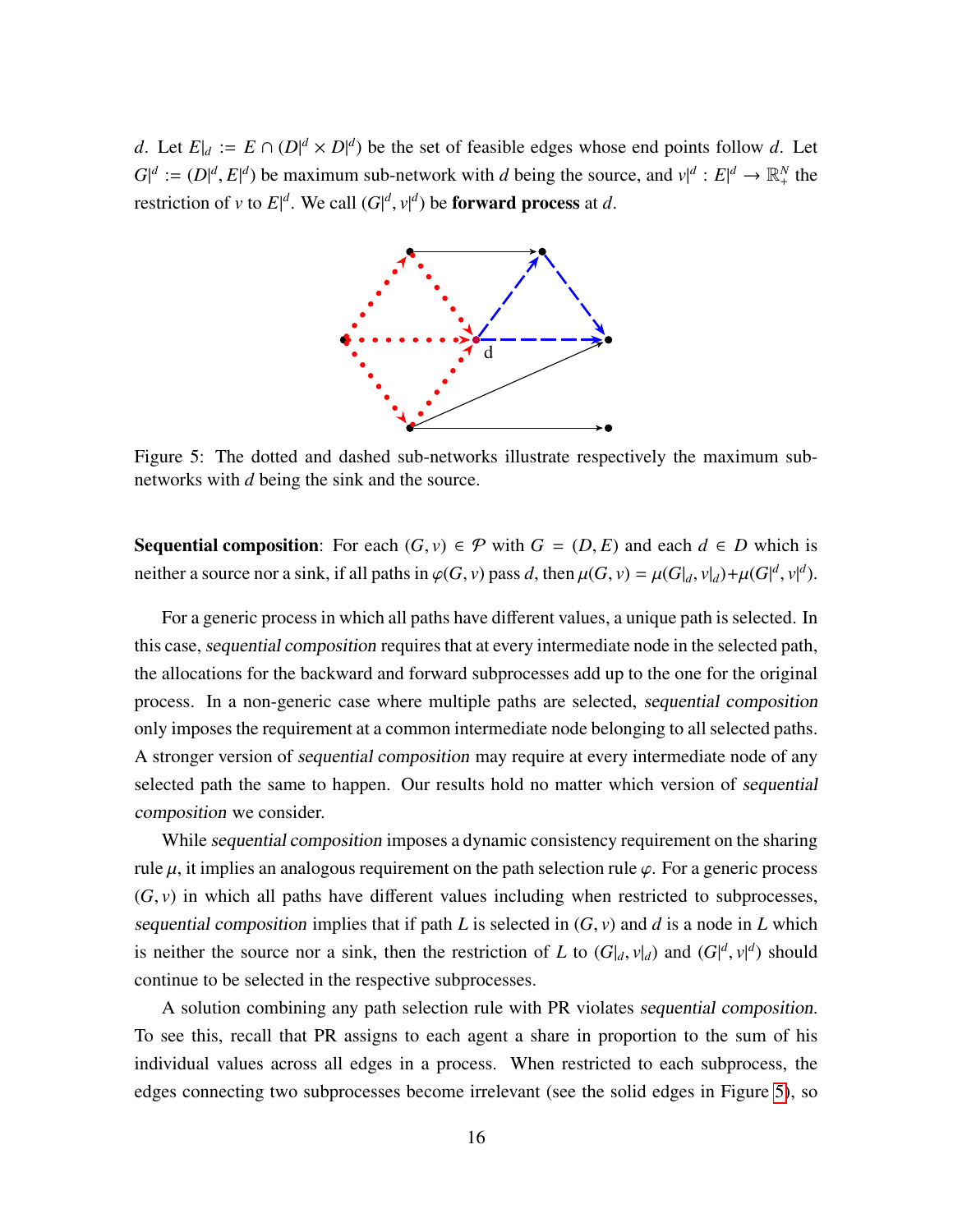$d$. Let $E|_d := E \cap (D|^d \times D|^d)$ be the set of feasible edges whose end points follow $d$. Let $G|^d := (D|^d, E|^d)$ be maximum sub-network with $d$ being the source, and $v|^d : E|^d \to \mathbb{R}^N_+$ the restriction of $v$ to $E|^d$. We call $(G|^d, v|^d)$ be **forward process** at $d$.

Figure 5: The dotted and dashed sub-networks illustrate respectively the maximum sub-networks with $d$ being the sink and the source.

**Sequential composition**: For each $(G, v) \in \mathcal{P}$ with $G = (D, E)$ and each $d \in D$ which is neither a source nor a sink, if all paths in $\varphi(G, v)$ pass $d$, then $\mu(G, v) = \mu(G|_d, v|_d) + \mu(G|^d, v|^d)$.

For a generic process in which all paths have different values, a unique path is selected. In this case, *sequential composition* requires that at every intermediate node in the selected path, the allocations for the backward and forward subprocesses add up to the one for the original process. In a non-generic case where multiple paths are selected, *sequential composition* only imposes the requirement at a common intermediate node belonging to all selected paths. A stronger version of *sequential composition* may require at every intermediate node of any selected path the same to happen. Our results hold no matter which version of *sequential composition* we consider.

While *sequential composition* imposes a dynamic consistency requirement on the sharing rule $\mu$, it implies an analogous requirement on the path selection rule $\varphi$. For a generic process $(G, v)$ in which all paths have different values including when restricted to subprocesses, *sequential composition* implies that if path $L$ is selected in $(G, v)$ and $d$ is a node in $L$ which is neither the source nor a sink, then the restriction of $L$ to $(G|_d, v|_d)$ and $(G|^d, v|^d)$ should continue to be selected in the respective subprocesses.

A solution combining any path selection rule with PR violates *sequential composition*. To see this, recall that PR assigns to each agent a share in proportion to the sum of his individual values across all edges in a process. When restricted to each subprocess, the edges connecting two subprocesses become irrelevant (see the solid edges in Figure 5), so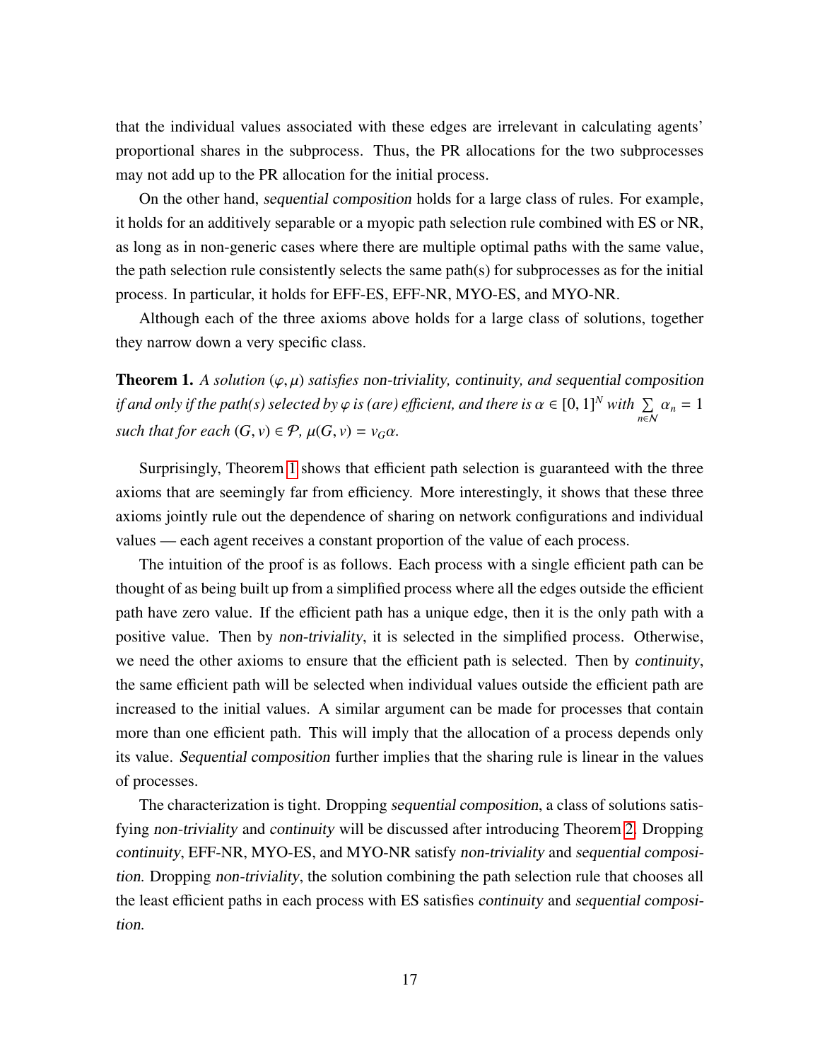that the individual values associated with these edges are irrelevant in calculating agents' proportional shares in the subprocess. Thus, the PR allocations for the two subprocesses may not add up to the PR allocation for the initial process.

On the other hand, *sequential composition* holds for a large class of rules. For example, it holds for an additively separable or a myopic path selection rule combined with ES or NR, as long as in non-generic cases where there are multiple optimal paths with the same value, the path selection rule consistently selects the same path(s) for subprocesses as for the initial process. In particular, it holds for EFF-ES, EFF-NR, MYO-ES, and MYO-NR.

Although each of the three axioms above holds for a large class of solutions, together they narrow down a very specific class.

**Theorem 1.** *A solution $(\varphi, \mu)$ satisfies non-triviality, continuity, and sequential composition if and only if the path(s) selected by $\varphi$ is (are) efficient, and there is $\alpha \in [0,1]^N$ with $\sum_{n \in \mathcal{N}} \alpha_n = 1$ such that for each $(G, v) \in \mathcal{P}$, $\mu(G, v) = v_G \alpha$.*

Surprisingly, Theorem 1 shows that efficient path selection is guaranteed with the three axioms that are seemingly far from efficiency. More interestingly, it shows that these three axioms jointly rule out the dependence of sharing on network configurations and individual values — each agent receives a constant proportion of the value of each process.

The intuition of the proof is as follows. Each process with a single efficient path can be thought of as being built up from a simplified process where all the edges outside the efficient path have zero value. If the efficient path has a unique edge, then it is the only path with a positive value. Then by *non-triviality*, it is selected in the simplified process. Otherwise, we need the other axioms to ensure that the efficient path is selected. Then by *continuity*, the same efficient path will be selected when individual values outside the efficient path are increased to the initial values. A similar argument can be made for processes that contain more than one efficient path. This will imply that the allocation of a process depends only its value. *Sequential composition* further implies that the sharing rule is linear in the values of processes.

The characterization is tight. Dropping *sequential composition*, a class of solutions satisfying *non-triviality* and *continuity* will be discussed after introducing Theorem 2. Dropping *continuity*, EFF-NR, MYO-ES, and MYO-NR satisfy *non-triviality* and *sequential composition*. Dropping *non-triviality*, the solution combining the path selection rule that chooses all the least efficient paths in each process with ES satisfies *continuity* and *sequential composition*.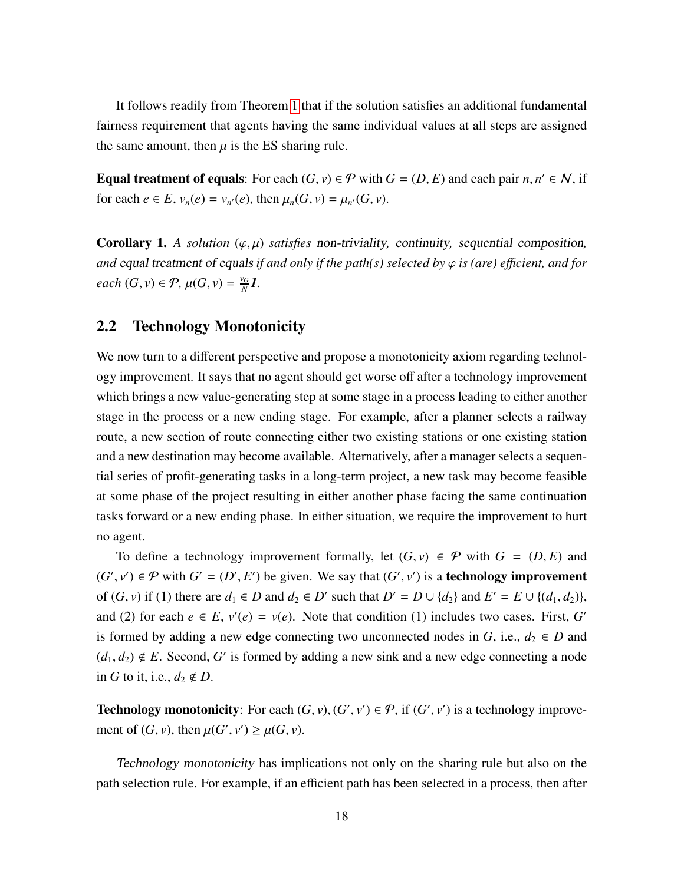It follows readily from Theorem 1 that if the solution satisfies an additional fundamental fairness requirement that agents having the same individual values at all steps are assigned the same amount, then $\mu$ is the ES sharing rule.

**Equal treatment of equals**: For each $(G, v) \in \mathcal{P}$ with $G = (D, E)$ and each pair $n, n' \in \mathcal{N}$, if for each $e \in E$, $v_n(e) = v_{n'}(e)$, then $\mu_n(G, v) = \mu_{n'}(G, v)$.

**Corollary 1.** *A solution $(\varphi, \mu)$ satisfies* non-triviality, continuity, sequential composition, *and* equal treatment of equals *if and only if the path(s) selected by $\varphi$ is (are) efficient, and for each $(G, v) \in \mathcal{P}$, $\mu(G, v) = \frac{v_G}{N}\boldsymbol{1}$.*

## 2.2 Technology Monotonicity

We now turn to a different perspective and propose a monotonicity axiom regarding technology improvement. It says that no agent should get worse off after a technology improvement which brings a new value-generating step at some stage in a process leading to either another stage in the process or a new ending stage. For example, after a planner selects a railway route, a new section of route connecting either two existing stations or one existing station and a new destination may become available. Alternatively, after a manager selects a sequential series of profit-generating tasks in a long-term project, a new task may become feasible at some phase of the project resulting in either another phase facing the same continuation tasks forward or a new ending phase. In either situation, we require the improvement to hurt no agent.

To define a technology improvement formally, let $(G, v) \in \mathcal{P}$ with $G = (D, E)$ and $(G', v') \in \mathcal{P}$ with $G' = (D', E')$ be given. We say that $(G', v')$ is a **technology improvement** of $(G, v)$ if (1) there are $d_1 \in D$ and $d_2 \in D'$ such that $D' = D \cup \{d_2\}$ and $E' = E \cup \{(d_1, d_2)\}$, and (2) for each $e \in E$, $v'(e) = v(e)$. Note that condition (1) includes two cases. First, $G'$ is formed by adding a new edge connecting two unconnected nodes in $G$, i.e., $d_2 \in D$ and $(d_1, d_2) \notin E$. Second, $G'$ is formed by adding a new sink and a new edge connecting a node in $G$ to it, i.e., $d_2 \notin D$.

**Technology monotonicity**: For each $(G, v), (G', v') \in \mathcal{P}$, if $(G', v')$ is a technology improvement of $(G, v)$, then $\mu(G', v') \geq \mu(G, v)$.

*Technology monotonicity* has implications not only on the sharing rule but also on the path selection rule. For example, if an efficient path has been selected in a process, then after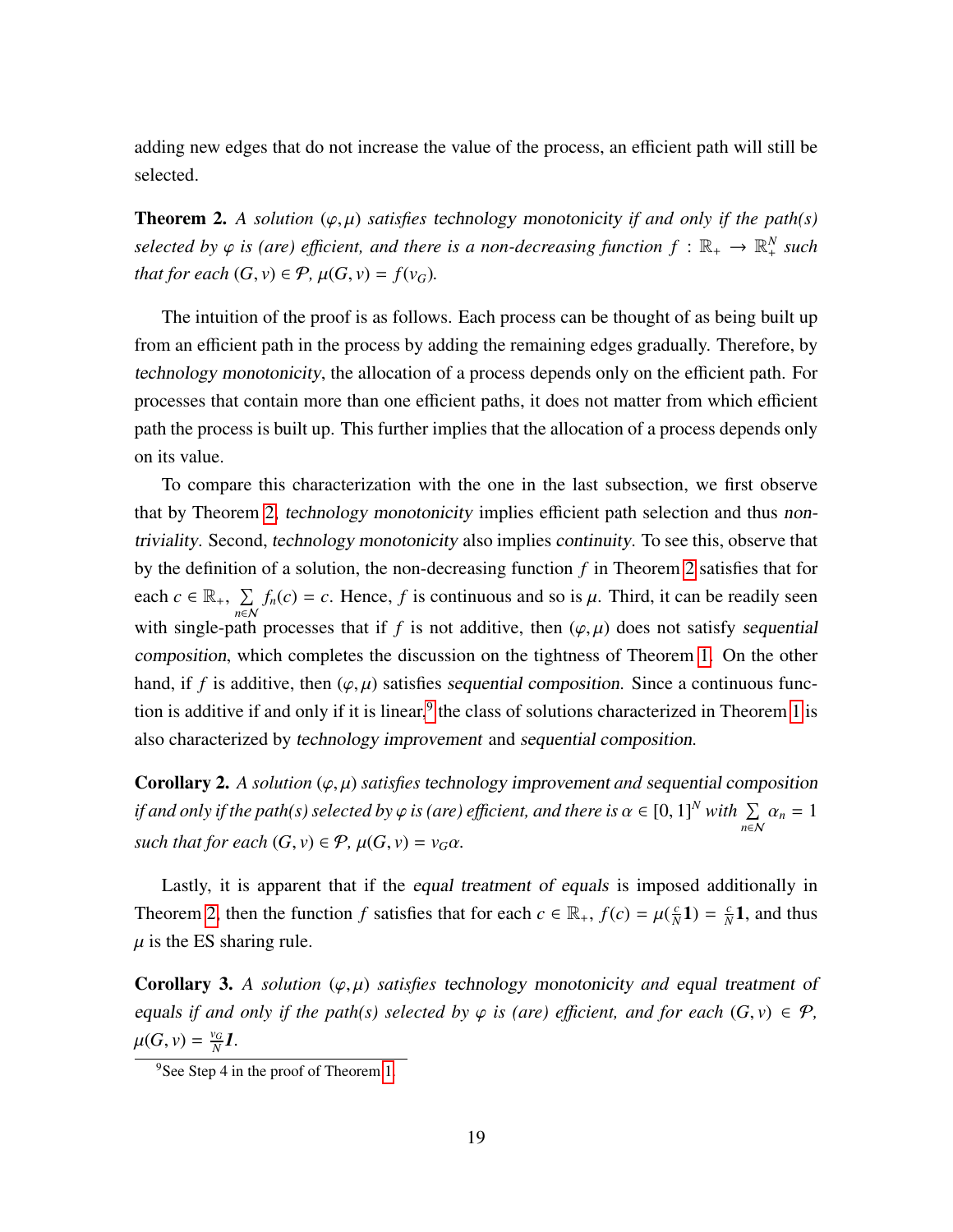adding new edges that do not increase the value of the process, an efficient path will still be selected.

**Theorem 2.** *A solution $(\varphi, \mu)$ satisfies technology monotonicity if and only if the path(s) selected by $\varphi$ is (are) efficient, and there is a non-decreasing function $f : \mathbb{R}_+ \to \mathbb{R}_+^N$ such that for each $(G, v) \in \mathcal{P}$, $\mu(G, v) = f(v_G)$.*

The intuition of the proof is as follows. Each process can be thought of as being built up from an efficient path in the process by adding the remaining edges gradually. Therefore, by *technology monotonicity*, the allocation of a process depends only on the efficient path. For processes that contain more than one efficient paths, it does not matter from which efficient path the process is built up. This further implies that the allocation of a process depends only on its value.

To compare this characterization with the one in the last subsection, we first observe that by Theorem 2, *technology monotonicity* implies efficient path selection and thus *non-triviality*. Second, *technology monotonicity* also implies *continuity*. To see this, observe that by the definition of a solution, the non-decreasing function $f$ in Theorem 2 satisfies that for each $c \in \mathbb{R}_+$, $\sum_{n \in \mathcal{N}} f_n(c) = c$. Hence, $f$ is continuous and so is $\mu$. Third, it can be readily seen with single-path processes that if $f$ is not additive, then $(\varphi, \mu)$ does not satisfy *sequential composition*, which completes the discussion on the tightness of Theorem 1. On the other hand, if $f$ is additive, then $(\varphi, \mu)$ satisfies *sequential composition*. Since a continuous function is additive if and only if it is linear,[9] the class of solutions characterized in Theorem 1 is also characterized by *technology improvement* and *sequential composition*.

**Corollary 2.** *A solution $(\varphi, \mu)$ satisfies technology improvement and sequential composition if and only if the path(s) selected by $\varphi$ is (are) efficient, and there is $\alpha \in [0, 1]^N$ with $\sum_{n \in \mathcal{N}} \alpha_n = 1$ such that for each $(G, v) \in \mathcal{P}$, $\mu(G, v) = v_G \alpha$.*

Lastly, it is apparent that if the *equal treatment of equals* is imposed additionally in Theorem 2, then the function $f$ satisfies that for each $c \in \mathbb{R}_+$, $f(c) = \mu(\frac{c}{N}\mathbf{1}) = \frac{c}{N}\mathbf{1}$, and thus $\mu$ is the ES sharing rule.

**Corollary 3.** *A solution $(\varphi, \mu)$ satisfies technology monotonicity and equal treatment of equals if and only if the path(s) selected by $\varphi$ is (are) efficient, and for each $(G, v) \in \mathcal{P}$, $\mu(G, v) = \frac{v_G}{N}\mathbf{1}$.*

[9] See Step 4 in the proof of Theorem 1.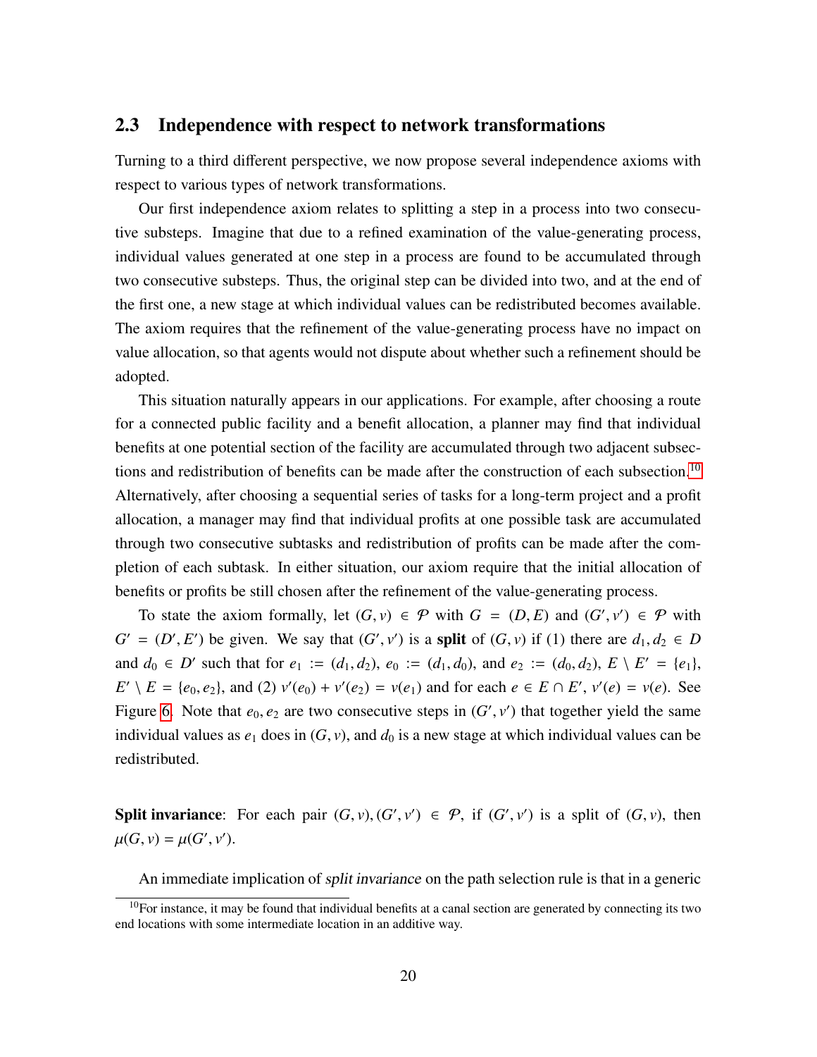## 2.3 Independence with respect to network transformations

Turning to a third different perspective, we now propose several independence axioms with respect to various types of network transformations.

Our first independence axiom relates to splitting a step in a process into two consecutive substeps. Imagine that due to a refined examination of the value-generating process, individual values generated at one step in a process are found to be accumulated through two consecutive substeps. Thus, the original step can be divided into two, and at the end of the first one, a new stage at which individual values can be redistributed becomes available. The axiom requires that the refinement of the value-generating process have no impact on value allocation, so that agents would not dispute about whether such a refinement should be adopted.

This situation naturally appears in our applications. For example, after choosing a route for a connected public facility and a benefit allocation, a planner may find that individual benefits at one potential section of the facility are accumulated through two adjacent subsections and redistribution of benefits can be made after the construction of each subsection.[10] Alternatively, after choosing a sequential series of tasks for a long-term project and a profit allocation, a manager may find that individual profits at one possible task are accumulated through two consecutive subtasks and redistribution of profits can be made after the completion of each subtask. In either situation, our axiom require that the initial allocation of benefits or profits be still chosen after the refinement of the value-generating process.

To state the axiom formally, let $(G, v) \in \mathcal{P}$ with $G = (D, E)$ and $(G', v') \in \mathcal{P}$ with $G' = (D', E')$ be given. We say that $(G', v')$ is a **split** of $(G, v)$ if (1) there are $d_1, d_2 \in D$ and $d_0 \in D'$ such that for $e_1 := (d_1, d_2)$, $e_0 := (d_1, d_0)$, and $e_2 := (d_0, d_2)$, $E \setminus E' = \{e_1\}$, $E' \setminus E = \{e_0, e_2\}$, and (2) $v'(e_0) + v'(e_2) = v(e_1)$ and for each $e \in E \cap E'$, $v'(e) = v(e)$. See Figure 6. Note that $e_0, e_2$ are two consecutive steps in $(G', v')$ that together yield the same individual values as $e_1$ does in $(G, v)$, and $d_0$ is a new stage at which individual values can be redistributed.

**Split invariance**: For each pair $(G, v), (G', v') \in \mathcal{P}$, if $(G', v')$ is a split of $(G, v)$, then $\mu(G, v) = \mu(G', v')$.

An immediate implication of *split invariance* on the path selection rule is that in a generic

[10] For instance, it may be found that individual benefits at a canal section are generated by connecting its two end locations with some intermediate location in an additive way.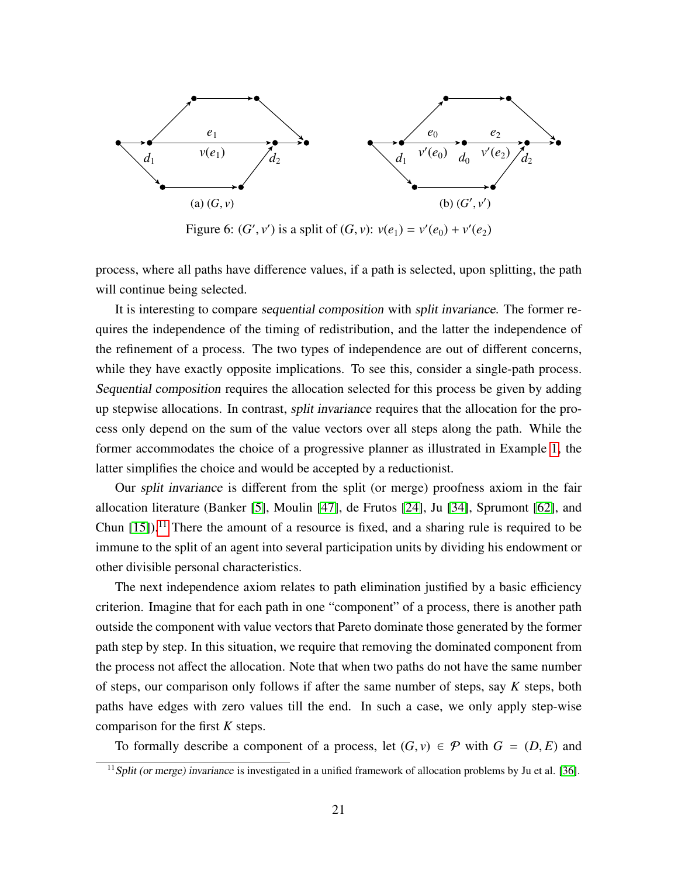Figure 6: $(G', v')$ is a split of $(G, v)$: $v(e_1) = v'(e_0) + v'(e_2)$

process, where all paths have difference values, if a path is selected, upon splitting, the path will continue being selected.

It is interesting to compare *sequential composition* with *split invariance*. The former requires the independence of the timing of redistribution, and the latter the independence of the refinement of a process. The two types of independence are out of different concerns, while they have exactly opposite implications. To see this, consider a single-path process. *Sequential composition* requires the allocation selected for this process be given by adding up stepwise allocations. In contrast, *split invariance* requires that the allocation for the process only depend on the sum of the value vectors over all steps along the path. While the former accommodates the choice of a progressive planner as illustrated in Example 1, the latter simplifies the choice and would be accepted by a reductionist.

Our *split invariance* is different from the split (or merge) proofness axiom in the fair allocation literature (Banker [5], Moulin [47], de Frutos [24], Ju [34], Sprumont [62], and Chun [15]).[11] There the amount of a resource is fixed, and a sharing rule is required to be immune to the split of an agent into several participation units by dividing his endowment or other divisible personal characteristics.

The next independence axiom relates to path elimination justified by a basic efficiency criterion. Imagine that for each path in one "component" of a process, there is another path outside the component with value vectors that Pareto dominate those generated by the former path step by step. In this situation, we require that removing the dominated component from the process not affect the allocation. Note that when two paths do not have the same number of steps, our comparison only follows if after the same number of steps, say $K$ steps, both paths have edges with zero values till the end. In such a case, we only apply step-wise comparison for the first $K$ steps.

To formally describe a component of a process, let $(G, v) \in \mathcal{P}$ with $G = (D, E)$ and

[11] *Split (or merge) invariance* is investigated in a unified framework of allocation problems by Ju et al. [36].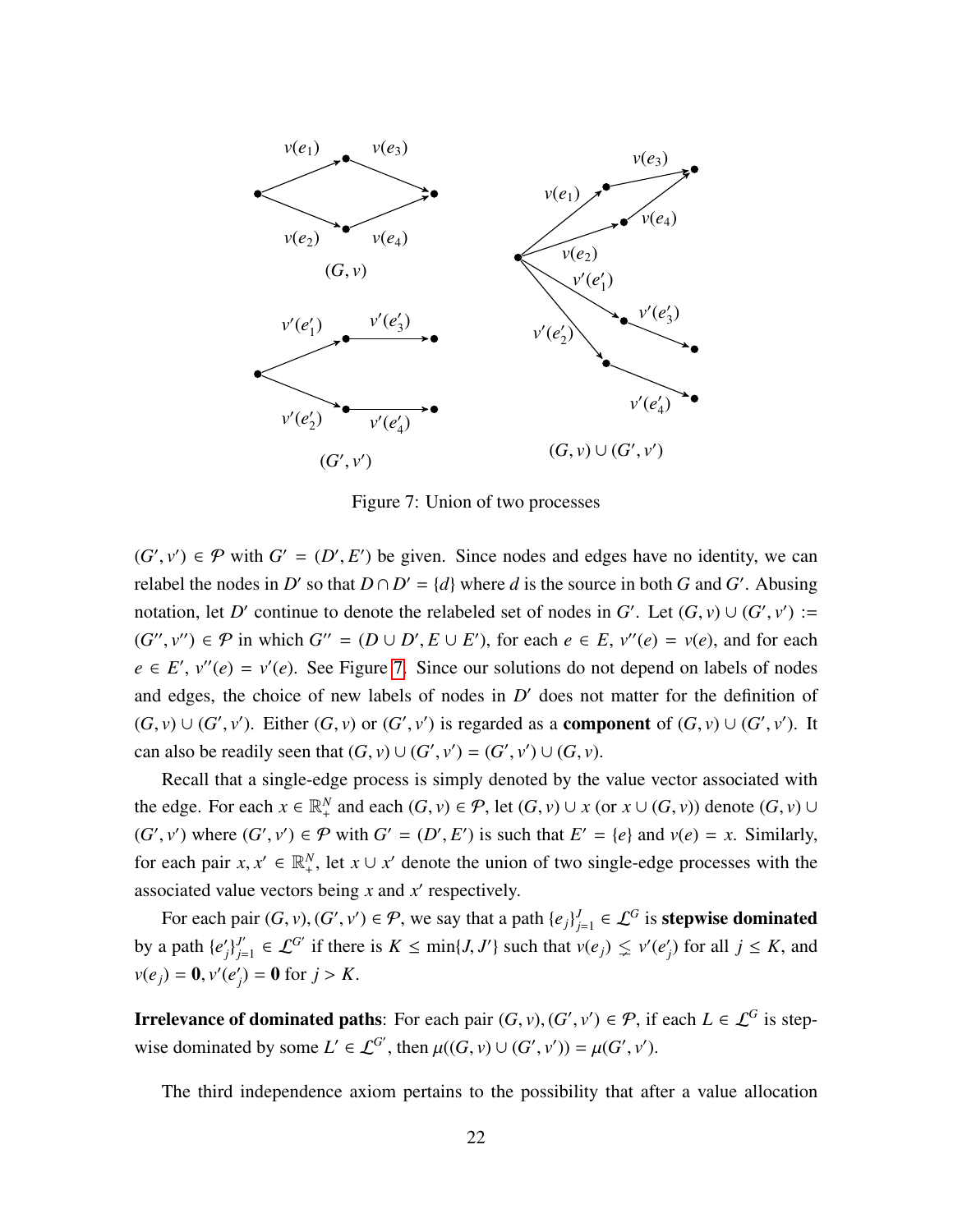Figure 7: Union of two processes

$(G', v') \in \mathcal{P}$ with $G' = (D', E')$ be given. Since nodes and edges have no identity, we can relabel the nodes in $D'$ so that $D \cap D' = \{d\}$ where $d$ is the source in both $G$ and $G'$. Abusing notation, let $D'$ continue to denote the relabeled set of nodes in $G'$. Let $(G, v) \cup (G', v') := (G'', v'') \in \mathcal{P}$ in which $G'' = (D \cup D', E \cup E')$, for each $e \in E$, $v''(e) = v(e)$, and for each $e \in E'$, $v''(e) = v'(e)$. See Figure 7. Since our solutions do not depend on labels of nodes and edges, the choice of new labels of nodes in $D'$ does not matter for the definition of $(G, v) \cup (G', v')$. Either $(G, v)$ or $(G', v')$ is regarded as a **component** of $(G, v) \cup (G', v')$. It can also be readily seen that $(G, v) \cup (G', v') = (G', v') \cup (G, v)$.

Recall that a single-edge process is simply denoted by the value vector associated with the edge. For each $x \in \mathbb{R}^N_+$ and each $(G, v) \in \mathcal{P}$, let $(G, v) \cup x$ (or $x \cup (G, v)$) denote $(G, v) \cup (G', v')$ where $(G', v') \in \mathcal{P}$ with $G' = (D', E')$ is such that $E' = \{e\}$ and $v(e) = x$. Similarly, for each pair $x, x' \in \mathbb{R}^N_+$, let $x \cup x'$ denote the union of two single-edge processes with the associated value vectors being $x$ and $x'$ respectively.

For each pair $(G, v), (G', v') \in \mathcal{P}$, we say that a path $\{e_j\}_{j=1}^J \in \mathcal{L}^G$ is **stepwise dominated** by a path $\{e'_j\}_{j=1}^{J'} \in \mathcal{L}^{G'}$ if there is $K \leq \min\{J, J'\}$ such that $v(e_j) \lneq v'(e'_j)$ for all $j \leq K$, and $v(e_j) = \mathbf{0}, v'(e'_j) = \mathbf{0}$ for $j > K$.

**Irrelevance of dominated paths**: For each pair $(G, v), (G', v') \in \mathcal{P}$, if each $L \in \mathcal{L}^G$ is stepwise dominated by some $L' \in \mathcal{L}^{G'}$, then $\mu((G, v) \cup (G', v')) = \mu(G', v')$.

The third independence axiom pertains to the possibility that after a value allocation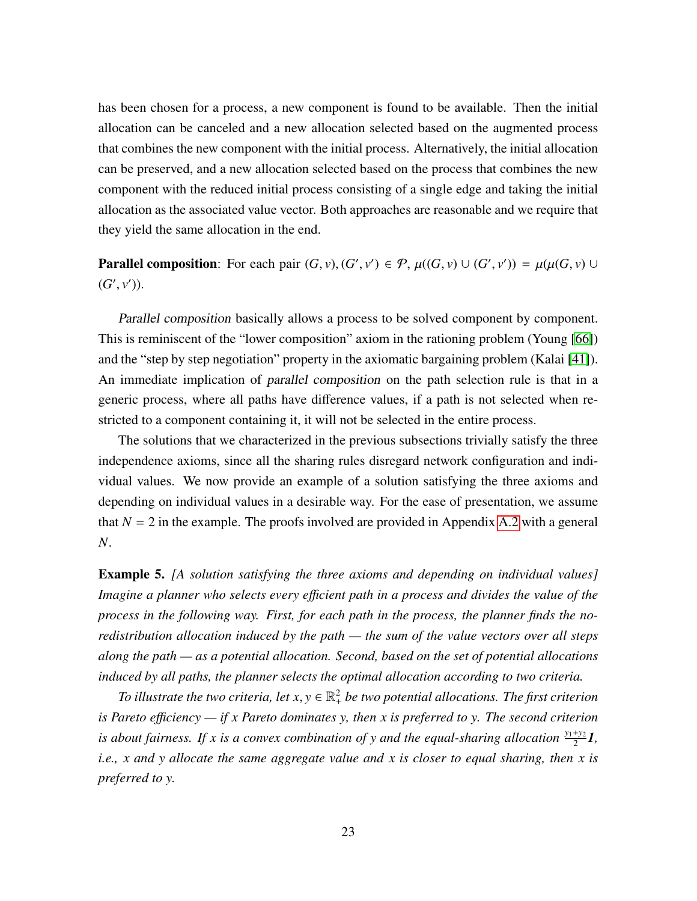has been chosen for a process, a new component is found to be available. Then the initial allocation can be canceled and a new allocation selected based on the augmented process that combines the new component with the initial process. Alternatively, the initial allocation can be preserved, and a new allocation selected based on the process that combines the new component with the reduced initial process consisting of a single edge and taking the initial allocation as the associated value vector. Both approaches are reasonable and we require that they yield the same allocation in the end.

**Parallel composition**: For each pair $(G, v), (G', v') \in \mathcal{P}$, $\mu((G, v) \cup (G', v')) = \mu(\mu(G, v) \cup (G', v'))$.

*Parallel composition* basically allows a process to be solved component by component. This is reminiscent of the "lower composition" axiom in the rationing problem (Young [66]) and the "step by step negotiation" property in the axiomatic bargaining problem (Kalai [41]). An immediate implication of *parallel composition* on the path selection rule is that in a generic process, where all paths have difference values, if a path is not selected when restricted to a component containing it, it will not be selected in the entire process.

The solutions that we characterized in the previous subsections trivially satisfy the three independence axioms, since all the sharing rules disregard network configuration and individual values. We now provide an example of a solution satisfying the three axioms and depending on individual values in a desirable way. For the ease of presentation, we assume that $N = 2$ in the example. The proofs involved are provided in Appendix A.2 with a general $N$.

**Example 5.** *[A solution satisfying the three axioms and depending on individual values] Imagine a planner who selects every efficient path in a process and divides the value of the process in the following way. First, for each path in the process, the planner finds the no-redistribution allocation induced by the path — the sum of the value vectors over all steps along the path — as a potential allocation. Second, based on the set of potential allocations induced by all paths, the planner selects the optimal allocation according to two criteria.*

*To illustrate the two criteria, let $x, y \in \mathbb{R}^2_+$ be two potential allocations. The first criterion is Pareto efficiency — if $x$ Pareto dominates $y$, then $x$ is preferred to $y$. The second criterion is about fairness. If $x$ is a convex combination of $y$ and the equal-sharing allocation $\frac{y_1+y_2}{2}\mathbf{1}$, i.e., $x$ and $y$ allocate the same aggregate value and $x$ is closer to equal sharing, then $x$ is preferred to $y$.*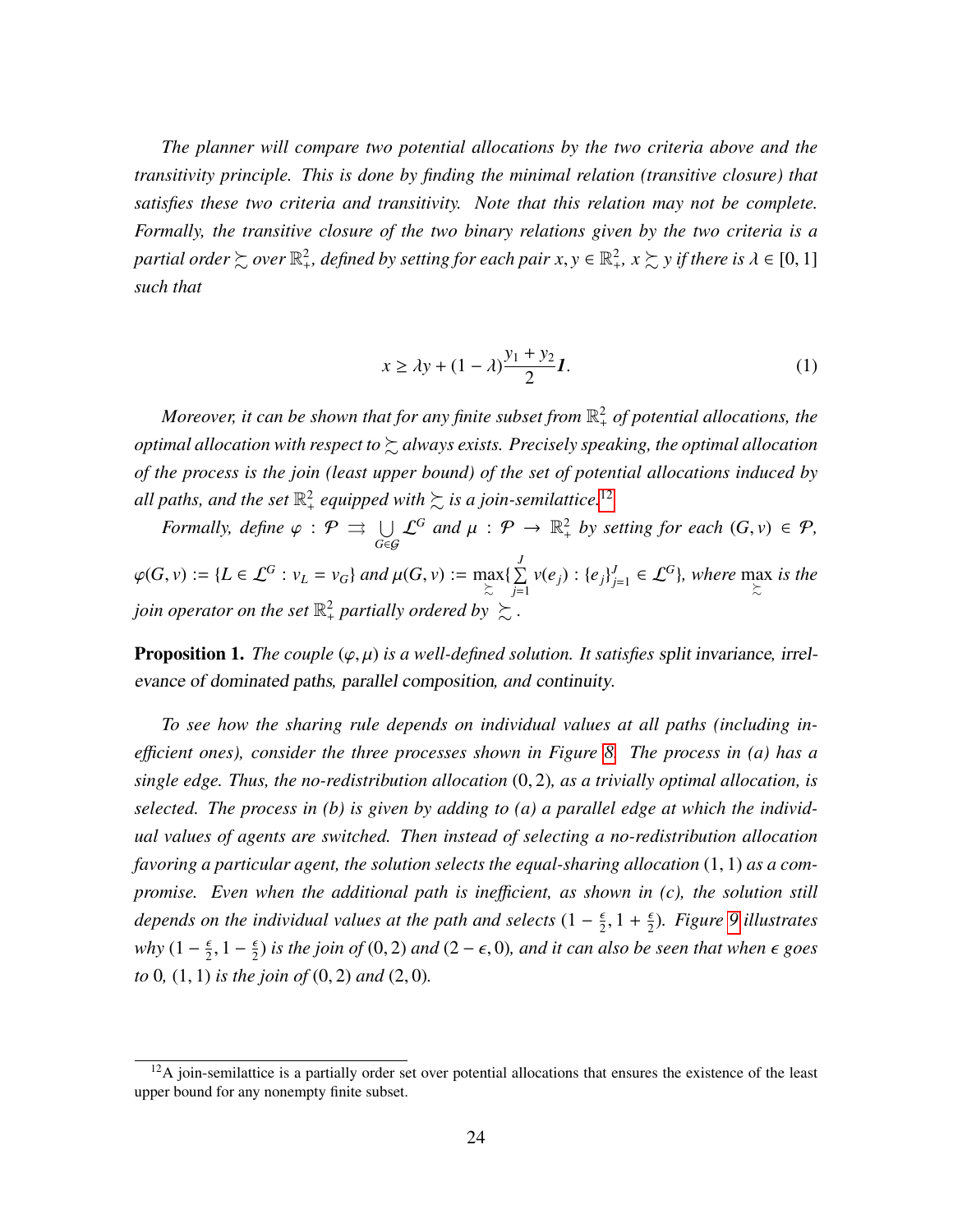*The planner will compare two potential allocations by the two criteria above and the transitivity principle. This is done by finding the minimal relation (transitive closure) that satisfies these two criteria and transitivity. Note that this relation may not be complete. Formally, the transitive closure of the two binary relations given by the two criteria is a partial order $\succsim$ over $\mathbb{R}^2_+$, defined by setting for each pair $x, y \in \mathbb{R}^2_+$, $x \succsim y$ if there is $\lambda \in [0,1]$ such that*

$$x \geq \lambda y + (1-\lambda)\frac{y_1 + y_2}{2}\mathbf{1}. \tag{1}$$

*Moreover, it can be shown that for any finite subset from $\mathbb{R}^2_+$ of potential allocations, the optimal allocation with respect to $\succsim$ always exists. Precisely speaking, the optimal allocation of the process is the join (least upper bound) of the set of potential allocations induced by all paths, and the set $\mathbb{R}^2_+$ equipped with $\succsim$ is a join-semilattice.*[12]

*Formally, define $\varphi : \mathcal{P} \rightrightarrows \bigcup_{G \in \mathcal{G}} \mathcal{L}^G$ and $\mu : \mathcal{P} \to \mathbb{R}^2_+$ by setting for each $(G, v) \in \mathcal{P}$, $\varphi(G, v) := \{L \in \mathcal{L}^G : v_L = v_G\}$ and $\mu(G, v) := \max_{\succsim}\{\sum_{j=1}^{J} v(e_j) : \{e_j\}_{j=1}^{J} \in \mathcal{L}^G\}$, where $\max_{\succsim}$ is the join operator on the set $\mathbb{R}^2_+$ partially ordered by $\succsim$.*

**Proposition 1.** *The couple $(\varphi, \mu)$ is a well-defined solution. It satisfies* split invariance*,* irrelevance of dominated paths*,* parallel composition*, and* continuity*.*

*To see how the sharing rule depends on individual values at all paths (including inefficient ones), consider the three processes shown in Figure 8. The process in (a) has a single edge. Thus, the no-redistribution allocation $(0,2)$, as a trivially optimal allocation, is selected. The process in (b) is given by adding to (a) a parallel edge at which the individual values of agents are switched. Then instead of selecting a no-redistribution allocation favoring a particular agent, the solution selects the equal-sharing allocation $(1,1)$ as a compromise. Even when the additional path is inefficient, as shown in (c), the solution still depends on the individual values at the path and selects $(1 - \frac{\epsilon}{2}, 1 + \frac{\epsilon}{2})$. Figure 9 illustrates why $(1 - \frac{\epsilon}{2}, 1 - \frac{\epsilon}{2})$ is the join of $(0,2)$ and $(2 - \epsilon, 0)$, and it can also be seen that when $\epsilon$ goes to $0$, $(1,1)$ is the join of $(0,2)$ and $(2,0)$.*

[12] A join-semilattice is a partially order set over potential allocations that ensures the existence of the least upper bound for any nonempty finite subset.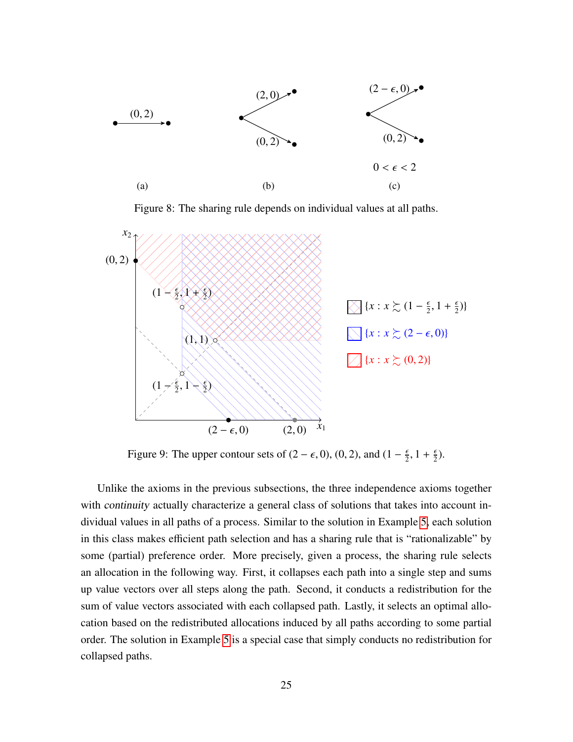Figure 8: The sharing rule depends on individual values at all paths.

Figure 9: The upper contour sets of $(2-\epsilon, 0)$, $(0, 2)$, and $(1-\frac{\epsilon}{2}, 1+\frac{\epsilon}{2})$.

Unlike the axioms in the previous subsections, the three independence axioms together with *continuity* actually characterize a general class of solutions that takes into account individual values in all paths of a process. Similar to the solution in Example 5, each solution in this class makes efficient path selection and has a sharing rule that is "rationalizable" by some (partial) preference order. More precisely, given a process, the sharing rule selects an allocation in the following way. First, it collapses each path into a single step and sums up value vectors over all steps along the path. Second, it conducts a redistribution for the sum of value vectors associated with each collapsed path. Lastly, it selects an optimal allocation based on the redistributed allocations induced by all paths according to some partial order. The solution in Example 5 is a special case that simply conducts no redistribution for collapsed paths.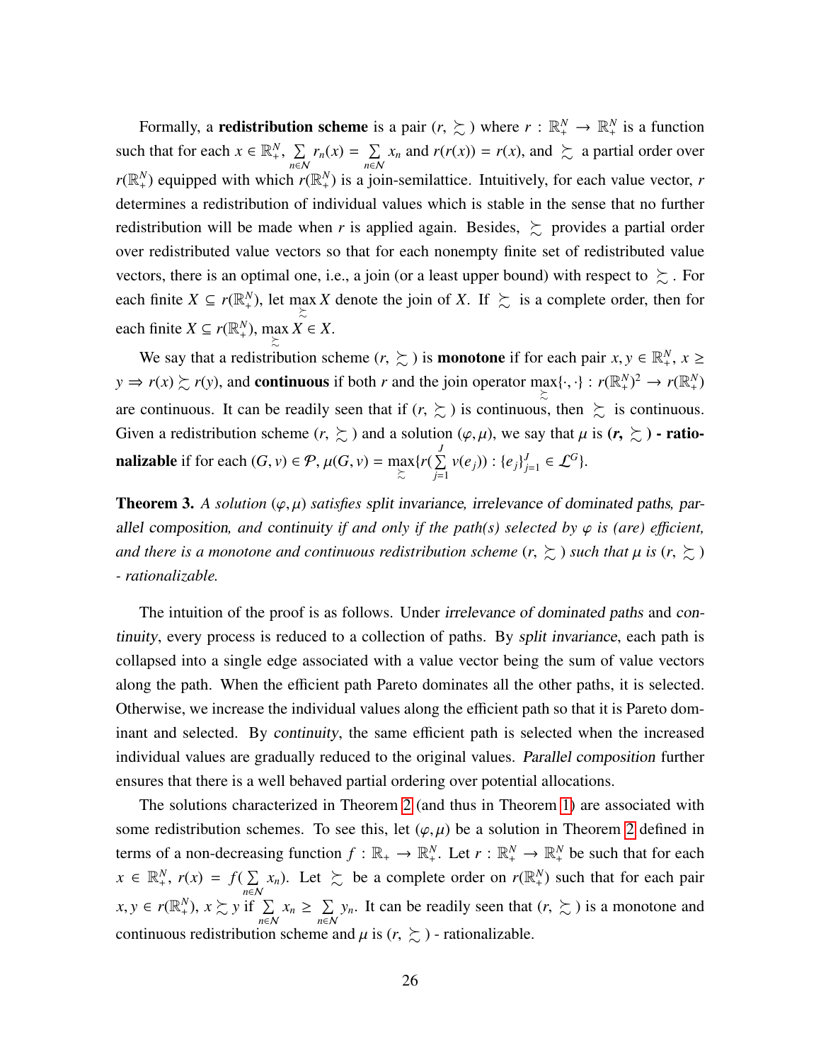Formally, a **redistribution scheme** is a pair $(r, \succsim)$ where $r : \mathbb{R}_+^N \to \mathbb{R}_+^N$ is a function such that for each $x \in \mathbb{R}_+^N$, $\sum_{n \in \mathcal{N}} r_n(x) = \sum_{n \in \mathcal{N}} x_n$ and $r(r(x)) = r(x)$, and $\succsim$ a partial order over $r(\mathbb{R}_+^N)$ equipped with which $r(\mathbb{R}_+^N)$ is a join-semilattice. Intuitively, for each value vector, $r$ determines a redistribution of individual values which is stable in the sense that no further redistribution will be made when $r$ is applied again. Besides, $\succsim$ provides a partial order over redistributed value vectors so that for each nonempty finite set of redistributed value vectors, there is an optimal one, i.e., a join (or a least upper bound) with respect to $\succsim$. For each finite $X \subseteq r(\mathbb{R}_+^N)$, let $\max_{\succsim} X$ denote the join of $X$. If $\succsim$ is a complete order, then for each finite $X \subseteq r(\mathbb{R}_+^N)$, $\max_{\succsim} X \in X$.

We say that a redistribution scheme $(r, \succsim)$ is **monotone** if for each pair $x, y \in \mathbb{R}_+^N$, $x \geq y \Rightarrow r(x) \succsim r(y)$, and **continuous** if both $r$ and the join operator $\max_{\succsim}\{\cdot, \cdot\} : r(\mathbb{R}_+^N)^2 \to r(\mathbb{R}_+^N)$ are continuous. It can be readily seen that if $(r, \succsim)$ is continuous, then $\succsim$ is continuous. Given a redistribution scheme $(r, \succsim)$ and a solution $(\varphi, \mu)$, we say that $\mu$ is **$(r, \succsim)$ - rationalizable** if for each $(G, v) \in \mathcal{P}$, $\mu(G, v) = \max_{\succsim}\{r(\sum_{j=1}^{J} v(e_j)) : \{e_j\}_{j=1}^J \in \mathcal{L}^G\}$.

**Theorem 3.** *A solution $(\varphi, \mu)$ satisfies split invariance, irrelevance of dominated paths, parallel composition, and continuity if and only if the path(s) selected by $\varphi$ is (are) efficient, and there is a monotone and continuous redistribution scheme $(r, \succsim)$ such that $\mu$ is $(r, \succsim)$ - rationalizable.*

The intuition of the proof is as follows. Under *irrelevance of dominated paths* and *continuity*, every process is reduced to a collection of paths. By *split invariance*, each path is collapsed into a single edge associated with a value vector being the sum of value vectors along the path. When the efficient path Pareto dominates all the other paths, it is selected. Otherwise, we increase the individual values along the efficient path so that it is Pareto dominant and selected. By *continuity*, the same efficient path is selected when the increased individual values are gradually reduced to the original values. *Parallel composition* further ensures that there is a well behaved partial ordering over potential allocations.

The solutions characterized in Theorem 2 (and thus in Theorem 1) are associated with some redistribution schemes. To see this, let $(\varphi, \mu)$ be a solution in Theorem 2 defined in terms of a non-decreasing function $f : \mathbb{R}_+ \to \mathbb{R}_+^N$. Let $r : \mathbb{R}_+^N \to \mathbb{R}_+^N$ be such that for each $x \in \mathbb{R}_+^N$, $r(x) = f(\sum_{n \in \mathcal{N}} x_n)$. Let $\succsim$ be a complete order on $r(\mathbb{R}_+^N)$ such that for each pair $x, y \in r(\mathbb{R}_+^N)$, $x \succsim y$ if $\sum_{n \in \mathcal{N}} x_n \geq \sum_{n \in \mathcal{N}} y_n$. It can be readily seen that $(r, \succsim)$ is a monotone and continuous redistribution scheme and $\mu$ is $(r, \succsim)$ - rationalizable.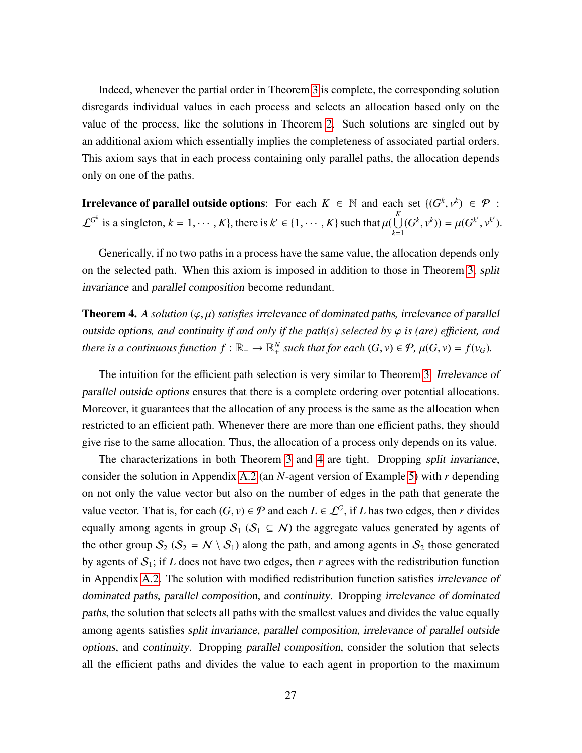Indeed, whenever the partial order in Theorem 3 is complete, the corresponding solution disregards individual values in each process and selects an allocation based only on the value of the process, like the solutions in Theorem 2. Such solutions are singled out by an additional axiom which essentially implies the completeness of associated partial orders. This axiom says that in each process containing only parallel paths, the allocation depends only on one of the paths.

**Irrelevance of parallel outside options**: For each $K \in \mathbb{N}$ and each set $\{(G^k, v^k) \in \mathcal{P} : \mathcal{L}^{G^k}$ is a singleton, $k = 1, \cdots, K\}$, there is $k' \in \{1, \cdots, K\}$ such that $\mu(\bigcup_{k=1}^{K}(G^k, v^k)) = \mu(G^{k'}, v^{k'})$.

Generically, if no two paths in a process have the same value, the allocation depends only on the selected path. When this axiom is imposed in addition to those in Theorem 3, *split invariance* and *parallel composition* become redundant.

**Theorem 4.** *A solution $(\varphi, \mu)$ satisfies irrelevance of dominated paths, irrelevance of parallel outside options, and continuity if and only if the path(s) selected by $\varphi$ is (are) efficient, and there is a continuous function $f : \mathbb{R}_+ \to \mathbb{R}^N_+$ such that for each $(G, v) \in \mathcal{P}$, $\mu(G, v) = f(v_G)$.*

The intuition for the efficient path selection is very similar to Theorem 3. *Irrelevance of parallel outside options* ensures that there is a complete ordering over potential allocations. Moreover, it guarantees that the allocation of any process is the same as the allocation when restricted to an efficient path. Whenever there are more than one efficient paths, they should give rise to the same allocation. Thus, the allocation of a process only depends on its value.

The characterizations in both Theorem 3 and 4 are tight. Dropping *split invariance*, consider the solution in Appendix A.2 (an $N$-agent version of Example 5) with $r$ depending on not only the value vector but also on the number of edges in the path that generate the value vector. That is, for each $(G, v) \in \mathcal{P}$ and each $L \in \mathcal{L}^G$, if $L$ has two edges, then $r$ divides equally among agents in group $\mathcal{S}_1$ ($\mathcal{S}_1 \subseteq \mathcal{N}$) the aggregate values generated by agents of the other group $\mathcal{S}_2$ ($\mathcal{S}_2 = \mathcal{N} \setminus \mathcal{S}_1$) along the path, and among agents in $\mathcal{S}_2$ those generated by agents of $\mathcal{S}_1$; if $L$ does not have two edges, then $r$ agrees with the redistribution function in Appendix A.2. The solution with modified redistribution function satisfies *irrelevance of dominated paths*, *parallel composition*, and *continuity*. Dropping *irrelevance of dominated paths*, the solution that selects all paths with the smallest values and divides the value equally among agents satisfies *split invariance*, *parallel composition*, *irrelevance of parallel outside options*, and *continuity*. Dropping *parallel composition*, consider the solution that selects all the efficient paths and divides the value to each agent in proportion to the maximum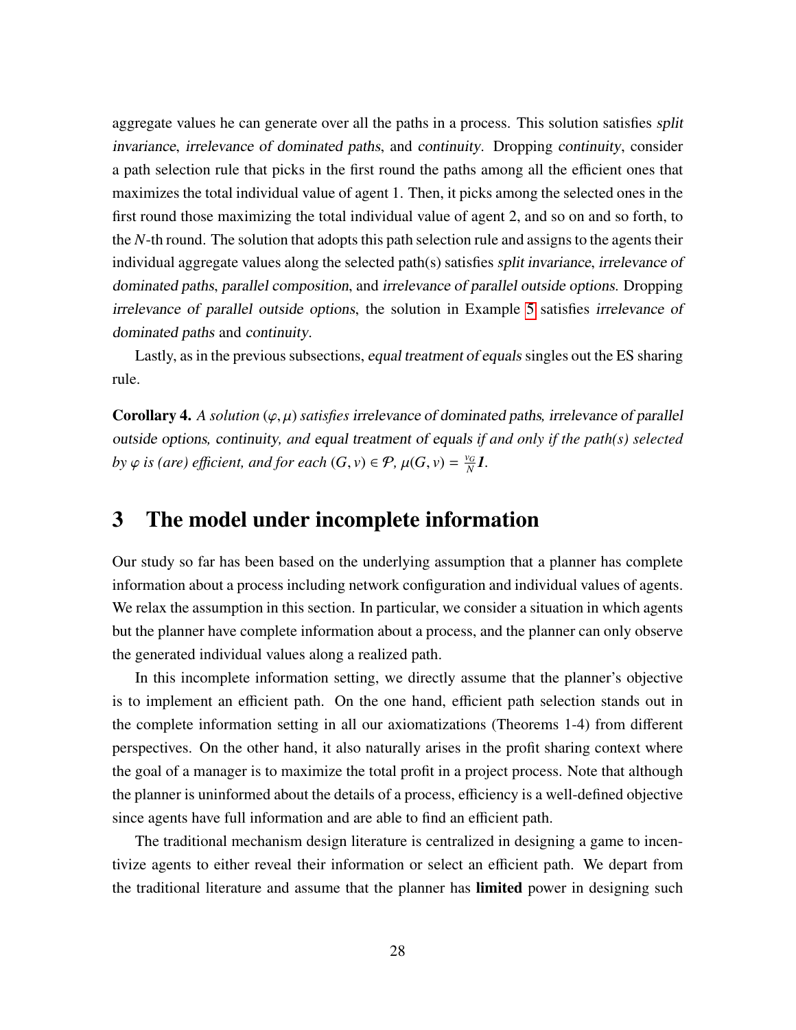aggregate values he can generate over all the paths in a process. This solution satisfies *split invariance*, *irrelevance of dominated paths*, and *continuity*. Dropping *continuity*, consider a path selection rule that picks in the first round the paths among all the efficient ones that maximizes the total individual value of agent 1. Then, it picks among the selected ones in the first round those maximizing the total individual value of agent 2, and so on and so forth, to the $N$-th round. The solution that adopts this path selection rule and assigns to the agents their individual aggregate values along the selected path(s) satisfies *split invariance*, *irrelevance of dominated paths*, *parallel composition*, and *irrelevance of parallel outside options*. Dropping *irrelevance of parallel outside options*, the solution in Example 5 satisfies *irrelevance of dominated paths* and *continuity*.

Lastly, as in the previous subsections, *equal treatment of equals* singles out the ES sharing rule.

**Corollary 4.** *A solution $(\varphi, \mu)$ satisfies* irrelevance of dominated paths*,* irrelevance of parallel outside options*,* continuity*, and* equal treatment of equals *if and only if the path(s) selected by $\varphi$ is (are) efficient, and for each $(G, v) \in \mathcal{P}$, $\mu(G, v) = \frac{v_G}{N}\boldsymbol{1}$.*

# 3 The model under incomplete information

Our study so far has been based on the underlying assumption that a planner has complete information about a process including network configuration and individual values of agents. We relax the assumption in this section. In particular, we consider a situation in which agents but the planner have complete information about a process, and the planner can only observe the generated individual values along a realized path.

In this incomplete information setting, we directly assume that the planner's objective is to implement an efficient path. On the one hand, efficient path selection stands out in the complete information setting in all our axiomatizations (Theorems 1-4) from different perspectives. On the other hand, it also naturally arises in the profit sharing context where the goal of a manager is to maximize the total profit in a project process. Note that although the planner is uninformed about the details of a process, efficiency is a well-defined objective since agents have full information and are able to find an efficient path.

The traditional mechanism design literature is centralized in designing a game to incentivize agents to either reveal their information or select an efficient path. We depart from the traditional literature and assume that the planner has **limited** power in designing such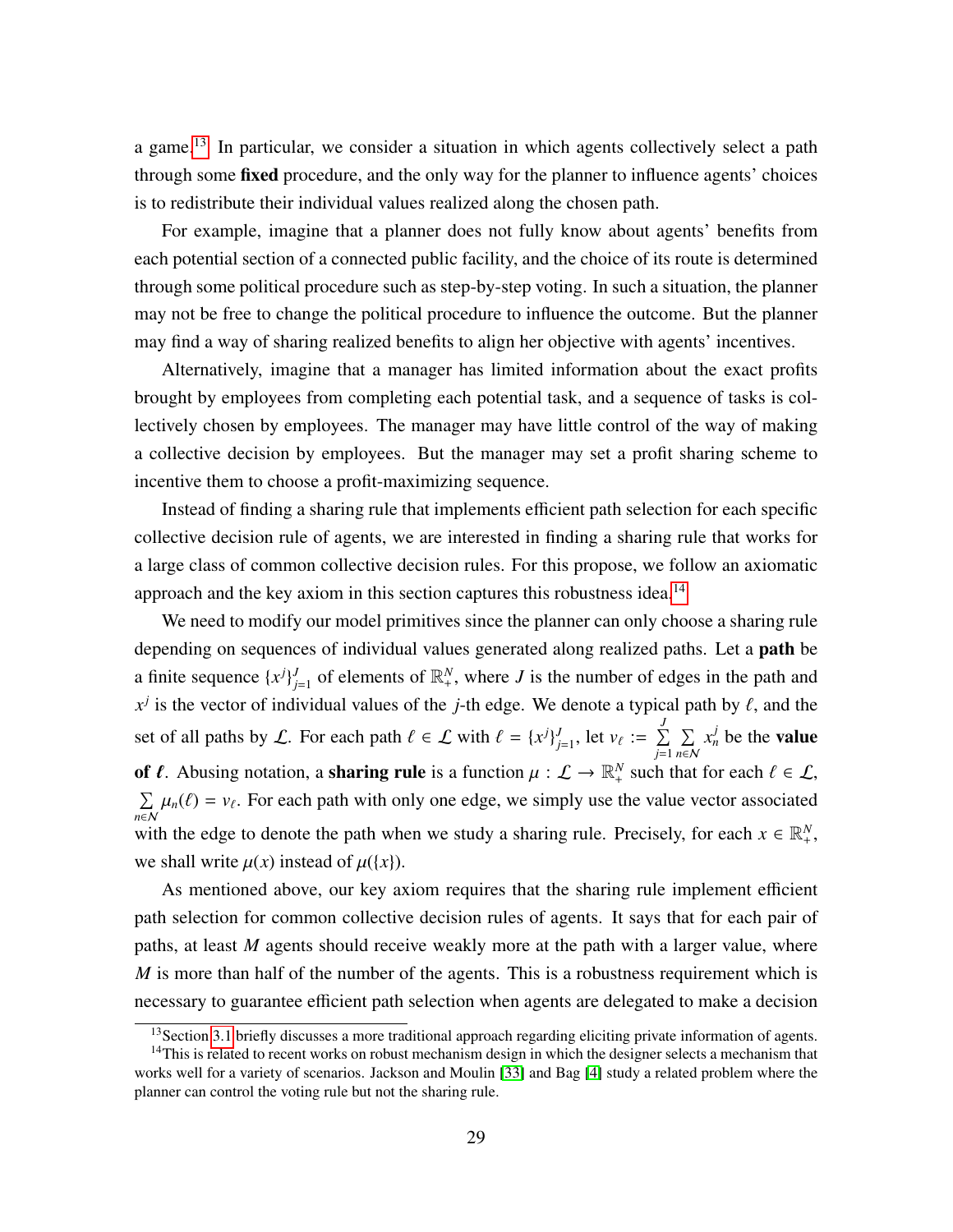a game.[13] In particular, we consider a situation in which agents collectively select a path through some **fixed** procedure, and the only way for the planner to influence agents' choices is to redistribute their individual values realized along the chosen path.

For example, imagine that a planner does not fully know about agents' benefits from each potential section of a connected public facility, and the choice of its route is determined through some political procedure such as step-by-step voting. In such a situation, the planner may not be free to change the political procedure to influence the outcome. But the planner may find a way of sharing realized benefits to align her objective with agents' incentives.

Alternatively, imagine that a manager has limited information about the exact profits brought by employees from completing each potential task, and a sequence of tasks is collectively chosen by employees. The manager may have little control of the way of making a collective decision by employees. But the manager may set a profit sharing scheme to incentive them to choose a profit-maximizing sequence.

Instead of finding a sharing rule that implements efficient path selection for each specific collective decision rule of agents, we are interested in finding a sharing rule that works for a large class of common collective decision rules. For this propose, we follow an axiomatic approach and the key axiom in this section captures this robustness idea.[14]

We need to modify our model primitives since the planner can only choose a sharing rule depending on sequences of individual values generated along realized paths. Let a **path** be a finite sequence $\{x^j\}_{j=1}^J$ of elements of $\mathbb{R}_+^N$, where $J$ is the number of edges in the path and $x^j$ is the vector of individual values of the $j$-th edge. We denote a typical path by $\ell$, and the set of all paths by $\mathcal{L}$. For each path $\ell \in \mathcal{L}$ with $\ell = \{x^j\}_{j=1}^J$, let $v_\ell := \sum_{j=1}^{J} \sum_{n \in \mathcal{N}} x_n^j$ be the **value of $\ell$**. Abusing notation, a **sharing rule** is a function $\mu : \mathcal{L} \to \mathbb{R}_+^N$ such that for each $\ell \in \mathcal{L}$, $\sum_{n \in \mathcal{N}} \mu_n(\ell) = v_\ell$. For each path with only one edge, we simply use the value vector associated with the edge to denote the path when we study a sharing rule. Precisely, for each $x \in \mathbb{R}_+^N$, we shall write $\mu(x)$ instead of $\mu(\{x\})$.

As mentioned above, our key axiom requires that the sharing rule implement efficient path selection for common collective decision rules of agents. It says that for each pair of paths, at least $M$ agents should receive weakly more at the path with a larger value, where $M$ is more than half of the number of the agents. This is a robustness requirement which is necessary to guarantee efficient path selection when agents are delegated to make a decision

[13] Section 3.1 briefly discusses a more traditional approach regarding eliciting private information of agents.

[14] This is related to recent works on robust mechanism design in which the designer selects a mechanism that works well for a variety of scenarios. Jackson and Moulin [33] and Bag [4] study a related problem where the planner can control the voting rule but not the sharing rule.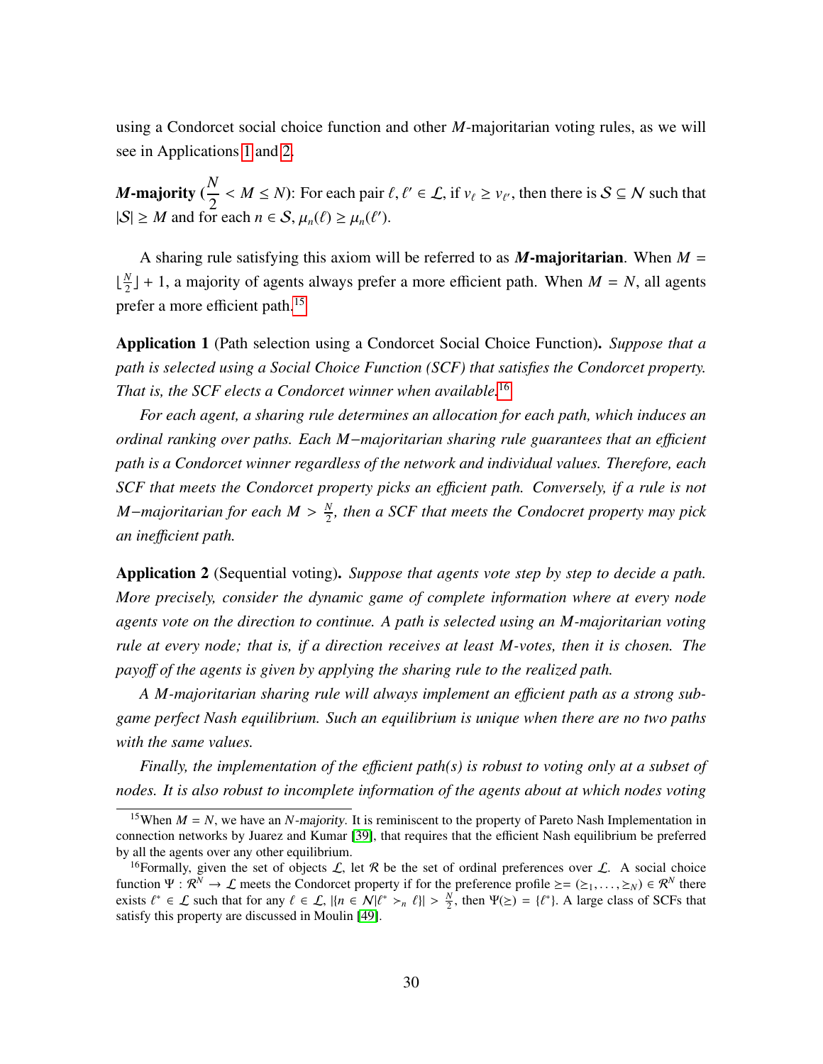using a Condorcet social choice function and other $M$-majoritarian voting rules, as we will see in Applications 1 and 2.

**$M$-majority** ($\frac{N}{2} < M \leq N$): For each pair $\ell, \ell' \in \mathcal{L}$, if $v_\ell \geq v_{\ell'}$, then there is $\mathcal{S} \subseteq \mathcal{N}$ such that $|\mathcal{S}| \geq M$ and for each $n \in \mathcal{S}$, $\mu_n(\ell) \geq \mu_n(\ell')$.

A sharing rule satisfying this axiom will be referred to as ***M*-majoritarian**. When $M = \lfloor \frac{N}{2} \rfloor + 1$, a majority of agents always prefer a more efficient path. When $M = N$, all agents prefer a more efficient path.[15]

**Application 1** (Path selection using a Condorcet Social Choice Function)**.** *Suppose that a path is selected using a Social Choice Function (SCF) that satisfies the Condorcet property. That is, the SCF elects a Condorcet winner when available.*[16]

*For each agent, a sharing rule determines an allocation for each path, which induces an ordinal ranking over paths. Each $M-$majoritarian sharing rule guarantees that an efficient path is a Condorcet winner regardless of the network and individual values. Therefore, each SCF that meets the Condorcet property picks an efficient path. Conversely, if a rule is not $M-$majoritarian for each $M > \frac{N}{2}$, then a SCF that meets the Condocret property may pick an inefficient path.*

**Application 2** (Sequential voting)**.** *Suppose that agents vote step by step to decide a path. More precisely, consider the dynamic game of complete information where at every node agents vote on the direction to continue. A path is selected using an $M$-majoritarian voting rule at every node; that is, if a direction receives at least $M$-votes, then it is chosen. The payoff of the agents is given by applying the sharing rule to the realized path.*

*A $M$-majoritarian sharing rule will always implement an efficient path as a strong subgame perfect Nash equilibrium. Such an equilibrium is unique when there are no two paths with the same values.*

*Finally, the implementation of the efficient path(s) is robust to voting only at a subset of nodes. It is also robust to incomplete information of the agents about at which nodes voting*

---

[15] When $M = N$, we have an $N$-*majority*. It is reminiscent to the property of Pareto Nash Implementation in connection networks by Juarez and Kumar [39], that requires that the efficient Nash equilibrium be preferred by all the agents over any other equilibrium.

[16] Formally, given the set of objects $\mathcal{L}$, let $\mathcal{R}$ be the set of ordinal preferences over $\mathcal{L}$. A social choice function $\Psi : \mathcal{R}^N \to \mathcal{L}$ meets the Condorcet property if for the preference profile $\succeq = (\succeq_1, \ldots, \succeq_N) \in \mathcal{R}^N$ there exists $\ell^* \in \mathcal{L}$ such that for any $\ell \in \mathcal{L}$, $|\{n \in \mathcal{N} | \ell^* \succ_n \ell\}| > \frac{N}{2}$, then $\Psi(\succeq) = \{\ell^*\}$. A large class of SCFs that satisfy this property are discussed in Moulin [49].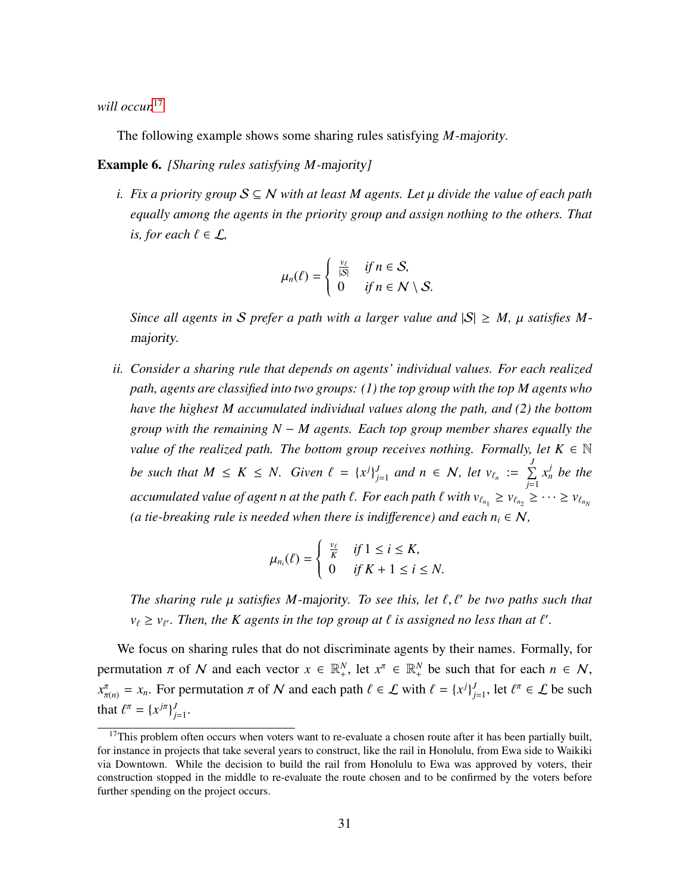*will occur.*[17]

The following example shows some sharing rules satisfying $M$-majority.

**Example 6.** *[Sharing rules satisfying $M$-majority]*

*i. Fix a priority group $\mathcal{S} \subseteq \mathcal{N}$ with at least $M$ agents. Let $\mu$ divide the value of each path equally among the agents in the priority group and assign nothing to the others. That is, for each $\ell \in \mathcal{L}$,*

$$\mu_n(\ell) = \begin{cases} \frac{v_\ell}{|\mathcal{S}|} & \text{if } n \in \mathcal{S}, \\ 0 & \text{if } n \in \mathcal{N} \setminus \mathcal{S}. \end{cases}$$

*Since all agents in $\mathcal{S}$ prefer a path with a larger value and $|\mathcal{S}| \geq M$, $\mu$ satisfies $M$-majority.*

*ii. Consider a sharing rule that depends on agents' individual values. For each realized path, agents are classified into two groups: (1) the top group with the top $M$ agents who have the highest $M$ accumulated individual values along the path, and (2) the bottom group with the remaining $N - M$ agents. Each top group member shares equally the value of the realized path. The bottom group receives nothing. Formally, let $K \in \mathbb{N}$ be such that $M \leq K \leq N$. Given $\ell = \{x^j\}_{j=1}^J$ and $n \in \mathcal{N}$, let $v_{\ell_n} := \sum_{j=1}^{J} x_n^j$ be the accumulated value of agent $n$ at the path $\ell$. For each path $\ell$ with $v_{\ell_{n_1}} \geq v_{\ell_{n_2}} \geq \cdots \geq v_{\ell_{n_N}}$ (a tie-breaking rule is needed when there is indifference) and each $n_i \in \mathcal{N}$,*

$$\mu_{n_i}(\ell) = \begin{cases} \frac{v_\ell}{K} & \text{if } 1 \leq i \leq K, \\ 0 & \text{if } K + 1 \leq i \leq N. \end{cases}$$

*The sharing rule $\mu$ satisfies $M$-majority. To see this, let $\ell, \ell'$ be two paths such that $v_\ell \geq v_{\ell'}$. Then, the $K$ agents in the top group at $\ell$ is assigned no less than at $\ell'$.*

We focus on sharing rules that do not discriminate agents by their names. Formally, for permutation $\pi$ of $\mathcal{N}$ and each vector $x \in \mathbb{R}_+^N$, let $x^\pi \in \mathbb{R}_+^N$ be such that for each $n \in \mathcal{N}$, $x_{\pi(n)}^\pi = x_n$. For permutation $\pi$ of $\mathcal{N}$ and each path $\ell \in \mathcal{L}$ with $\ell = \{x^j\}_{j=1}^J$, let $\ell^\pi \in \mathcal{L}$ be such that $\ell^\pi = \{x^{j\pi}\}_{j=1}^J$.

[17] This problem often occurs when voters want to re-evaluate a chosen route after it has been partially built, for instance in projects that take several years to construct, like the rail in Honolulu, from Ewa side to Waikiki via Downtown. While the decision to build the rail from Honolulu to Ewa was approved by voters, their construction stopped in the middle to re-evaluate the route chosen and to be confirmed by the voters before further spending on the project occurs.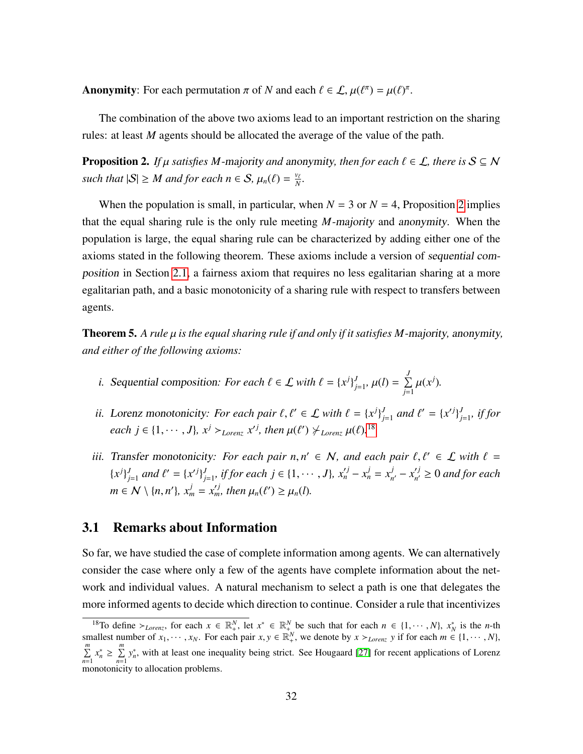**Anonymity**: For each permutation $\pi$ of $N$ and each $\ell \in \mathcal{L}$, $\mu(\ell^\pi) = \mu(\ell)^\pi$.

The combination of the above two axioms lead to an important restriction on the sharing rules: at least $M$ agents should be allocated the average of the value of the path.

**Proposition 2.** *If $\mu$ satisfies $M$-majority and anonymity, then for each $\ell \in \mathcal{L}$, there is $\mathcal{S} \subseteq \mathcal{N}$ such that $|\mathcal{S}| \geq M$ and for each $n \in \mathcal{S}$, $\mu_n(\ell) = \frac{v_\ell}{N}$.*

When the population is small, in particular, when $N = 3$ or $N = 4$, Proposition 2 implies that the equal sharing rule is the only rule meeting $M$-majority and anonymity. When the population is large, the equal sharing rule can be characterized by adding either one of the axioms stated in the following theorem. These axioms include a version of sequential composition in Section 2.1, a fairness axiom that requires no less egalitarian sharing at a more egalitarian path, and a basic monotonicity of a sharing rule with respect to transfers between agents.

**Theorem 5.** *A rule $\mu$ is the equal sharing rule if and only if it satisfies $M$-majority, anonymity, and either of the following axioms:*

*i. Sequential composition: For each $\ell \in \mathcal{L}$ with $\ell = \{x^j\}_{j=1}^J$, $\mu(l) = \sum_{j=1}^{J} \mu(x^j)$.*

*ii. Lorenz monotonicity: For each pair $\ell, \ell' \in \mathcal{L}$ with $\ell = \{x^j\}_{j=1}^J$ and $\ell' = \{x'^j\}_{j=1}^J$, if for each $j \in \{1, \cdots, J\}$, $x^j \succ_{Lorenz} x'^j$, then $\mu(\ell') \not\succ_{Lorenz} \mu(\ell)$.*[18]

*iii. Transfer monotonicity: For each $n, n' \in \mathcal{N}$, and each pair $\ell, \ell' \in \mathcal{L}$ with $\ell = \{x^j\}_{j=1}^J$ and $\ell' = \{x'^j\}_{j=1}^J$, if for each $j \in \{1, \cdots, J\}$, $x'^j_n - x^j_n = x^j_{n'} - x'^j_{n'} \geq 0$ and for each $m \in \mathcal{N} \setminus \{n, n'\}$, $x^j_m = x'^j_m$, then $\mu_n(\ell') \geq \mu_n(l)$.*

## 3.1 Remarks about Information

So far, we have studied the case of complete information among agents. We can alternatively consider the case where only a few of the agents have complete information about the network and individual values. A natural mechanism to select a path is one that delegates the more informed agents to decide which direction to continue. Consider a rule that incentivizes

[18] To define $\succ_{Lorenz}$, for each $x \in \mathbb{R}^N_+$, let $x^* \in \mathbb{R}^N_+$ be such that for each $n \in \{1, \cdots, N\}$, $x^*_N$ is the $n$-th smallest number of $x_1, \cdots, x_N$. For each pair $x, y \in \mathbb{R}^N_+$, we denote by $x \succ_{Lorenz} y$ if for each $m \in \{1, \cdots, N\}$, $\sum_{n=1}^{m} x^*_n \geq \sum_{n=1}^{m} y^*_n$, with at least one inequality being strict. See Hougaard [27] for recent applications of Lorenz monotonicity to allocation problems.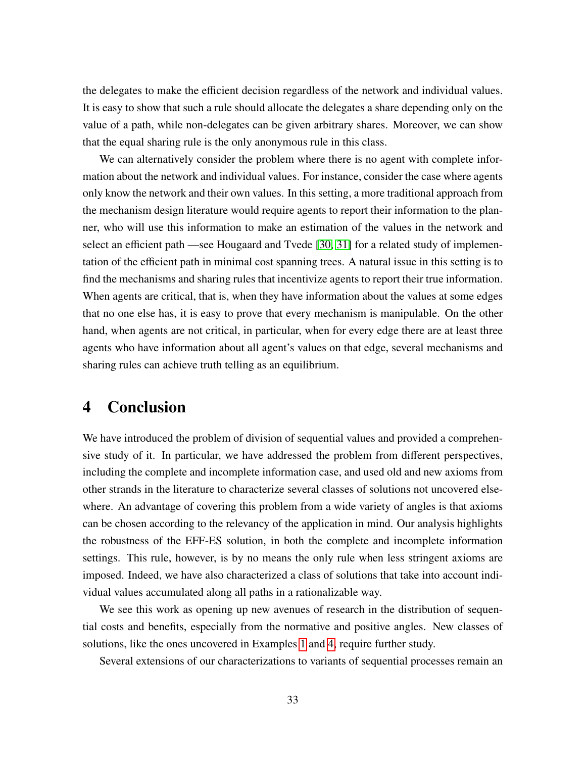the delegates to make the efficient decision regardless of the network and individual values. It is easy to show that such a rule should allocate the delegates a share depending only on the value of a path, while non-delegates can be given arbitrary shares. Moreover, we can show that the equal sharing rule is the only anonymous rule in this class.

We can alternatively consider the problem where there is no agent with complete information about the network and individual values. For instance, consider the case where agents only know the network and their own values. In this setting, a more traditional approach from the mechanism design literature would require agents to report their information to the planner, who will use this information to make an estimation of the values in the network and select an efficient path —see Hougaard and Tvede [30, 31] for a related study of implementation of the efficient path in minimal cost spanning trees. A natural issue in this setting is to find the mechanisms and sharing rules that incentivize agents to report their true information. When agents are critical, that is, when they have information about the values at some edges that no one else has, it is easy to prove that every mechanism is manipulable. On the other hand, when agents are not critical, in particular, when for every edge there are at least three agents who have information about all agent's values on that edge, several mechanisms and sharing rules can achieve truth telling as an equilibrium.

# 4 Conclusion

We have introduced the problem of division of sequential values and provided a comprehensive study of it. In particular, we have addressed the problem from different perspectives, including the complete and incomplete information case, and used old and new axioms from other strands in the literature to characterize several classes of solutions not uncovered elsewhere. An advantage of covering this problem from a wide variety of angles is that axioms can be chosen according to the relevancy of the application in mind. Our analysis highlights the robustness of the EFF-ES solution, in both the complete and incomplete information settings. This rule, however, is by no means the only rule when less stringent axioms are imposed. Indeed, we have also characterized a class of solutions that take into account individual values accumulated along all paths in a rationalizable way.

We see this work as opening up new avenues of research in the distribution of sequential costs and benefits, especially from the normative and positive angles. New classes of solutions, like the ones uncovered in Examples 1 and 4, require further study.

Several extensions of our characterizations to variants of sequential processes remain an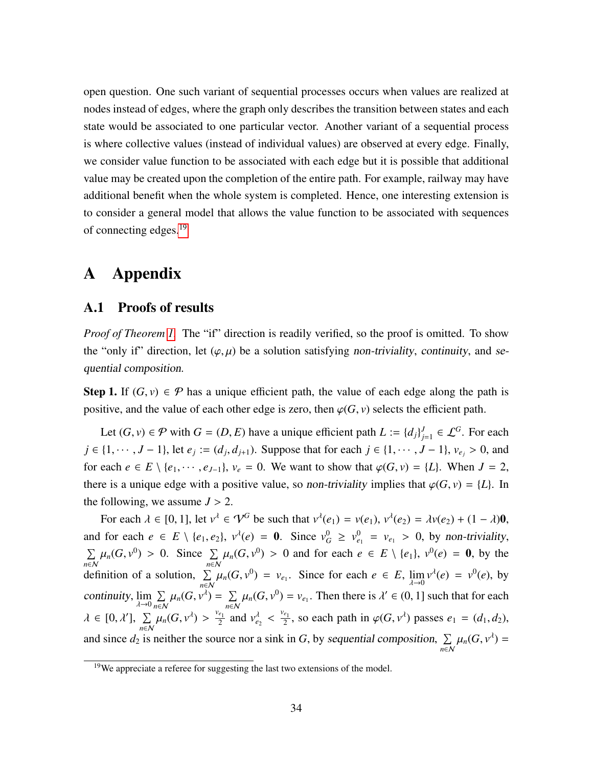open question. One such variant of sequential processes occurs when values are realized at nodes instead of edges, where the graph only describes the transition between states and each state would be associated to one particular vector. Another variant of a sequential process is where collective values (instead of individual values) are observed at every edge. Finally, we consider value function to be associated with each edge but it is possible that additional value may be created upon the completion of the entire path. For example, railway may have additional benefit when the whole system is completed. Hence, one interesting extension is to consider a general model that allows the value function to be associated with sequences of connecting edges.[19]

# A Appendix

## A.1 Proofs of results

*Proof of Theorem 1.* The "if" direction is readily verified, so the proof is omitted. To show the "only if" direction, let $(\varphi, \mu)$ be a solution satisfying *non-triviality*, *continuity*, and *sequential composition*.

**Step 1.** If $(G, v) \in \mathcal{P}$ has a unique efficient path, the value of each edge along the path is positive, and the value of each other edge is zero, then $\varphi(G, v)$ selects the efficient path.

Let $(G, v) \in \mathcal{P}$ with $G = (D, E)$ have a unique efficient path $L := \{d_j\}_{j=1}^{J} \in \mathcal{L}^G$. For each $j \in \{1, \cdots, J-1\}$, let $e_j := (d_j, d_{j+1})$. Suppose that for each $j \in \{1, \cdots, J-1\}$, $v_{e_j} > 0$, and for each $e \in E \setminus \{e_1, \cdots, e_{J-1}\}$, $v_e = 0$. We want to show that $\varphi(G, v) = \{L\}$. When $J = 2$, there is a unique edge with a positive value, so *non-triviality* implies that $\varphi(G, v) = \{L\}$. In the following, we assume $J > 2$.

For each $\lambda \in [0, 1]$, let $v^\lambda \in \mathcal{V}^G$ be such that $v^\lambda(e_1) = v(e_1)$, $v^\lambda(e_2) = \lambda v(e_2) + (1-\lambda)\mathbf{0}$, and for each $e \in E \setminus \{e_1, e_2\}$, $v^\lambda(e) = \mathbf{0}$. Since $v_G^0 \geq v_{e_1}^0 = v_{e_1} > 0$, by *non-triviality*, $\sum_{n \in \mathcal{N}} \mu_n(G, v^0) > 0$. Since $\sum_{n \in \mathcal{N}} \mu_n(G, v^0) > 0$ and for each $e \in E \setminus \{e_1\}$, $v^0(e) = \mathbf{0}$, by the definition of a solution, $\sum_{n \in \mathcal{N}} \mu_n(G, v^0) = v_{e_1}$. Since for each $e \in E$, $\lim_{\lambda \to 0} v^\lambda(e) = v^0(e)$, by *continuity*, $\lim_{\lambda \to 0} \sum_{n \in \mathcal{N}} \mu_n(G, v^\lambda) = \sum_{n \in \mathcal{N}} \mu_n(G, v^0) = v_{e_1}$. Then there is $\lambda' \in (0, 1]$ such that for each $\lambda \in [0, \lambda']$, $\sum_{n \in \mathcal{N}} \mu_n(G, v^\lambda) > \frac{v_{e_1}}{2}$ and $v_{e_2}^\lambda < \frac{v_{e_1}}{2}$, so each path in $\varphi(G, v^\lambda)$ passes $e_1 = (d_1, d_2)$, and since $d_2$ is neither the source nor a sink in $G$, by *sequential composition*, $\sum_{n \in \mathcal{N}} \mu_n(G, v^\lambda) =$

[19] We appreciate a referee for suggesting the last two extensions of the model.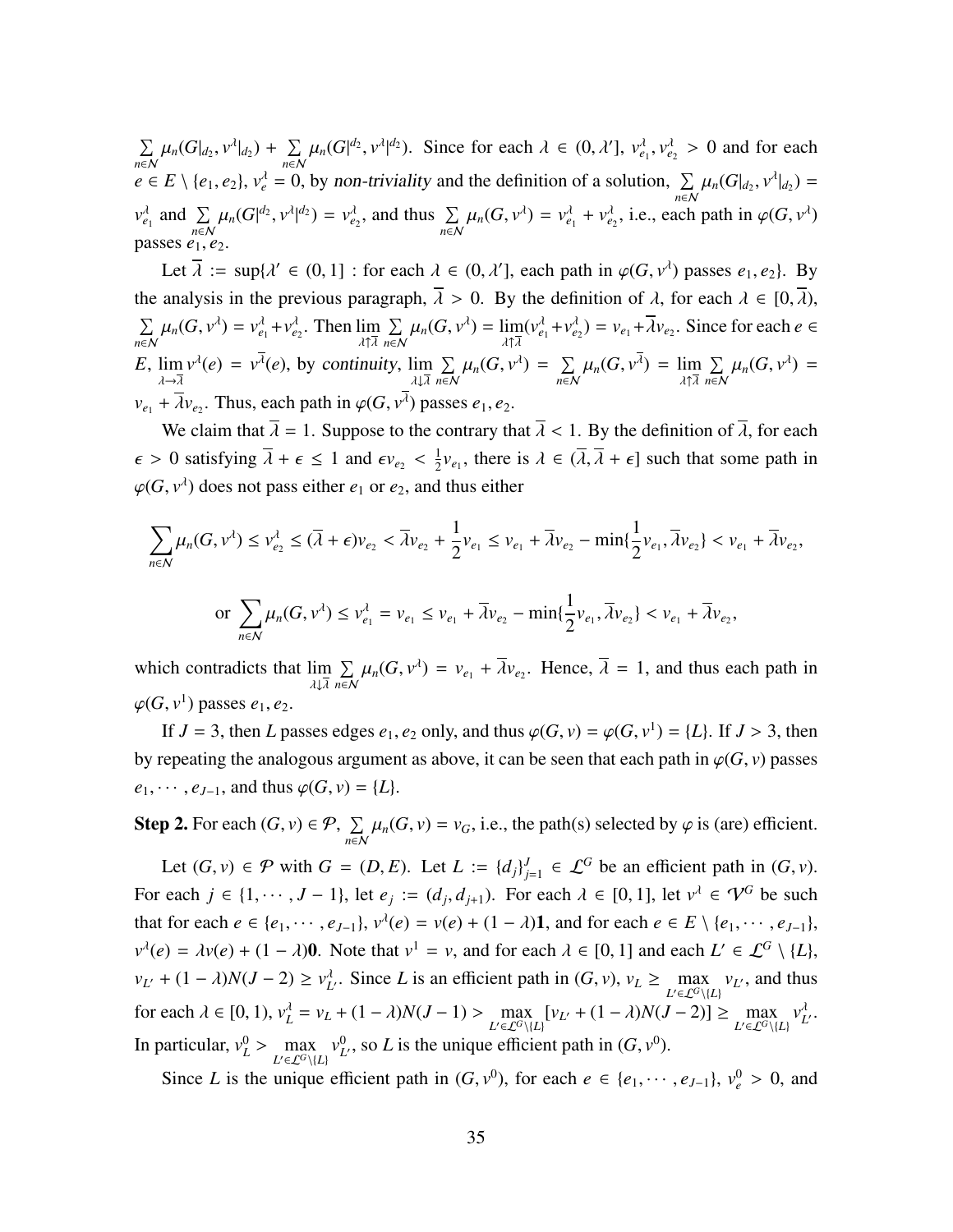$\sum_{n\in\mathcal{N}} \mu_n(G|_{d_2}, v^\lambda|_{d_2}) + \sum_{n\in\mathcal{N}} \mu_n(G|^{d_2}, v^\lambda|^{d_2})$. Since for each $\lambda \in (0, \lambda']$, $v^\lambda_{e_1}, v^\lambda_{e_2} > 0$ and for each $e \in E \setminus \{e_1, e_2\}$, $v^\lambda_e = 0$, by *non-triviality* and the definition of a solution, $\sum_{n\in\mathcal{N}} \mu_n(G|_{d_2}, v^\lambda|_{d_2}) = v^\lambda_{e_1}$ and $\sum_{n\in\mathcal{N}} \mu_n(G|^{d_2}, v^\lambda|^{d_2}) = v^\lambda_{e_2}$, and thus $\sum_{n\in\mathcal{N}} \mu_n(G, v^\lambda) = v^\lambda_{e_1} + v^\lambda_{e_2}$, i.e., each path in $\varphi(G, v^\lambda)$ passes $e_1, e_2$.

Let $\overline{\lambda} := \sup\{\lambda' \in (0, 1] :$ for each $\lambda \in (0, \lambda']$, each path in $\varphi(G, v^\lambda)$ passes $e_1, e_2\}$. By the analysis in the previous paragraph, $\overline{\lambda} > 0$. By the definition of $\lambda$, for each $\lambda \in [0, \overline{\lambda})$, $\sum_{n\in\mathcal{N}} \mu_n(G, v^\lambda) = v^\lambda_{e_1} + v^\lambda_{e_2}$. Then $\lim_{\lambda\uparrow\overline{\lambda}} \sum_{n\in\mathcal{N}} \mu_n(G, v^\lambda) = \lim_{\lambda\uparrow\overline{\lambda}}(v^\lambda_{e_1} + v^\lambda_{e_2}) = v_{e_1} + \overline{\lambda} v_{e_2}$. Since for each $e \in E$, $\lim_{\lambda\to\overline{\lambda}} v^\lambda(e) = v^{\overline{\lambda}}(e)$, by *continuity*, $\lim_{\lambda\downarrow\overline{\lambda}} \sum_{n\in\mathcal{N}} \mu_n(G, v^\lambda) = \sum_{n\in\mathcal{N}} \mu_n(G, v^{\overline{\lambda}}) = \lim_{\lambda\uparrow\overline{\lambda}} \sum_{n\in\mathcal{N}} \mu_n(G, v^\lambda) = v_{e_1} + \overline{\lambda} v_{e_2}$. Thus, each path in $\varphi(G, v^{\overline{\lambda}})$ passes $e_1, e_2$.

We claim that $\overline{\lambda} = 1$. Suppose to the contrary that $\overline{\lambda} < 1$. By the definition of $\overline{\lambda}$, for each $\epsilon > 0$ satisfying $\overline{\lambda} + \epsilon \leq 1$ and $\epsilon v_{e_2} < \frac{1}{2} v_{e_1}$, there is $\lambda \in (\overline{\lambda}, \overline{\lambda} + \epsilon]$ such that some path in $\varphi(G, v^\lambda)$ does not pass either $e_1$ or $e_2$, and thus either

$$\sum_{n\in\mathcal{N}} \mu_n(G, v^\lambda) \leq v^\lambda_{e_2} \leq (\overline{\lambda} + \epsilon) v_{e_2} < \overline{\lambda} v_{e_2} + \frac{1}{2} v_{e_1} \leq v_{e_1} + \overline{\lambda} v_{e_2} - \min\{\frac{1}{2} v_{e_1}, \overline{\lambda} v_{e_2}\} < v_{e_1} + \overline{\lambda} v_{e_2},$$

$$\text{or } \sum_{n\in\mathcal{N}} \mu_n(G, v^\lambda) \leq v^\lambda_{e_1} = v_{e_1} \leq v_{e_1} + \overline{\lambda} v_{e_2} - \min\{\frac{1}{2} v_{e_1}, \overline{\lambda} v_{e_2}\} < v_{e_1} + \overline{\lambda} v_{e_2},$$

which contradicts that $\lim_{\lambda\downarrow\overline{\lambda}} \sum_{n\in\mathcal{N}} \mu_n(G, v^\lambda) = v_{e_1} + \overline{\lambda} v_{e_2}$. Hence, $\overline{\lambda} = 1$, and thus each path in $\varphi(G, v^1)$ passes $e_1, e_2$.

If $J = 3$, then $L$ passes edges $e_1, e_2$ only, and thus $\varphi(G, v) = \varphi(G, v^1) = \{L\}$. If $J > 3$, then by repeating the analogous argument as above, it can be seen that each path in $\varphi(G, v)$ passes $e_1, \cdots, e_{J-1}$, and thus $\varphi(G, v) = \{L\}$.

**Step 2.** For each $(G, v) \in \mathcal{P}$, $\sum_{n\in\mathcal{N}} \mu_n(G, v) = v_G$, i.e., the path(s) selected by $\varphi$ is (are) efficient.

Let $(G, v) \in \mathcal{P}$ with $G = (D, E)$. Let $L := \{d_j\}_{j=1}^J \in \mathcal{L}^G$ be an efficient path in $(G, v)$. For each $j \in \{1, \cdots, J-1\}$, let $e_j := (d_j, d_{j+1})$. For each $\lambda \in [0, 1]$, let $v^\lambda \in \mathcal{V}^G$ be such that for each $e \in \{e_1, \cdots, e_{J-1}\}$, $v^\lambda(e) = v(e) + (1-\lambda)\mathbf{1}$, and for each $e \in E \setminus \{e_1, \cdots, e_{J-1}\}$, $v^\lambda(e) = \lambda v(e) + (1-\lambda)\mathbf{0}$. Note that $v^1 = v$, and for each $\lambda \in [0, 1]$ and each $L' \in \mathcal{L}^G \setminus \{L\}$, $v_{L'} + (1-\lambda)N(J-2) \geq v^\lambda_{L'}$. Since $L$ is an efficient path in $(G, v)$, $v_L \geq \max_{L'\in\mathcal{L}^G\setminus\{L\}} v_{L'}$, and thus for each $\lambda \in [0, 1)$, $v^\lambda_L = v_L + (1-\lambda)N(J-1) > \max_{L'\in\mathcal{L}^G\setminus\{L\}} [v_{L'} + (1-\lambda)N(J-2)] \geq \max_{L'\in\mathcal{L}^G\setminus\{L\}} v^\lambda_{L'}$. In particular, $v^0_L > \max_{L'\in\mathcal{L}^G\setminus\{L\}} v^0_{L'}$, so $L$ is the unique efficient path in $(G, v^0)$.

Since $L$ is the unique efficient path in $(G, v^0)$, for each $e \in \{e_1, \cdots, e_{J-1}\}$, $v^0_e > 0$, and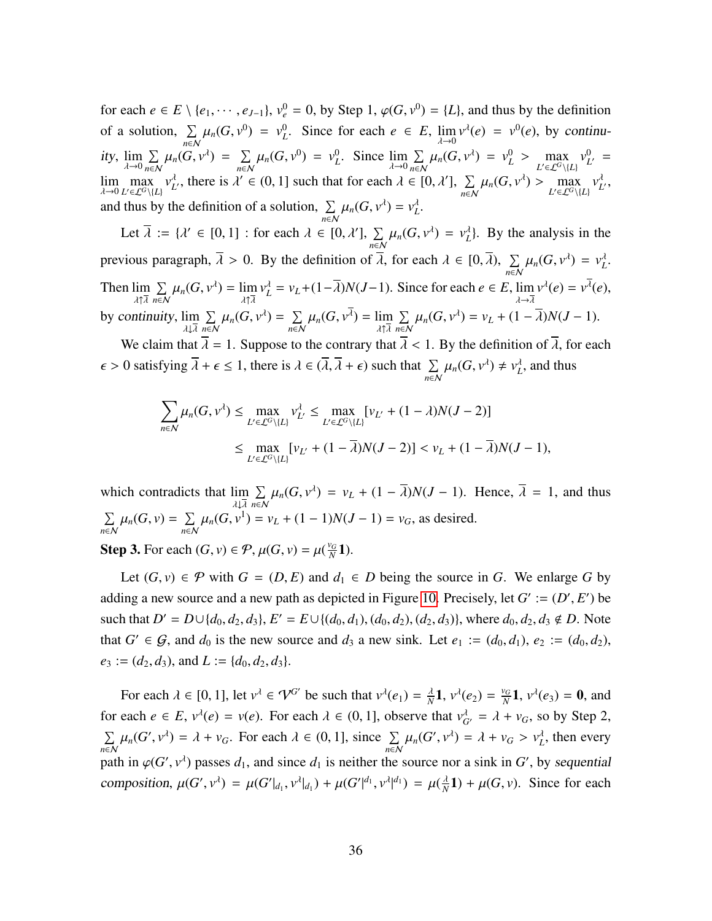for each $e \in E \setminus \{e_1, \cdots, e_{J-1}\}$, $v^0_e = 0$, by Step 1, $\varphi(G, v^0) = \{L\}$, and thus by the definition of a solution, $\sum_{n \in \mathcal{N}} \mu_n(G, v^0) = v^0_L$. Since for each $e \in E$, $\lim_{\lambda \to 0} v^\lambda(e) = v^0(e)$, by *continuity*, $\lim_{\lambda \to 0} \sum_{n \in \mathcal{N}} \mu_n(G, v^\lambda) = \sum_{n \in \mathcal{N}} \mu_n(G, v^0) = v^0_L$. Since $\lim_{\lambda \to 0} \sum_{n \in \mathcal{N}} \mu_n(G, v^\lambda) = v^0_L > \max_{L' \in \mathcal{L}^G \setminus \{L\}} v^0_{L'} = \lim_{\lambda \to 0} \max_{L' \in \mathcal{L}^G \setminus \{L\}} v^\lambda_{L'}$, there is $\lambda' \in (0, 1]$ such that for each $\lambda \in [0, \lambda']$, $\sum_{n \in \mathcal{N}} \mu_n(G, v^\lambda) > \max_{L' \in \mathcal{L}^G \setminus \{L\}} v^\lambda_{L'}$, and thus by the definition of a solution, $\sum_{n \in \mathcal{N}} \mu_n(G, v^\lambda) = v^\lambda_L$.

Let $\overline{\lambda} := \{\lambda' \in [0, 1] : \text{for each } \lambda \in [0, \lambda'], \sum_{n \in \mathcal{N}} \mu_n(G, v^\lambda) = v^\lambda_L\}$. By the analysis in the previous paragraph, $\overline{\lambda} > 0$. By the definition of $\overline{\lambda}$, for each $\lambda \in [0, \overline{\lambda})$, $\sum_{n \in \mathcal{N}} \mu_n(G, v^\lambda) = v^\lambda_L$. Then $\lim_{\lambda \uparrow \overline{\lambda}} \sum_{n \in \mathcal{N}} \mu_n(G, v^\lambda) = \lim_{\lambda \uparrow \overline{\lambda}} v^\lambda_L = v_L + (1 - \overline{\lambda}) N (J - 1)$. Since for each $e \in E$, $\lim_{\lambda \to \overline{\lambda}} v^\lambda(e) = v^{\overline{\lambda}}(e)$, by *continuity*, $\lim_{\lambda \downarrow \overline{\lambda}} \sum_{n \in \mathcal{N}} \mu_n(G, v^\lambda) = \sum_{n \in \mathcal{N}} \mu_n(G, v^{\overline{\lambda}}) = \lim_{\lambda \uparrow \overline{\lambda}} \sum_{n \in \mathcal{N}} \mu_n(G, v^\lambda) = v_L + (1 - \overline{\lambda}) N (J - 1)$.

We claim that $\overline{\lambda} = 1$. Suppose to the contrary that $\overline{\lambda} < 1$. By the definition of $\overline{\lambda}$, for each $\epsilon > 0$ satisfying $\overline{\lambda} + \epsilon \leq 1$, there is $\lambda \in (\overline{\lambda}, \overline{\lambda} + \epsilon)$ such that $\sum_{n \in \mathcal{N}} \mu_n(G, v^\lambda) \neq v^\lambda_L$, and thus

$$\begin{aligned}
\sum_{n \in \mathcal{N}} \mu_n(G, v^\lambda) &\leq \max_{L' \in \mathcal{L}^G \setminus \{L\}} v^\lambda_{L'} \leq \max_{L' \in \mathcal{L}^G \setminus \{L\}} [v_{L'} + (1 - \lambda) N (J - 2)] \\
&\leq \max_{L' \in \mathcal{L}^G \setminus \{L\}} [v_{L'} + (1 - \overline{\lambda}) N (J - 2)] < v_L + (1 - \overline{\lambda}) N (J - 1),
\end{aligned}$$

which contradicts that $\lim_{\lambda \downarrow \overline{\lambda}} \sum_{n \in \mathcal{N}} \mu_n(G, v^\lambda) = v_L + (1 - \overline{\lambda}) N (J - 1)$. Hence, $\overline{\lambda} = 1$, and thus $\sum_{n \in \mathcal{N}} \mu_n(G, v) = \sum_{n \in \mathcal{N}} \mu_n(G, v^1) = v_L + (1 - 1) N (J - 1) = v_G$, as desired.

**Step 3.** For each $(G, v) \in \mathcal{P}$, $\mu(G, v) = \mu(\frac{v_G}{N} \mathbf{1})$.

Let $(G, v) \in \mathcal{P}$ with $G = (D, E)$ and $d_1 \in D$ being the source in $G$. We enlarge $G$ by adding a new source and a new path as depicted in Figure 10. Precisely, let $G' := (D', E')$ be such that $D' = D \cup \{d_0, d_2, d_3\}$, $E' = E \cup \{(d_0, d_1), (d_0, d_2), (d_2, d_3)\}$, where $d_0, d_2, d_3 \notin D$. Note that $G' \in \mathcal{G}$, and $d_0$ is the new source and $d_3$ a new sink. Let $e_1 := (d_0, d_1)$, $e_2 := (d_0, d_2)$, $e_3 := (d_2, d_3)$, and $L := \{d_0, d_2, d_3\}$.

For each $\lambda \in [0, 1]$, let $v^\lambda \in \mathcal{V}^{G'}$ be such that $v^\lambda(e_1) = \frac{\lambda}{N} \mathbf{1}$, $v^\lambda(e_2) = \frac{v_G}{N} \mathbf{1}$, $v^\lambda(e_3) = \mathbf{0}$, and for each $e \in E$, $v^\lambda(e) = v(e)$. For each $\lambda \in (0, 1]$, observe that $v^\lambda_{G'} = \lambda + v_G$, so by Step 2, $\sum_{n \in \mathcal{N}} \mu_n(G', v^\lambda) = \lambda + v_G$. For each $\lambda \in (0, 1]$, since $\sum_{n \in \mathcal{N}} \mu_n(G', v^\lambda) = \lambda + v_G > v^\lambda_L$, then every path in $\varphi(G', v^\lambda)$ passes $d_1$, and since $d_1$ is neither the source nor a sink in $G'$, by *sequential composition*, $\mu(G', v^\lambda) = \mu(G'|_{d_1}, v^\lambda|_{d_1}) + \mu(G'|^{d_1}, v^\lambda|^{d_1}) = \mu(\frac{\lambda}{N} \mathbf{1}) + \mu(G, v)$. Since for each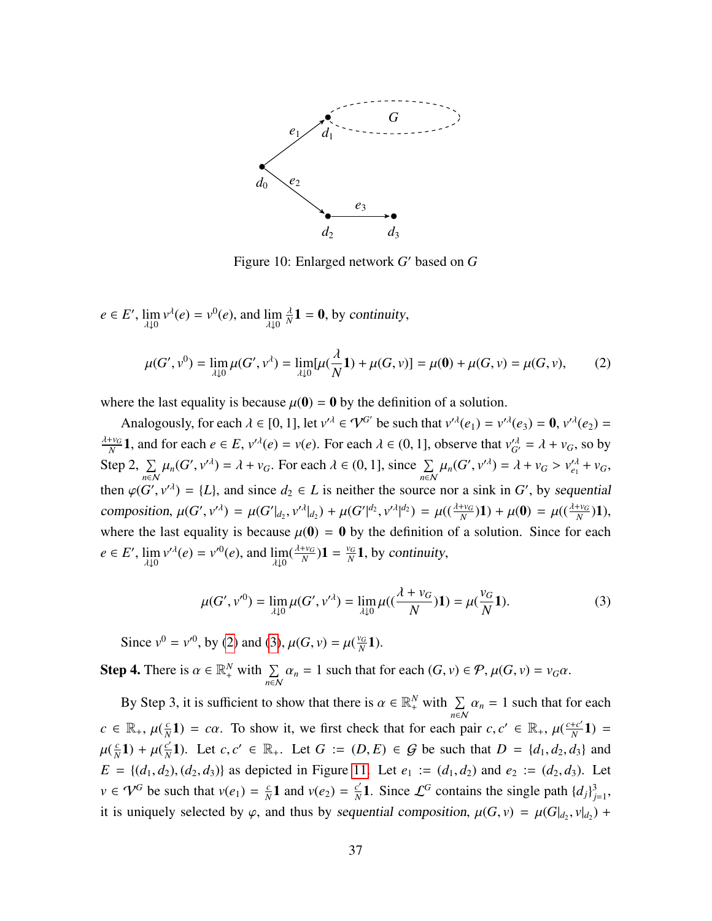Figure 10: Enlarged network $G'$ based on $G$

$e \in E'$, $\lim_{\lambda \downarrow 0} v^\lambda(e) = v^0(e)$, and $\lim_{\lambda \downarrow 0} \frac{\lambda}{N}\mathbf{1} = \mathbf{0}$, by *continuity*,

$$\mu(G', v^0) = \lim_{\lambda \downarrow 0} \mu(G', v^\lambda) = \lim_{\lambda \downarrow 0} [\mu(\frac{\lambda}{N}\mathbf{1}) + \mu(G, v)] = \mu(\mathbf{0}) + \mu(G, v) = \mu(G, v), \tag{2}$$

where the last equality is because $\mu(\mathbf{0}) = \mathbf{0}$ by the definition of a solution.

Analogously, for each $\lambda \in [0, 1]$, let $v'^\lambda \in \mathcal{V}^{G'}$ be such that $v'^\lambda(e_1) = v'^\lambda(e_3) = \mathbf{0}$, $v'^\lambda(e_2) = \frac{\lambda + v_G}{N}\mathbf{1}$, and for each $e \in E$, $v'^\lambda(e) = v(e)$. For each $\lambda \in (0, 1]$, observe that $v'^\lambda_{G'} = \lambda + v_G$, so by Step 2, $\sum_{n \in \mathcal{N}} \mu_n(G', v'^\lambda) = \lambda + v_G$. For each $\lambda \in (0, 1]$, since $\sum_{n \in \mathcal{N}} \mu_n(G', v'^\lambda) = \lambda + v_G > v'^\lambda_{e_1} + v_G$, then $\varphi(G', v'^\lambda) = \{L\}$, and since $d_2 \in L$ is neither the source nor a sink in $G'$, by *sequential composition*, $\mu(G', v'^\lambda) = \mu(G'|_{d_2}, v'^\lambda|_{d_2}) + \mu(G'|^{d_2}, v'^\lambda|^{d_2}) = \mu((\frac{\lambda + v_G}{N})\mathbf{1}) + \mu(\mathbf{0}) = \mu((\frac{\lambda + v_G}{N})\mathbf{1})$, where the last equality is because $\mu(\mathbf{0}) = \mathbf{0}$ by the definition of a solution. Since for each $e \in E'$, $\lim_{\lambda \downarrow 0} v'^\lambda(e) = v'^0(e)$, and $\lim_{\lambda \downarrow 0}(\frac{\lambda + v_G}{N})\mathbf{1} = \frac{v_G}{N}\mathbf{1}$, by *continuity*,

$$\mu(G', v'^0) = \lim_{\lambda \downarrow 0} \mu(G', v'^\lambda) = \lim_{\lambda \downarrow 0} \mu((\frac{\lambda + v_G}{N})\mathbf{1}) = \mu(\frac{v_G}{N}\mathbf{1}). \tag{3}$$

Since $v^0 = v'^0$, by (2) and (3), $\mu(G, v) = \mu(\frac{v_G}{N}\mathbf{1})$.

**Step 4.** There is $\alpha \in \mathbb{R}^N_+$ with $\sum_{n \in \mathcal{N}} \alpha_n = 1$ such that for each $(G, v) \in \mathcal{P}$, $\mu(G, v) = v_G \alpha$.

By Step 3, it is sufficient to show that there is $\alpha \in \mathbb{R}^N_+$ with $\sum_{n \in \mathcal{N}} \alpha_n = 1$ such that for each $c \in \mathbb{R}_+$, $\mu(\frac{c}{N}\mathbf{1}) = c\alpha$. To show it, we first check that for each pair $c, c' \in \mathbb{R}_+$, $\mu(\frac{c+c'}{N}\mathbf{1}) = \mu(\frac{c}{N}\mathbf{1}) + \mu(\frac{c'}{N}\mathbf{1})$. Let $c, c' \in \mathbb{R}_+$. Let $G := (D, E) \in \mathcal{G}$ be such that $D = \{d_1, d_2, d_3\}$ and $E = \{(d_1, d_2), (d_2, d_3)\}$ as depicted in Figure 11. Let $e_1 := (d_1, d_2)$ and $e_2 := (d_2, d_3)$. Let $v \in \mathcal{V}^G$ be such that $v(e_1) = \frac{c}{N}\mathbf{1}$ and $v(e_2) = \frac{c'}{N}\mathbf{1}$. Since $\mathcal{L}^G$ contains the single path $\{d_j\}_{j=1}^3$, it is uniquely selected by $\varphi$, and thus by *sequential composition*, $\mu(G, v) = \mu(G|_{d_2}, v|_{d_2}) +$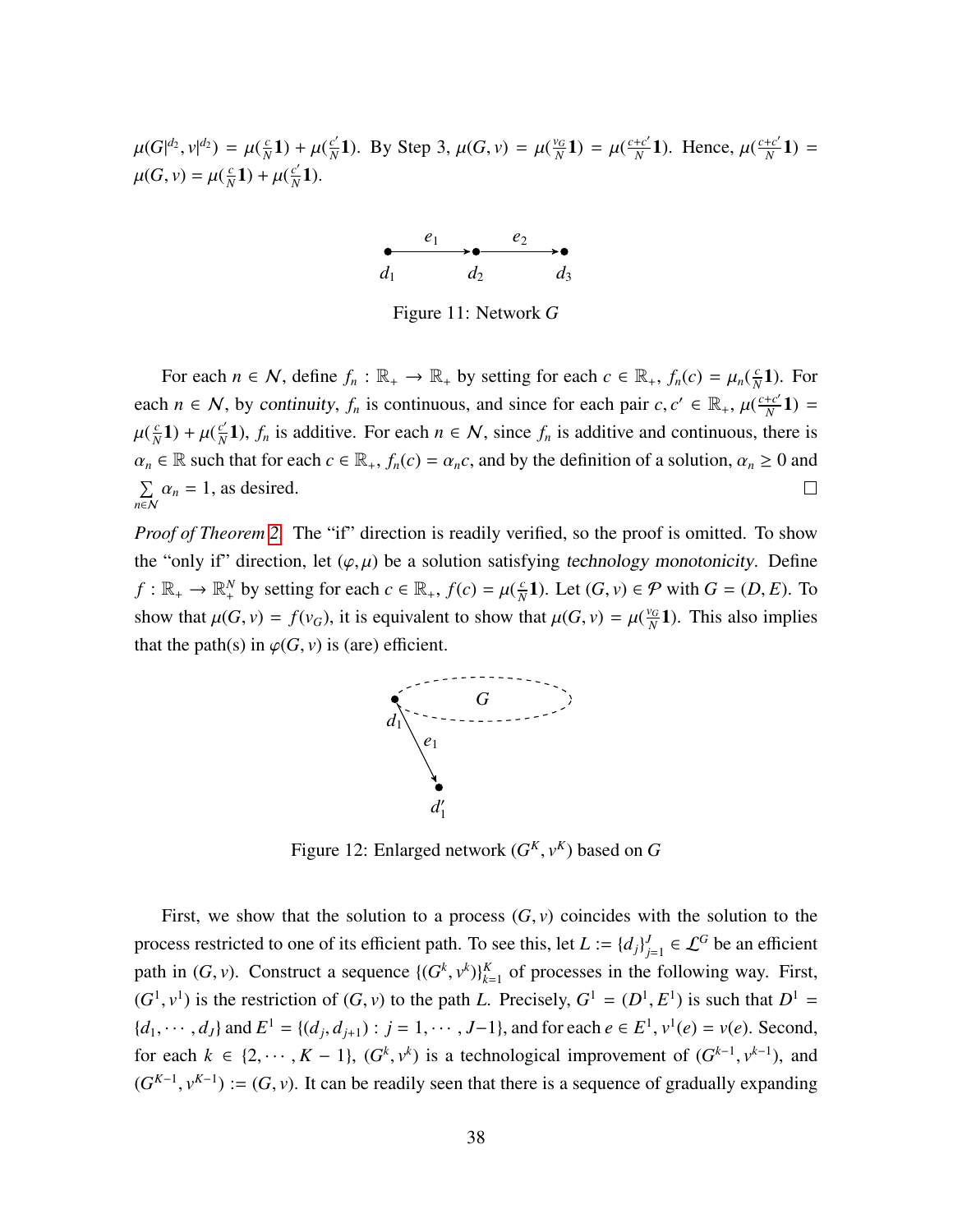$\mu(G|^{d_2}, v|^{d_2}) = \mu(\frac{c}{N}\mathbf{1}) + \mu(\frac{c'}{N}\mathbf{1})$. By Step 3, $\mu(G, v) = \mu(\frac{v_G}{N}\mathbf{1}) = \mu(\frac{c+c'}{N}\mathbf{1})$. Hence, $\mu(\frac{c+c'}{N}\mathbf{1}) = \mu(G, v) = \mu(\frac{c}{N}\mathbf{1}) + \mu(\frac{c'}{N}\mathbf{1})$.

Figure 11: Network $G$

For each $n \in \mathcal{N}$, define $f_n : \mathbb{R}_+ \to \mathbb{R}_+$ by setting for each $c \in \mathbb{R}_+$, $f_n(c) = \mu_n(\frac{c}{N}\mathbf{1})$. For each $n \in \mathcal{N}$, by *continuity*, $f_n$ is continuous, and since for each pair $c, c' \in \mathbb{R}_+$, $\mu(\frac{c+c'}{N}\mathbf{1}) = \mu(\frac{c}{N}\mathbf{1}) + \mu(\frac{c'}{N}\mathbf{1})$, $f_n$ is additive. For each $n \in \mathcal{N}$, since $f_n$ is additive and continuous, there is $\alpha_n \in \mathbb{R}$ such that for each $c \in \mathbb{R}_+$, $f_n(c) = \alpha_n c$, and by the definition of a solution, $\alpha_n \geq 0$ and $\sum_{n \in \mathcal{N}} \alpha_n = 1$, as desired. □

*Proof of Theorem 2.* The "if" direction is readily verified, so the proof is omitted. To show the "only if" direction, let $(\varphi, \mu)$ be a solution satisfying *technology monotonicity*. Define $f : \mathbb{R}_+ \to \mathbb{R}^N_+$ by setting for each $c \in \mathbb{R}_+$, $f(c) = \mu(\frac{c}{N}\mathbf{1})$. Let $(G, v) \in \mathcal{P}$ with $G = (D, E)$. To show that $\mu(G, v) = f(v_G)$, it is equivalent to show that $\mu(G, v) = \mu(\frac{v_G}{N}\mathbf{1})$. This also implies that the path(s) in $\varphi(G, v)$ is (are) efficient.

Figure 12: Enlarged network $(G^K, v^K)$ based on $G$

First, we show that the solution to a process $(G, v)$ coincides with the solution to the process restricted to one of its efficient path. To see this, let $L := \{d_j\}_{j=1}^J \in \mathcal{L}^G$ be an efficient path in $(G, v)$. Construct a sequence $\{(G^k, v^k)\}_{k=1}^K$ of processes in the following way. First, $(G^1, v^1)$ is the restriction of $(G, v)$ to the path $L$. Precisely, $G^1 = (D^1, E^1)$ is such that $D^1 = \{d_1, \cdots, d_J\}$ and $E^1 = \{(d_j, d_{j+1}) : j = 1, \cdots, J-1\}$, and for each $e \in E^1$, $v^1(e) = v(e)$. Second, for each $k \in \{2, \cdots, K-1\}$, $(G^k, v^k)$ is a technological improvement of $(G^{k-1}, v^{k-1})$, and $(G^{K-1}, v^{K-1}) := (G, v)$. It can be readily seen that there is a sequence of gradually expanding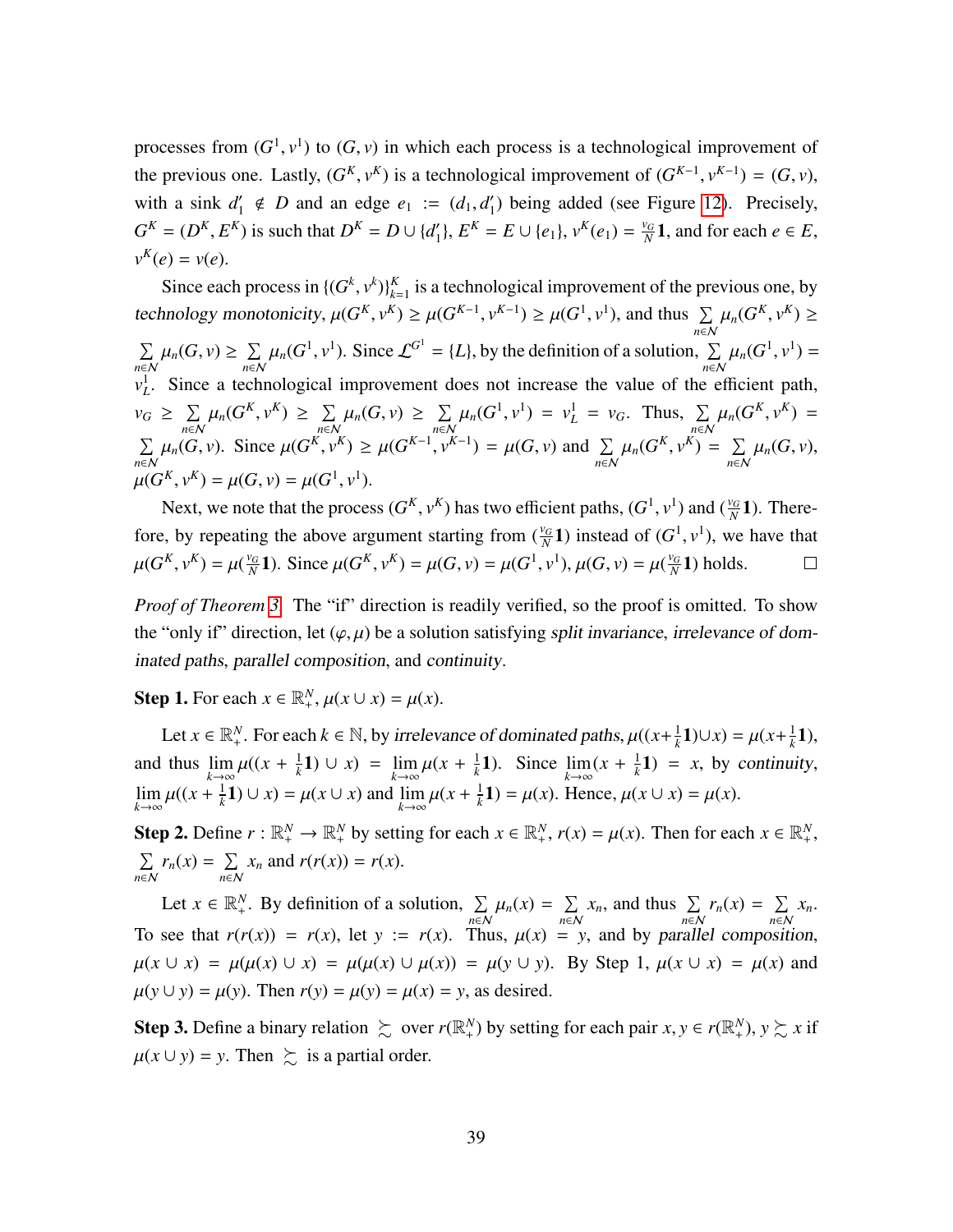processes from $(G^1, v^1)$ to $(G, v)$ in which each process is a technological improvement of the previous one. Lastly, $(G^K, v^K)$ is a technological improvement of $(G^{K-1}, v^{K-1}) = (G, v)$, with a sink $d_1' \notin D$ and an edge $e_1 := (d_1, d_1')$ being added (see Figure 12). Precisely, $G^K = (D^K, E^K)$ is such that $D^K = D \cup \{d_1'\}$, $E^K = E \cup \{e_1\}$, $v^K(e_1) = \frac{v_G}{N}\mathbf{1}$, and for each $e \in E$, $v^K(e) = v(e)$.

Since each process in $\{(G^k, v^k)\}_{k=1}^K$ is a technological improvement of the previous one, by *technology monotonicity*, $\mu(G^K, v^K) \geq \mu(G^{K-1}, v^{K-1}) \geq \mu(G^1, v^1)$, and thus $\sum_{n \in \mathcal{N}} \mu_n(G^K, v^K) \geq \sum_{n \in \mathcal{N}} \mu_n(G, v) \geq \sum_{n \in \mathcal{N}} \mu_n(G^1, v^1)$. Since $\mathcal{L}^{G^1} = \{L\}$, by the definition of a solution, $\sum_{n \in \mathcal{N}} \mu_n(G^1, v^1) = v_L^1$. Since a technological improvement does not increase the value of the efficient path, $v_G \geq \sum_{n \in \mathcal{N}} \mu_n(G^K, v^K) \geq \sum_{n \in \mathcal{N}} \mu_n(G, v) \geq \sum_{n \in \mathcal{N}} \mu_n(G^1, v^1) = v_L^1 = v_G$. Thus, $\sum_{n \in \mathcal{N}} \mu_n(G^K, v^K) = \sum_{n \in \mathcal{N}} \mu_n(G, v)$. Since $\mu(G^K, v^K) \geq \mu(G^{K-1}, v^{K-1}) = \mu(G, v)$ and $\sum_{n \in \mathcal{N}} \mu_n(G^K, v^K) = \sum_{n \in \mathcal{N}} \mu_n(G, v)$, $\mu(G^K, v^K) = \mu(G, v) = \mu(G^1, v^1)$.

Next, we note that the process $(G^K, v^K)$ has two efficient paths, $(G^1, v^1)$ and $(\frac{v_G}{N}\mathbf{1})$. Therefore, by repeating the above argument starting from $(\frac{v_G}{N}\mathbf{1})$ instead of $(G^1, v^1)$, we have that $\mu(G^K, v^K) = \mu(\frac{v_G}{N}\mathbf{1})$. Since $\mu(G^K, v^K) = \mu(G, v) = \mu(G^1, v^1)$, $\mu(G, v) = \mu(\frac{v_G}{N}\mathbf{1})$ holds. $\square$

*Proof of Theorem 3.* The "if" direction is readily verified, so the proof is omitted. To show the "only if" direction, let $(\varphi, \mu)$ be a solution satisfying *split invariance*, *irrelevance of dominated paths*, *parallel composition*, and *continuity*.

**Step 1.** For each $x \in \mathbb{R}_+^N$, $\mu(x \cup x) = \mu(x)$.

Let $x \in \mathbb{R}_+^N$. For each $k \in \mathbb{N}$, by *irrelevance of dominated paths*, $\mu((x + \frac{1}{k}\mathbf{1}) \cup x) = \mu(x + \frac{1}{k}\mathbf{1})$, and thus $\lim_{k \to \infty} \mu((x + \frac{1}{k}\mathbf{1}) \cup x) = \lim_{k \to \infty} \mu(x + \frac{1}{k}\mathbf{1})$. Since $\lim_{k \to \infty}(x + \frac{1}{k}\mathbf{1}) = x$, by *continuity*, $\lim_{k \to \infty} \mu((x + \frac{1}{k}\mathbf{1}) \cup x) = \mu(x \cup x)$ and $\lim_{k \to \infty} \mu(x + \frac{1}{k}\mathbf{1}) = \mu(x)$. Hence, $\mu(x \cup x) = \mu(x)$.

**Step 2.** Define $r : \mathbb{R}_+^N \to \mathbb{R}_+^N$ by setting for each $x \in \mathbb{R}_+^N$, $r(x) = \mu(x)$. Then for each $x \in \mathbb{R}_+^N$, $\sum_{n \in \mathcal{N}} r_n(x) = \sum_{n \in \mathcal{N}} x_n$ and $r(r(x)) = r(x)$.

Let $x \in \mathbb{R}_+^N$. By definition of a solution, $\sum_{n \in \mathcal{N}} \mu_n(x) = \sum_{n \in \mathcal{N}} x_n$, and thus $\sum_{n \in \mathcal{N}} r_n(x) = \sum_{n \in \mathcal{N}} x_n$. To see that $r(r(x)) = r(x)$, let $y := r(x)$. Thus, $\mu(x) = y$, and by *parallel composition*, $\mu(x \cup x) = \mu(\mu(x) \cup x) = \mu(\mu(x) \cup \mu(x)) = \mu(y \cup y)$. By Step 1, $\mu(x \cup x) = \mu(x)$ and $\mu(y \cup y) = \mu(y)$. Then $r(y) = \mu(y) = \mu(x) = y$, as desired.

**Step 3.** Define a binary relation $\succsim$ over $r(\mathbb{R}_+^N)$ by setting for each pair $x, y \in r(\mathbb{R}_+^N)$, $y \succsim x$ if $\mu(x \cup y) = y$. Then $\succsim$ is a partial order.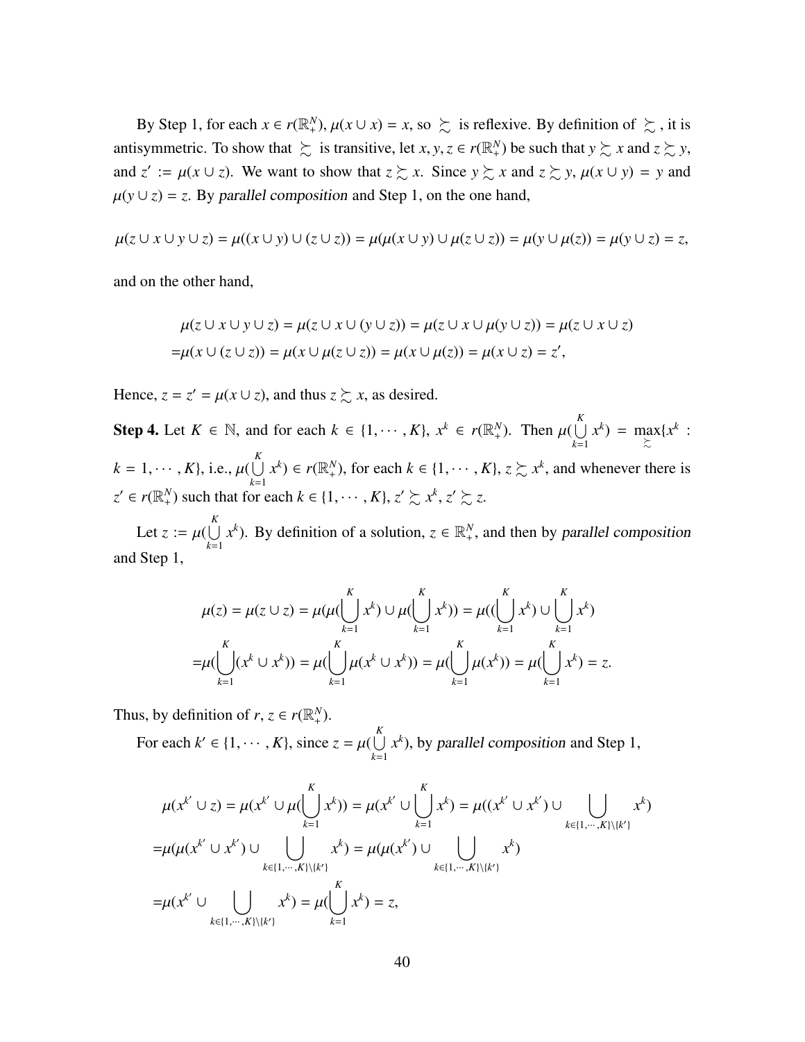By Step 1, for each $x \in r(\mathbb{R}^N_+)$, $\mu(x \cup x) = x$, so $\succsim$ is reflexive. By definition of $\succsim$, it is antisymmetric. To show that $\succsim$ is transitive, let $x, y, z \in r(\mathbb{R}^N_+)$ be such that $y \succsim x$ and $z \succsim y$, and $z' := \mu(x \cup z)$. We want to show that $z \succsim x$. Since $y \succsim x$ and $z \succsim y$, $\mu(x \cup y) = y$ and $\mu(y \cup z) = z$. By *parallel composition* and Step 1, on the one hand,

$$\mu(z \cup x \cup y \cup z) = \mu((x \cup y) \cup (z \cup z)) = \mu(\mu(x \cup y) \cup \mu(z \cup z)) = \mu(y \cup \mu(z)) = \mu(y \cup z) = z,$$

and on the other hand,

$$\begin{aligned}
&\mu(z \cup x \cup y \cup z) = \mu(z \cup x \cup (y \cup z)) = \mu(z \cup x \cup \mu(y \cup z)) = \mu(z \cup x \cup z) \\
=&\mu(x \cup (z \cup z)) = \mu(x \cup \mu(z \cup z)) = \mu(x \cup \mu(z)) = \mu(x \cup z) = z',
\end{aligned}$$

Hence, $z = z' = \mu(x \cup z)$, and thus $z \succsim x$, as desired.

**Step 4.** Let $K \in \mathbb{N}$, and for each $k \in \{1, \cdots, K\}$, $x^k \in r(\mathbb{R}^N_+)$. Then $\mu(\bigcup_{k=1}^K x^k) = \max_{\succsim}\{x^k : k = 1, \cdots, K\}$, i.e., $\mu(\bigcup_{k=1}^K x^k) \in r(\mathbb{R}^N_+)$, for each $k \in \{1, \cdots, K\}$, $z \succsim x^k$, and whenever there is $z' \in r(\mathbb{R}^N_+)$ such that for each $k \in \{1, \cdots, K\}$, $z' \succsim x^k$, $z' \succsim z$.

Let $z := \mu(\bigcup_{k=1}^K x^k)$. By definition of a solution, $z \in \mathbb{R}^N_+$, and then by *parallel composition* and Step 1,

$$\begin{aligned}
&\mu(z) = \mu(z \cup z) = \mu(\mu(\bigcup_{k=1}^K x^k) \cup \mu(\bigcup_{k=1}^K x^k)) = \mu((\bigcup_{k=1}^K x^k) \cup \bigcup_{k=1}^K x^k) \\
=&\mu(\bigcup_{k=1}^K (x^k \cup x^k)) = \mu(\bigcup_{k=1}^K \mu(x^k \cup x^k)) = \mu(\bigcup_{k=1}^K \mu(x^k)) = \mu(\bigcup_{k=1}^K x^k) = z.
\end{aligned}$$

Thus, by definition of $r$, $z \in r(\mathbb{R}^N_+)$.

For each $k' \in \{1, \cdots, K\}$, since $z = \mu(\bigcup_{k=1}^K x^k)$, by *parallel composition* and Step 1,

$$\begin{aligned}
&\mu(x^{k'} \cup z) = \mu(x^{k'} \cup \mu(\bigcup_{k=1}^K x^k)) = \mu(x^{k'} \cup \bigcup_{k=1}^K x^k) = \mu((x^{k'} \cup x^{k'}) \cup \bigcup_{k \in \{1,\cdots,K\} \setminus \{k'\}} x^k) \\
=&\mu(\mu(x^{k'} \cup x^{k'}) \cup \bigcup_{k \in \{1,\cdots,K\} \setminus \{k'\}} x^k) = \mu(\mu(x^{k'}) \cup \bigcup_{k \in \{1,\cdots,K\} \setminus \{k'\}} x^k) \\
=&\mu(x^{k'} \cup \bigcup_{k \in \{1,\cdots,K\} \setminus \{k'\}} x^k) = \mu(\bigcup_{k=1}^K x^k) = z,
\end{aligned}$$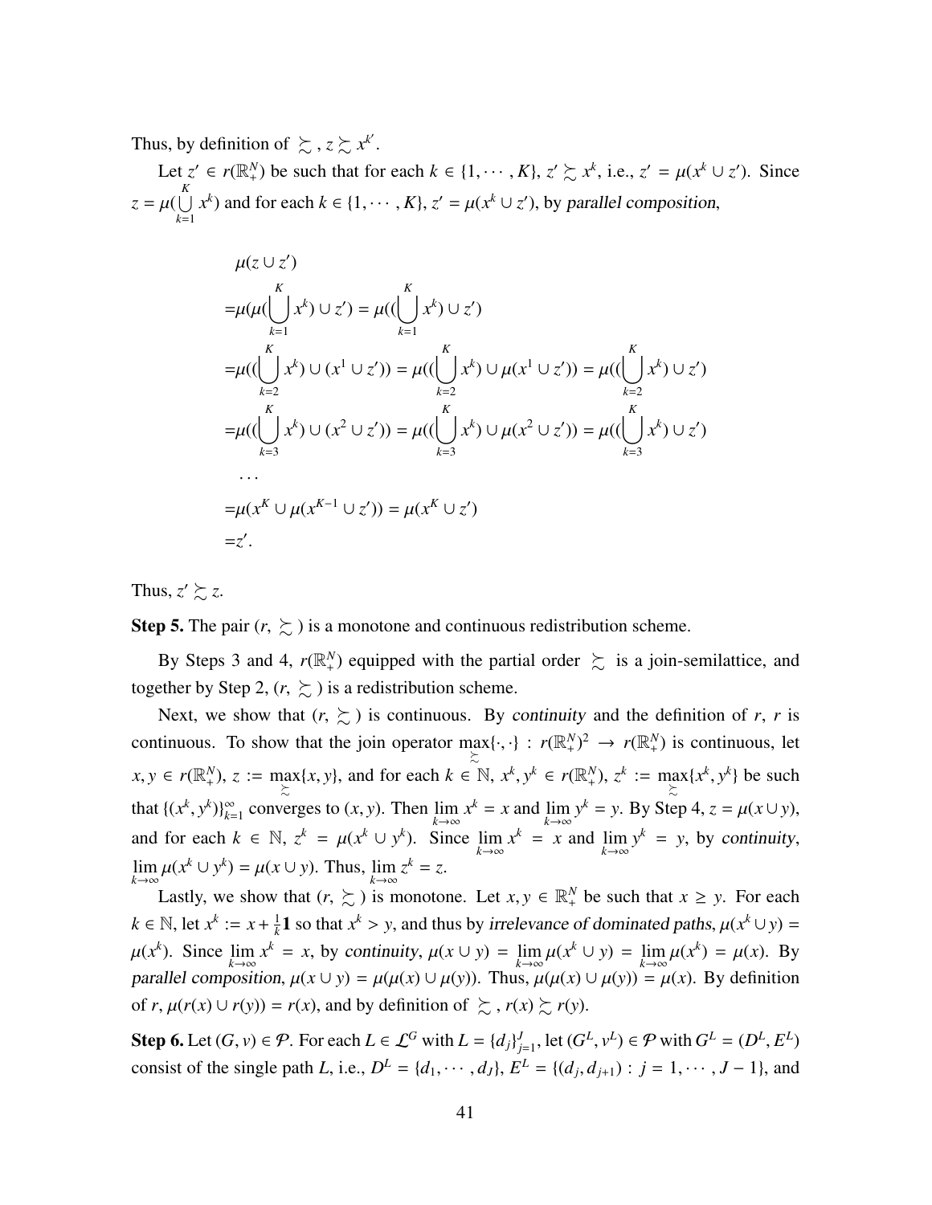Thus, by definition of $\succsim$, $z \succsim x^{k'}$.

Let $z' \in r(\mathbb{R}^N_+)$ be such that for each $k \in \{1, \cdots, K\}$, $z' \succsim x^k$, i.e., $z' = \mu(x^k \cup z')$. Since $z = \mu(\bigcup_{k=1}^{K} x^k)$ and for each $k \in \{1, \cdots, K\}$, $z' = \mu(x^k \cup z')$, by *parallel composition*,

$$
\begin{aligned}
&\mu(z \cup z') \\
=&\mu(\mu(\bigcup_{k=1}^{K} x^k) \cup z') = \mu((\bigcup_{k=1}^{K} x^k) \cup z') \\
=&\mu((\bigcup_{k=2}^{K} x^k) \cup (x^1 \cup z')) = \mu((\bigcup_{k=2}^{K} x^k) \cup \mu(x^1 \cup z')) = \mu((\bigcup_{k=2}^{K} x^k) \cup z') \\
=&\mu((\bigcup_{k=3}^{K} x^k) \cup (x^2 \cup z')) = \mu((\bigcup_{k=3}^{K} x^k) \cup \mu(x^2 \cup z')) = \mu((\bigcup_{k=3}^{K} x^k) \cup z') \\
&\cdots \\
=&\mu(x^K \cup \mu(x^{K-1} \cup z')) = \mu(x^K \cup z') \\
=&z'.
\end{aligned}
$$

Thus, $z' \succsim z$.

**Step 5.** The pair $(r, \succsim)$ is a monotone and continuous redistribution scheme.

By Steps 3 and 4, $r(\mathbb{R}^N_+)$ equipped with the partial order $\succsim$ is a join-semilattice, and together by Step 2, $(r, \succsim)$ is a redistribution scheme.

Next, we show that $(r, \succsim)$ is continuous. By *continuity* and the definition of $r$, $r$ is continuous. To show that the join operator $\max_{\succsim}\{\cdot, \cdot\} : r(\mathbb{R}^N_+)^2 \to r(\mathbb{R}^N_+)$ is continuous, let $x, y \in r(\mathbb{R}^N_+)$, $z := \max_{\succsim}\{x, y\}$, and for each $k \in \mathbb{N}$, $x^k, y^k \in r(\mathbb{R}^N_+)$, $z^k := \max_{\succsim}\{x^k, y^k\}$ be such that $\{(x^k, y^k)\}_{k=1}^{\infty}$ converges to $(x, y)$. Then $\lim_{k\to\infty} x^k = x$ and $\lim_{k\to\infty} y^k = y$. By Step 4, $z = \mu(x \cup y)$, and for each $k \in \mathbb{N}$, $z^k = \mu(x^k \cup y^k)$. Since $\lim_{k\to\infty} x^k = x$ and $\lim_{k\to\infty} y^k = y$, by *continuity*, $\lim_{k\to\infty} \mu(x^k \cup y^k) = \mu(x \cup y)$. Thus, $\lim_{k\to\infty} z^k = z$.

Lastly, we show that $(r, \succsim)$ is monotone. Let $x, y \in \mathbb{R}^N_+$ be such that $x \geq y$. For each $k \in \mathbb{N}$, let $x^k := x + \frac{1}{k}\mathbf{1}$ so that $x^k > y$, and thus by *irrelevance of dominated paths*, $\mu(x^k \cup y) = \mu(x^k)$. Since $\lim_{k\to\infty} x^k = x$, by *continuity*, $\mu(x \cup y) = \lim_{k\to\infty} \mu(x^k \cup y) = \lim_{k\to\infty} \mu(x^k) = \mu(x)$. By *parallel composition*, $\mu(x \cup y) = \mu(\mu(x) \cup \mu(y))$. Thus, $\mu(\mu(x) \cup \mu(y)) = \mu(x)$. By definition of $r$, $\mu(r(x) \cup r(y)) = r(x)$, and by definition of $\succsim$, $r(x) \succsim r(y)$.

**Step 6.** Let $(G, v) \in \mathcal{P}$. For each $L \in \mathcal{L}^G$ with $L = \{d_j\}_{j=1}^{J}$, let $(G^L, v^L) \in \mathcal{P}$ with $G^L = (D^L, E^L)$ consist of the single path $L$, i.e., $D^L = \{d_1, \cdots, d_J\}$, $E^L = \{(d_j, d_{j+1}) : j = 1, \cdots, J-1\}$, and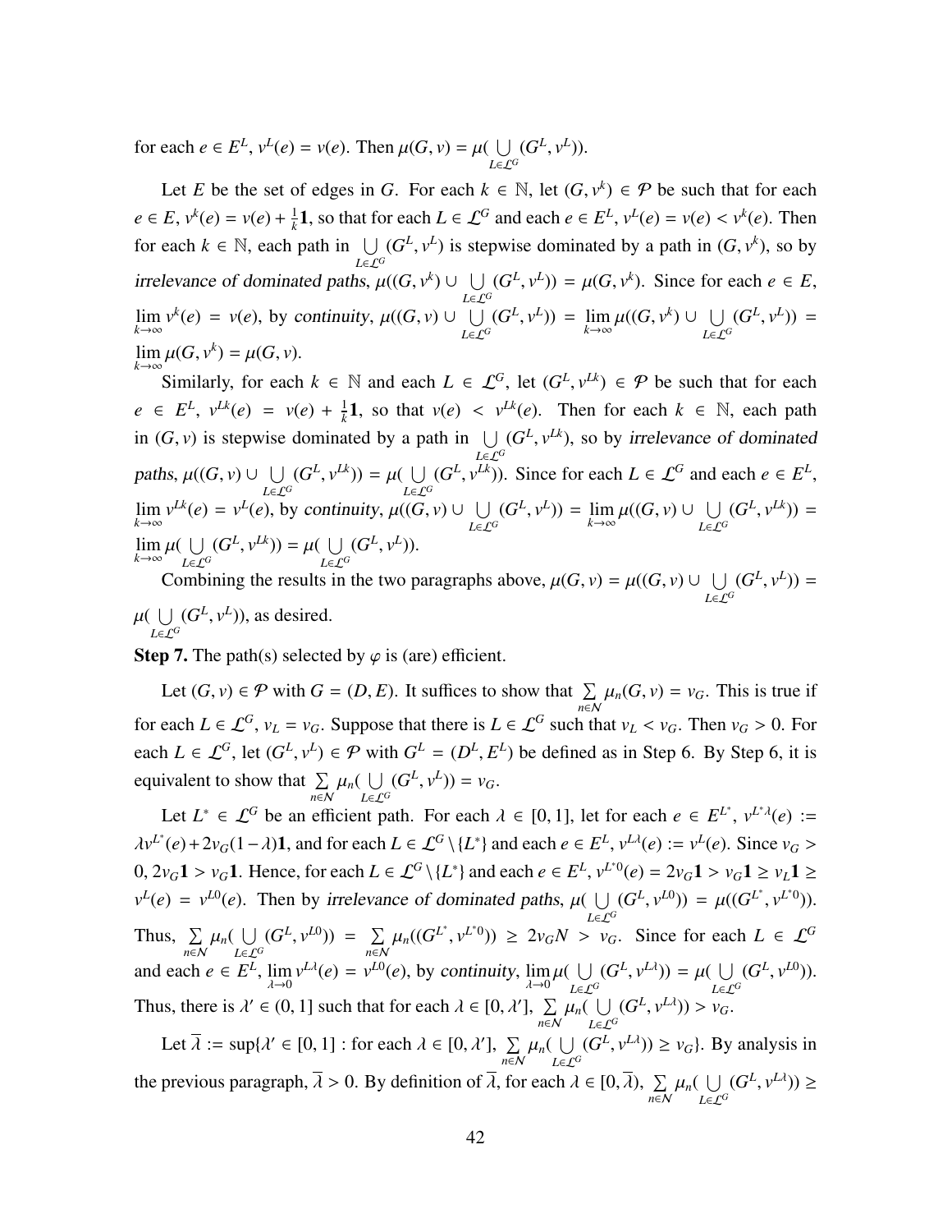for each $e \in E^L$, $v^L(e) = v(e)$. Then $\mu(G, v) = \mu(\bigcup_{L \in \mathcal{L}^G} (G^L, v^L))$.

Let $E$ be the set of edges in $G$. For each $k \in \mathbb{N}$, let $(G, v^k) \in \mathcal{P}$ be such that for each $e \in E$, $v^k(e) = v(e) + \frac{1}{k}\mathbf{1}$, so that for each $L \in \mathcal{L}^G$ and each $e \in E^L$, $v^L(e) = v(e) < v^k(e)$. Then for each $k \in \mathbb{N}$, each path in $\bigcup_{L \in \mathcal{L}^G} (G^L, v^L)$ is stepwise dominated by a path in $(G, v^k)$, so by *irrelevance of dominated paths*, $\mu((G, v^k) \cup \bigcup_{L \in \mathcal{L}^G} (G^L, v^L)) = \mu(G, v^k)$. Since for each $e \in E$, $\lim_{k \to \infty} v^k(e) = v(e)$, by *continuity*, $\mu((G, v) \cup \bigcup_{L \in \mathcal{L}^G} (G^L, v^L)) = \lim_{k \to \infty} \mu((G, v^k) \cup \bigcup_{L \in \mathcal{L}^G} (G^L, v^L)) = \lim_{k \to \infty} \mu(G, v^k) = \mu(G, v)$.

Similarly, for each $k \in \mathbb{N}$ and each $L \in \mathcal{L}^G$, let $(G^L, v^{Lk}) \in \mathcal{P}$ be such that for each $e \in E^L$, $v^{Lk}(e) = v(e) + \frac{1}{k}\mathbf{1}$, so that $v(e) < v^{Lk}(e)$. Then for each $k \in \mathbb{N}$, each path in $(G, v)$ is stepwise dominated by a path in $\bigcup_{L \in \mathcal{L}^G} (G^L, v^{Lk})$, so by *irrelevance of dominated paths*, $\mu((G, v) \cup \bigcup_{L \in \mathcal{L}^G} (G^L, v^{Lk})) = \mu(\bigcup_{L \in \mathcal{L}^G} (G^L, v^{Lk}))$. Since for each $L \in \mathcal{L}^G$ and each $e \in E^L$, $\lim_{k \to \infty} v^{Lk}(e) = v^L(e)$, by *continuity*, $\mu((G, v) \cup \bigcup_{L \in \mathcal{L}^G} (G^L, v^L)) = \lim_{k \to \infty} \mu((G, v) \cup \bigcup_{L \in \mathcal{L}^G} (G^L, v^{Lk})) = \lim_{k \to \infty} \mu(\bigcup_{L \in \mathcal{L}^G} (G^L, v^{Lk})) = \mu(\bigcup_{L \in \mathcal{L}^G} (G^L, v^L))$.

Combining the results in the two paragraphs above, $\mu(G, v) = \mu((G, v) \cup \bigcup_{L \in \mathcal{L}^G} (G^L, v^L)) = \mu(\bigcup_{L \in \mathcal{L}^G} (G^L, v^L))$, as desired.

**Step 7.** The path(s) selected by $\varphi$ is (are) efficient.

Let $(G, v) \in \mathcal{P}$ with $G = (D, E)$. It suffices to show that $\sum_{n \in \mathcal{N}} \mu_n(G, v) = v_G$. This is true if for each $L \in \mathcal{L}^G$, $v_L = v_G$. Suppose that there is $L \in \mathcal{L}^G$ such that $v_L < v_G$. Then $v_G > 0$. For each $L \in \mathcal{L}^G$, let $(G^L, v^L) \in \mathcal{P}$ with $G^L = (D^L, E^L)$ be defined as in Step 6. By Step 6, it is equivalent to show that $\sum_{n \in \mathcal{N}} \mu_n(\bigcup_{L \in \mathcal{L}^G} (G^L, v^L)) = v_G$.

Let $L^* \in \mathcal{L}^G$ be an efficient path. For each $\lambda \in [0, 1]$, let for each $e \in E^{L^*}$, $v^{L^*\lambda}(e) := \lambda v^{L^*}(e) + 2v_G(1 - \lambda)\mathbf{1}$, and for each $L \in \mathcal{L}^G \setminus \{L^*\}$ and each $e \in E^L$, $v^{L\lambda}(e) := v^L(e)$. Since $v_G > 0$, $2v_G\mathbf{1} > v_G\mathbf{1}$. Hence, for each $L \in \mathcal{L}^G \setminus \{L^*\}$ and each $e \in E^L$, $v^{L^*0}(e) = 2v_G\mathbf{1} > v_G\mathbf{1} \geq v_L\mathbf{1} \geq v^L(e) = v^{L0}(e)$. Then by *irrelevance of dominated paths*, $\mu(\bigcup_{L \in \mathcal{L}^G} (G^L, v^{L0})) = \mu((G^{L^*}, v^{L^*0}))$. Thus, $\sum_{n \in \mathcal{N}} \mu_n(\bigcup_{L \in \mathcal{L}^G} (G^L, v^{L0})) = \sum_{n \in \mathcal{N}} \mu_n((G^{L^*}, v^{L^*0})) \geq 2v_G N > v_G$. Since for each $L \in \mathcal{L}^G$ and each $e \in E^L$, $\lim_{\lambda \to 0} v^{L\lambda}(e) = v^{L0}(e)$, by *continuity*, $\lim_{\lambda \to 0} \mu(\bigcup_{L \in \mathcal{L}^G} (G^L, v^{L\lambda})) = \mu(\bigcup_{L \in \mathcal{L}^G} (G^L, v^{L0}))$. Thus, there is $\lambda' \in (0, 1]$ such that for each $\lambda \in [0, \lambda']$, $\sum_{n \in \mathcal{N}} \mu_n(\bigcup_{L \in \mathcal{L}^G} (G^L, v^{L\lambda})) > v_G$.

Let $\overline{\lambda} := \sup\{\lambda' \in [0, 1] : \text{for each } \lambda \in [0, \lambda'], \sum_{n \in \mathcal{N}} \mu_n(\bigcup_{L \in \mathcal{L}^G} (G^L, v^{L\lambda})) \geq v_G\}$. By analysis in the previous paragraph, $\overline{\lambda} > 0$. By definition of $\overline{\lambda}$, for each $\lambda \in [0, \overline{\lambda})$, $\sum_{n \in \mathcal{N}} \mu_n(\bigcup_{L \in \mathcal{L}^G} (G^L, v^{L\lambda})) \geq$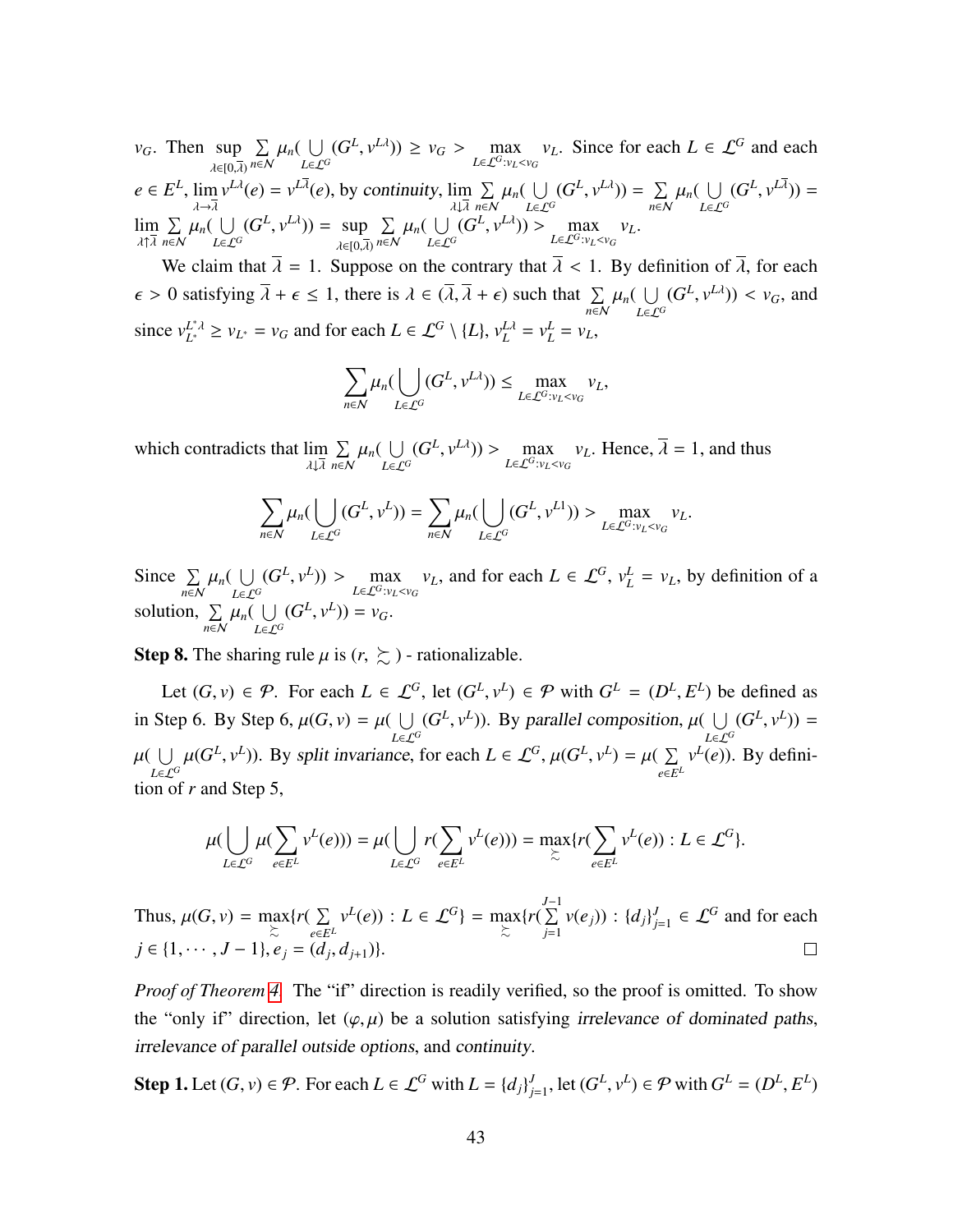$v_G$. Then $\sup_{\lambda\in[0,\overline{\lambda})} \sum_{n\in\mathcal{N}} \mu_n(\bigcup_{L\in\mathcal{L}^G} (G^L, v^{L\lambda})) \geq v_G > \max_{L\in\mathcal{L}^G: v_L < v_G} v_L$. Since for each $L \in \mathcal{L}^G$ and each $e \in E^L$, $\lim_{\lambda\to\overline{\lambda}} v^{L\lambda}(e) = v^{L\overline{\lambda}}(e)$, by *continuity*, $\lim_{\lambda\downarrow\overline{\lambda}} \sum_{n\in\mathcal{N}} \mu_n(\bigcup_{L\in\mathcal{L}^G} (G^L, v^{L\lambda})) = \sum_{n\in\mathcal{N}} \mu_n(\bigcup_{L\in\mathcal{L}^G} (G^L, v^{L\overline{\lambda}})) = \lim_{\lambda\uparrow\overline{\lambda}} \sum_{n\in\mathcal{N}} \mu_n(\bigcup_{L\in\mathcal{L}^G} (G^L, v^{L\lambda})) = \sup_{\lambda\in[0,\overline{\lambda})} \sum_{n\in\mathcal{N}} \mu_n(\bigcup_{L\in\mathcal{L}^G} (G^L, v^{L\lambda})) > \max_{L\in\mathcal{L}^G: v_L < v_G} v_L$.

We claim that $\overline{\lambda} = 1$. Suppose on the contrary that $\overline{\lambda} < 1$. By definition of $\overline{\lambda}$, for each $\epsilon > 0$ satisfying $\overline{\lambda} + \epsilon \leq 1$, there is $\lambda \in (\overline{\lambda}, \overline{\lambda} + \epsilon)$ such that $\sum_{n\in\mathcal{N}} \mu_n(\bigcup_{L\in\mathcal{L}^G} (G^L, v^{L\lambda})) < v_G$, and since $v^{L^*\lambda}_{L^*} \geq v_{L^*} = v_G$ and for each $L \in \mathcal{L}^G \setminus \{L\}$, $v^{L\lambda}_L = v^L_L = v_L$,

$$\sum_{n\in\mathcal{N}} \mu_n(\bigcup_{L\in\mathcal{L}^G} (G^L, v^{L\lambda})) \leq \max_{L\in\mathcal{L}^G: v_L < v_G} v_L,$$

which contradicts that $\lim_{\lambda\downarrow\overline{\lambda}} \sum_{n\in\mathcal{N}} \mu_n(\bigcup_{L\in\mathcal{L}^G} (G^L, v^{L\lambda})) > \max_{L\in\mathcal{L}^G: v_L < v_G} v_L$. Hence, $\overline{\lambda} = 1$, and thus

$$\sum_{n\in\mathcal{N}} \mu_n(\bigcup_{L\in\mathcal{L}^G} (G^L, v^L)) = \sum_{n\in\mathcal{N}} \mu_n(\bigcup_{L\in\mathcal{L}^G} (G^L, v^{L1})) > \max_{L\in\mathcal{L}^G: v_L < v_G} v_L.$$

Since $\sum_{n\in\mathcal{N}} \mu_n(\bigcup_{L\in\mathcal{L}^G} (G^L, v^L)) > \max_{L\in\mathcal{L}^G: v_L < v_G} v_L$, and for each $L \in \mathcal{L}^G$, $v^L_L = v_L$, by definition of a solution, $\sum_{n\in\mathcal{N}} \mu_n(\bigcup_{L\in\mathcal{L}^G} (G^L, v^L)) = v_G$.

**Step 8.** The sharing rule $\mu$ is $(r, \succsim)$ - rationalizable.

Let $(G, v) \in \mathcal{P}$. For each $L \in \mathcal{L}^G$, let $(G^L, v^L) \in \mathcal{P}$ with $G^L = (D^L, E^L)$ be defined as in Step 6. By Step 6, $\mu(G, v) = \mu(\bigcup_{L\in\mathcal{L}^G} (G^L, v^L))$. By *parallel composition*, $\mu(\bigcup_{L\in\mathcal{L}^G} (G^L, v^L)) = \mu(\bigcup_{L\in\mathcal{L}^G} \mu(G^L, v^L))$. By *split invariance*, for each $L \in \mathcal{L}^G$, $\mu(G^L, v^L) = \mu(\sum_{e\in E^L} v^L(e))$. By definition of $r$ and Step 5,

$$\mu(\bigcup_{L\in\mathcal{L}^G} \mu(\sum_{e\in E^L} v^L(e))) = \mu(\bigcup_{L\in\mathcal{L}^G} r(\sum_{e\in E^L} v^L(e))) = \max_{\succsim}\{r(\sum_{e\in E^L} v^L(e)) : L \in \mathcal{L}^G\}.$$

Thus, $\mu(G, v) = \max_{\succsim}\{r(\sum_{e\in E^L} v^L(e)) : L \in \mathcal{L}^G\} = \max_{\succsim}\{r(\sum_{j=1}^{J-1} v(e_j)) : \{d_j\}_{j=1}^J \in \mathcal{L}^G$ and for each $j \in \{1, \cdots, J-1\}, e_j = (d_j, d_{j+1})\}$. □

*Proof of Theorem 4.* The "if" direction is readily verified, so the proof is omitted. To show the "only if" direction, let $(\varphi, \mu)$ be a solution satisfying *irrelevance of dominated paths*, *irrelevance of parallel outside options*, and *continuity*.

**Step 1.** Let $(G, v) \in \mathcal{P}$. For each $L \in \mathcal{L}^G$ with $L = \{d_j\}_{j=1}^J$, let $(G^L, v^L) \in \mathcal{P}$ with $G^L = (D^L, E^L)$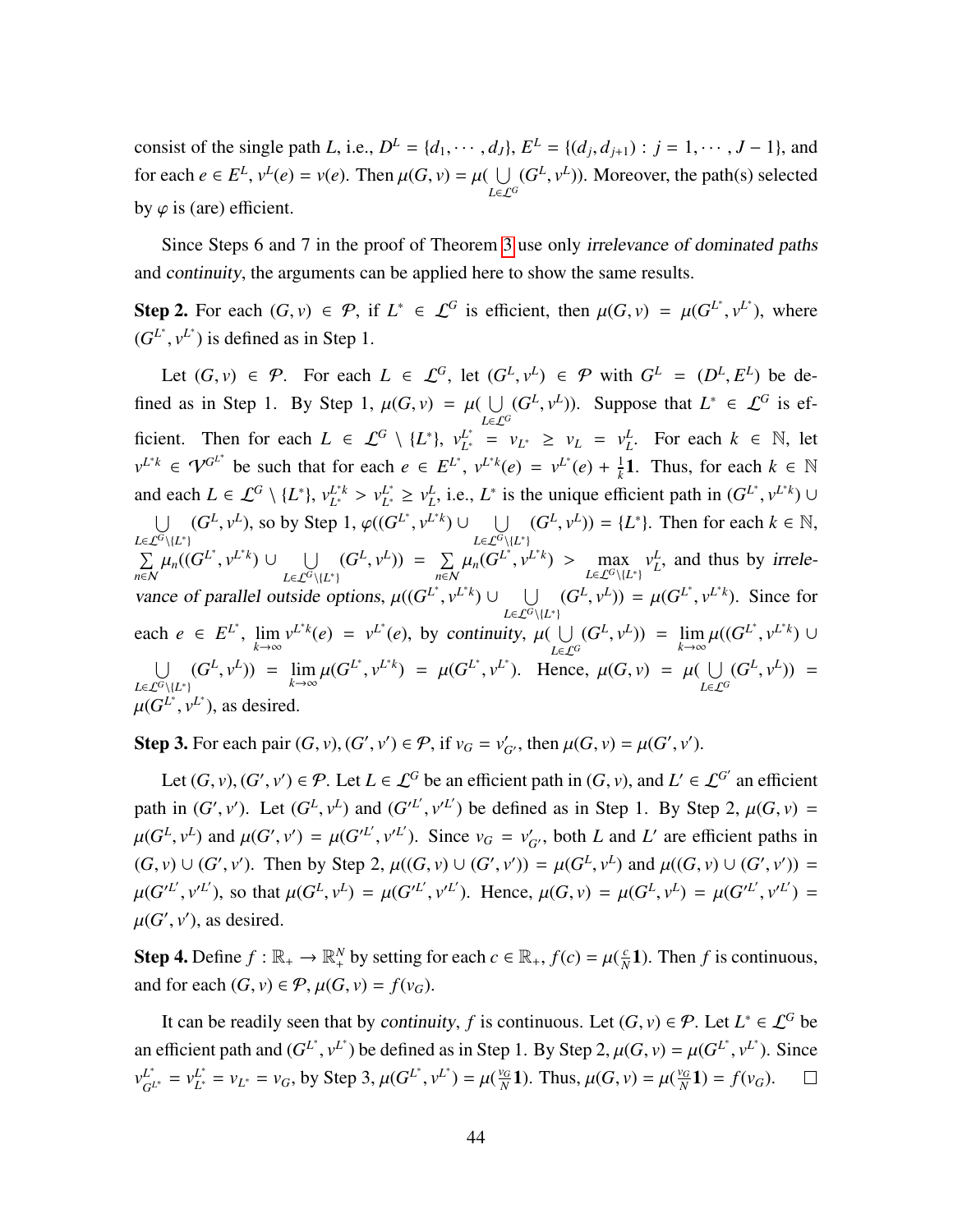consist of the single path $L$, i.e., $D^L = \{d_1, \cdots, d_J\}$, $E^L = \{(d_j, d_{j+1}) : j = 1, \cdots, J-1\}$, and for each $e \in E^L$, $v^L(e) = v(e)$. Then $\mu(G, v) = \mu(\bigcup_{L \in \mathcal{L}^G} (G^L, v^L))$. Moreover, the path(s) selected by $\varphi$ is (are) efficient.

Since Steps 6 and 7 in the proof of Theorem 3 use only *irrelevance of dominated paths* and *continuity*, the arguments can be applied here to show the same results.

**Step 2.** For each $(G, v) \in \mathcal{P}$, if $L^* \in \mathcal{L}^G$ is efficient, then $\mu(G, v) = \mu(G^{L^*}, v^{L^*})$, where $(G^{L^*}, v^{L^*})$ is defined as in Step 1.

Let $(G, v) \in \mathcal{P}$. For each $L \in \mathcal{L}^G$, let $(G^L, v^L) \in \mathcal{P}$ with $G^L = (D^L, E^L)$ be defined as in Step 1. By Step 1, $\mu(G, v) = \mu(\bigcup_{L \in \mathcal{L}^G} (G^L, v^L))$. Suppose that $L^* \in \mathcal{L}^G$ is efficient. Then for each $L \in \mathcal{L}^G \setminus \{L^*\}$, $v^{L^*}_{L^*} = v_{L^*} \geq v_L = v^L_L$. For each $k \in \mathbb{N}$, let $v^{L^*k} \in \mathcal{V}^{G^{L^*}}$ be such that for each $e \in E^{L^*}$, $v^{L^*k}(e) = v^{L^*}(e) + \frac{1}{k}\mathbf{1}$. Thus, for each $k \in \mathbb{N}$ and each $L \in \mathcal{L}^G \setminus \{L^*\}$, $v^{L^*k}_{L^*} > v^{L^*}_{L^*} \geq v^L_L$, i.e., $L^*$ is the unique efficient path in $(G^{L^*}, v^{L^*k}) \cup \bigcup_{L \in \mathcal{L}^G \setminus \{L^*\}} (G^L, v^L)$, so by Step 1, $\varphi((G^{L^*}, v^{L^*k}) \cup \bigcup_{L \in \mathcal{L}^G \setminus \{L^*\}} (G^L, v^L)) = \{L^*\}$. Then for each $k \in \mathbb{N}$, $\sum_{n \in \mathcal{N}} \mu_n((G^{L^*}, v^{L^*k}) \cup \bigcup_{L \in \mathcal{L}^G \setminus \{L^*\}} (G^L, v^L)) = \sum_{n \in \mathcal{N}} \mu_n(G^{L^*}, v^{L^*k}) > \max_{L \in \mathcal{L}^G \setminus \{L^*\}} v^L_L$, and thus by *irrelevance of parallel outside options*, $\mu((G^{L^*}, v^{L^*k}) \cup \bigcup_{L \in \mathcal{L}^G \setminus \{L^*\}} (G^L, v^L)) = \mu(G^{L^*}, v^{L^*k})$. Since for each $e \in E^{L^*}$, $\lim_{k \to \infty} v^{L^*k}(e) = v^{L^*}(e)$, by *continuity*, $\mu(\bigcup_{L \in \mathcal{L}^G} (G^L, v^L)) = \lim_{k \to \infty} \mu((G^{L^*}, v^{L^*k}) \cup \bigcup_{L \in \mathcal{L}^G \setminus \{L^*\}} (G^L, v^L)) = \lim_{k \to \infty} \mu(G^{L^*}, v^{L^*k}) = \mu(G^{L^*}, v^{L^*})$. Hence, $\mu(G, v) = \mu(\bigcup_{L \in \mathcal{L}^G} (G^L, v^L)) = \mu(G^{L^*}, v^{L^*})$, as desired.

**Step 3.** For each pair $(G, v), (G', v') \in \mathcal{P}$, if $v_G = v'_{G'}$, then $\mu(G, v) = \mu(G', v')$.

Let $(G, v), (G', v') \in \mathcal{P}$. Let $L \in \mathcal{L}^G$ be an efficient path in $(G, v)$, and $L' \in \mathcal{L}^{G'}$ an efficient path in $(G', v')$. Let $(G^L, v^L)$ and $(G'^{L'}, v'^{L'})$ be defined as in Step 1. By Step 2, $\mu(G, v) = \mu(G^L, v^L)$ and $\mu(G', v') = \mu(G'^{L'}, v'^{L'})$. Since $v_G = v'_{G'}$, both $L$ and $L'$ are efficient paths in $(G, v) \cup (G', v')$. Then by Step 2, $\mu((G, v) \cup (G', v')) = \mu(G^L, v^L)$ and $\mu((G, v) \cup (G', v')) = \mu(G'^{L'}, v'^{L'})$, so that $\mu(G^L, v^L) = \mu(G'^{L'}, v'^{L'})$. Hence, $\mu(G, v) = \mu(G^L, v^L) = \mu(G'^{L'}, v'^{L'}) = \mu(G', v')$, as desired.

**Step 4.** Define $f : \mathbb{R}_+ \to \mathbb{R}^N_+$ by setting for each $c \in \mathbb{R}_+$, $f(c) = \mu(\frac{c}{N}\mathbf{1})$. Then $f$ is continuous, and for each $(G, v) \in \mathcal{P}$, $\mu(G, v) = f(v_G)$.

It can be readily seen that by *continuity*, $f$ is continuous. Let $(G, v) \in \mathcal{P}$. Let $L^* \in \mathcal{L}^G$ be an efficient path and $(G^{L^*}, v^{L^*})$ be defined as in Step 1. By Step 2, $\mu(G, v) = \mu(G^{L^*}, v^{L^*})$. Since $v^{L^*}_{G^{L^*}} = v^{L^*}_{L^*} = v_{L^*} = v_G$, by Step 3, $\mu(G^{L^*}, v^{L^*}) = \mu(\frac{v_G}{N}\mathbf{1})$. Thus, $\mu(G, v) = \mu(\frac{v_G}{N}\mathbf{1}) = f(v_G)$. $\square$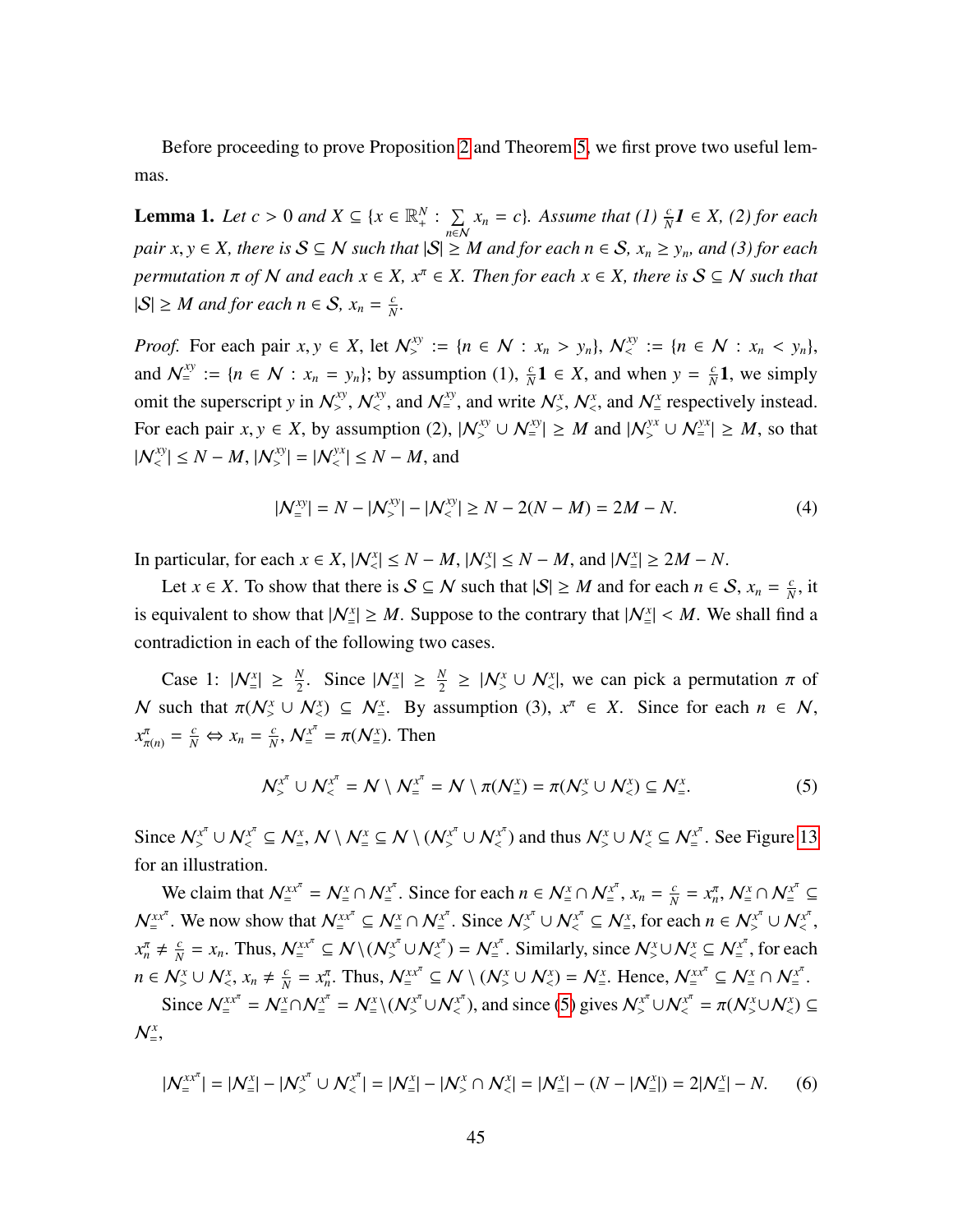Before proceeding to prove Proposition 2 and Theorem 5, we first prove two useful lemmas.

**Lemma 1.** *Let $c > 0$ and $X \subseteq \{x \in \mathbb{R}^N_+ : \sum_{n\in\mathcal{N}} x_n = c\}$. Assume that (1) $\frac{c}{N}\mathbf{1} \in X$, (2) for each pair $x, y \in X$, there is $\mathcal{S} \subseteq \mathcal{N}$ such that $|\mathcal{S}| \geq M$ and for each $n \in \mathcal{S}$, $x_n \geq y_n$, and (3) for each permutation $\pi$ of $\mathcal{N}$ and each $x \in X$, $x^\pi \in X$. Then for each $x \in X$, there is $\mathcal{S} \subseteq \mathcal{N}$ such that $|\mathcal{S}| \geq M$ and for each $n \in \mathcal{S}$, $x_n = \frac{c}{N}$.*

*Proof.* For each pair $x, y \in X$, let $\mathcal{N}^{xy}_> := \{n \in \mathcal{N} : x_n > y_n\}$, $\mathcal{N}^{xy}_< := \{n \in \mathcal{N} : x_n < y_n\}$, and $\mathcal{N}^{xy}_= := \{n \in \mathcal{N} : x_n = y_n\}$; by assumption (1), $\frac{c}{N}\mathbf{1} \in X$, and when $y = \frac{c}{N}\mathbf{1}$, we simply omit the superscript $y$ in $\mathcal{N}^{xy}_>$, $\mathcal{N}^{xy}_<$, and $\mathcal{N}^{xy}_=$, and write $\mathcal{N}^x_>$, $\mathcal{N}^x_<$, and $\mathcal{N}^x_=$ respectively instead. For each pair $x, y \in X$, by assumption (2), $|\mathcal{N}^{xy}_> \cup \mathcal{N}^{xy}_=| \geq M$ and $|\mathcal{N}^{yx}_> \cup \mathcal{N}^{yx}_=| \geq M$, so that $|\mathcal{N}^{xy}_<| \leq N - M$, $|\mathcal{N}^{xy}_>| = |\mathcal{N}^{yx}_<| \leq N - M$, and

$$|\mathcal{N}^{xy}_=| = N - |\mathcal{N}^{xy}_>| - |\mathcal{N}^{xy}_<| \geq N - 2(N - M) = 2M - N. \tag{4}$$

In particular, for each $x \in X$, $|\mathcal{N}^x_<| \leq N - M$, $|\mathcal{N}^x_>| \leq N - M$, and $|\mathcal{N}^x_=| \geq 2M - N$.

Let $x \in X$. To show that there is $\mathcal{S} \subseteq \mathcal{N}$ such that $|\mathcal{S}| \geq M$ and for each $n \in \mathcal{S}$, $x_n = \frac{c}{N}$, it is equivalent to show that $|\mathcal{N}^x_=| \geq M$. Suppose to the contrary that $|\mathcal{N}^x_=| < M$. We shall find a contradiction in each of the following two cases.

Case 1: $|\mathcal{N}^x_=| \geq \frac{N}{2}$. Since $|\mathcal{N}^x_=| \geq \frac{N}{2} \geq |\mathcal{N}^x_> \cup \mathcal{N}^x_<|$, we can pick a permutation $\pi$ of $\mathcal{N}$ such that $\pi(\mathcal{N}^x_> \cup \mathcal{N}^x_<) \subseteq \mathcal{N}^x_=$. By assumption (3), $x^\pi \in X$. Since for each $n \in \mathcal{N}$, $x^\pi_{\pi(n)} = \frac{c}{N} \Leftrightarrow x_n = \frac{c}{N}$, $\mathcal{N}^{x^\pi}_= = \pi(\mathcal{N}^x_=)$. Then

$$\mathcal{N}^{x^\pi}_> \cup \mathcal{N}^{x^\pi}_< = \mathcal{N} \setminus \mathcal{N}^{x^\pi}_= = \mathcal{N} \setminus \pi(\mathcal{N}^x_=) = \pi(\mathcal{N}^x_> \cup \mathcal{N}^x_<) \subseteq \mathcal{N}^x_=. \tag{5}$$

Since $\mathcal{N}^{x^\pi}_> \cup \mathcal{N}^{x^\pi}_< \subseteq \mathcal{N}^x_=$, $\mathcal{N} \setminus \mathcal{N}^x_= \subseteq \mathcal{N} \setminus (\mathcal{N}^{x^\pi}_> \cup \mathcal{N}^{x^\pi}_<)$ and thus $\mathcal{N}^x_> \cup \mathcal{N}^x_< \subseteq \mathcal{N}^{x^\pi}_=$. See Figure 13 for an illustration.

We claim that $\mathcal{N}^{xx^\pi}_= = \mathcal{N}^x_= \cap \mathcal{N}^{x^\pi}_=$. Since for each $n \in \mathcal{N}^x_= \cap \mathcal{N}^{x^\pi}_=$, $x_n = \frac{c}{N} = x^\pi_n$, $\mathcal{N}^x_= \cap \mathcal{N}^{x^\pi}_= \subseteq \mathcal{N}^{xx^\pi}_=$. We now show that $\mathcal{N}^{xx^\pi}_= \subseteq \mathcal{N}^x_= \cap \mathcal{N}^{x^\pi}_=$. Since $\mathcal{N}^{x^\pi}_> \cup \mathcal{N}^{x^\pi}_< \subseteq \mathcal{N}^x_=$, for each $n \in \mathcal{N}^{x^\pi}_> \cup \mathcal{N}^{x^\pi}_<$, $x^\pi_n \neq \frac{c}{N} = x_n$. Thus, $\mathcal{N}^{xx^\pi}_= \subseteq \mathcal{N} \setminus (\mathcal{N}^{x^\pi}_> \cup \mathcal{N}^{x^\pi}_<) = \mathcal{N}^{x^\pi}_=$. Similarly, since $\mathcal{N}^x_> \cup \mathcal{N}^x_< \subseteq \mathcal{N}^{x^\pi}_=$, for each $n \in \mathcal{N}^x_> \cup \mathcal{N}^x_<$, $x_n \neq \frac{c}{N} = x^\pi_n$. Thus, $\mathcal{N}^{xx^\pi}_= \subseteq \mathcal{N} \setminus (\mathcal{N}^x_> \cup \mathcal{N}^x_<) = \mathcal{N}^x_=$. Hence, $\mathcal{N}^{xx^\pi}_= \subseteq \mathcal{N}^x_= \cap \mathcal{N}^{x^\pi}_=$.

Since $\mathcal{N}^{xx^\pi}_= = \mathcal{N}^x_= \cap \mathcal{N}^{x^\pi}_= = \mathcal{N}^x_= \setminus (\mathcal{N}^{x^\pi}_> \cup \mathcal{N}^{x^\pi}_<)$, and since (5) gives $\mathcal{N}^{x^\pi}_> \cup \mathcal{N}^{x^\pi}_< = \pi(\mathcal{N}^x_> \cup \mathcal{N}^x_<) \subseteq \mathcal{N}^x_=$,

$$|\mathcal{N}^{xx^\pi}_=| = |\mathcal{N}^x_=| - |\mathcal{N}^{x^\pi}_> \cup \mathcal{N}^{x^\pi}_<| = |\mathcal{N}^x_=| - |\mathcal{N}^x_> \cap \mathcal{N}^x_<| = |\mathcal{N}^x_=| - (N - |\mathcal{N}^x_=|) = 2|\mathcal{N}^x_=| - N. \tag{6}$$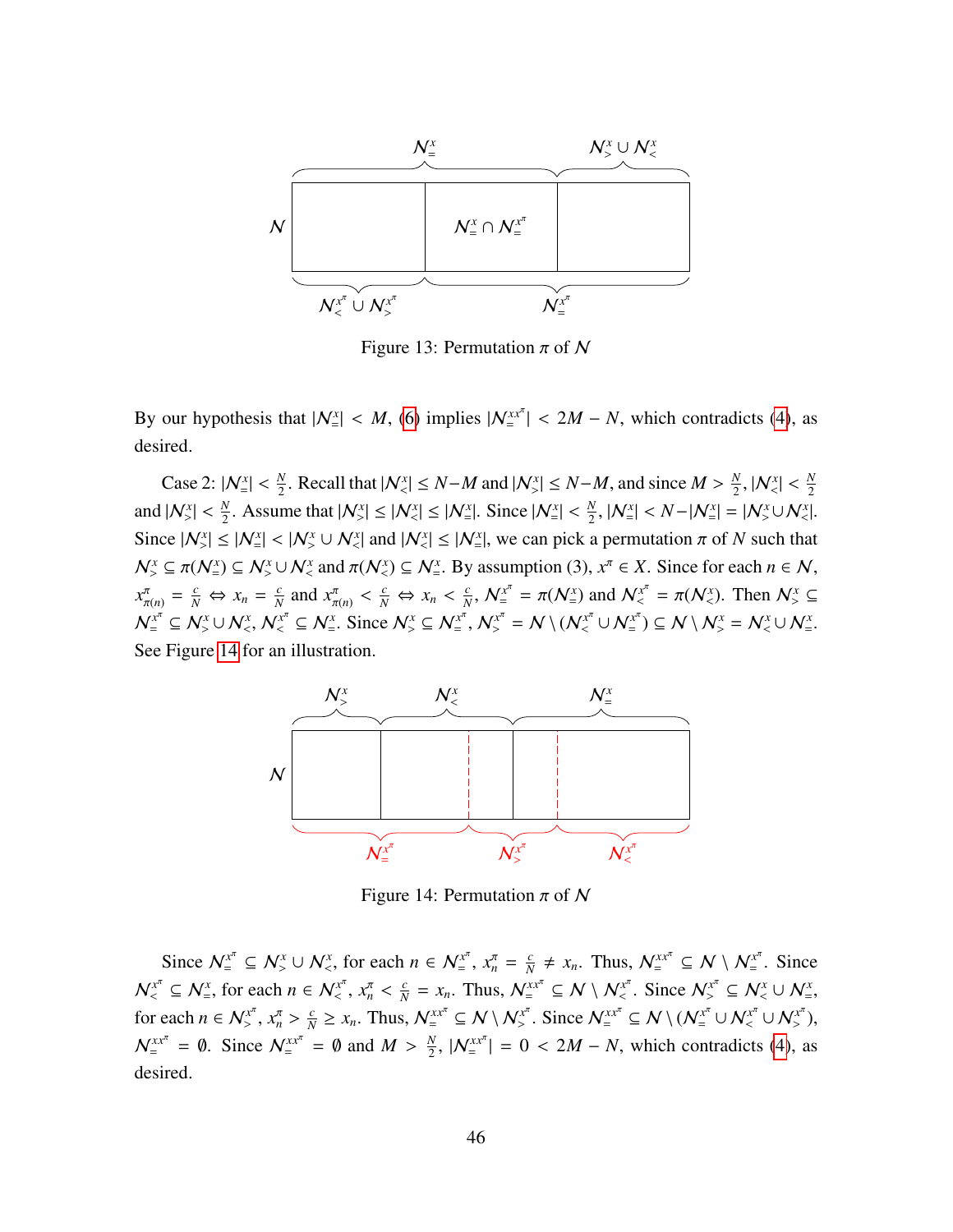Figure 13: Permutation $\pi$ of $\mathcal{N}$

By our hypothesis that $|\mathcal{N}_=^x| < M$, (6) implies $|\mathcal{N}_=^{xx^\pi}| < 2M - N$, which contradicts (4), as desired.

Case 2: $|\mathcal{N}_=^x| < \frac{N}{2}$. Recall that $|\mathcal{N}_<^x| \leq N-M$ and $|\mathcal{N}_>^x| \leq N-M$, and since $M > \frac{N}{2}$, $|\mathcal{N}_<^x| < \frac{N}{2}$ and $|\mathcal{N}_>^x| < \frac{N}{2}$. Assume that $|\mathcal{N}_>^x| \leq |\mathcal{N}_<^x| \leq |\mathcal{N}_=^x|$. Since $|\mathcal{N}_=^x| < \frac{N}{2}$, $|\mathcal{N}_=^x| < N - |\mathcal{N}_=^x| = |\mathcal{N}_>^x \cup \mathcal{N}_<^x|$. Since $|\mathcal{N}_>^x| \leq |\mathcal{N}_=^x| < |\mathcal{N}_>^x \cup \mathcal{N}_<^x|$ and $|\mathcal{N}_<^x| \leq |\mathcal{N}_=^x|$, we can pick a permutation $\pi$ of $N$ such that $\mathcal{N}_>^x \subseteq \pi(\mathcal{N}_=^x) \subseteq \mathcal{N}_>^x \cup \mathcal{N}_<^x$ and $\pi(\mathcal{N}_<^x) \subseteq \mathcal{N}_=^x$. By assumption (3), $x^\pi \in X$. Since for each $n \in \mathcal{N}$, $x^\pi_{\pi(n)} = \frac{c}{N} \Leftrightarrow x_n = \frac{c}{N}$ and $x^\pi_{\pi(n)} < \frac{c}{N} \Leftrightarrow x_n < \frac{c}{N}$, $\mathcal{N}_=^{x^\pi} = \pi(\mathcal{N}_=^x)$ and $\mathcal{N}_<^{x^\pi} = \pi(\mathcal{N}_<^x)$. Then $\mathcal{N}_>^x \subseteq \mathcal{N}_=^{x^\pi} \subseteq \mathcal{N}_>^x \cup \mathcal{N}_<^x$, $\mathcal{N}_<^{x^\pi} \subseteq \mathcal{N}_=^x$. Since $\mathcal{N}_>^x \subseteq \mathcal{N}_=^{x^\pi}$, $\mathcal{N}_>^{x^\pi} = \mathcal{N} \setminus (\mathcal{N}_<^{x^\pi} \cup \mathcal{N}_=^{x^\pi}) \subseteq \mathcal{N} \setminus \mathcal{N}_>^x = \mathcal{N}_<^x \cup \mathcal{N}_=^x$. See Figure 14 for an illustration.

Figure 14: Permutation $\pi$ of $\mathcal{N}$

Since $\mathcal{N}_=^{x^\pi} \subseteq \mathcal{N}_>^x \cup \mathcal{N}_<^x$, for each $n \in \mathcal{N}_=^{x^\pi}$, $x_n^\pi = \frac{c}{N} \neq x_n$. Thus, $\mathcal{N}_=^{xx^\pi} \subseteq \mathcal{N} \setminus \mathcal{N}_=^{x^\pi}$. Since $\mathcal{N}_<^{x^\pi} \subseteq \mathcal{N}_=^x$, for each $n \in \mathcal{N}_<^{x^\pi}$, $x_n^\pi < \frac{c}{N} = x_n$. Thus, $\mathcal{N}_=^{xx^\pi} \subseteq \mathcal{N} \setminus \mathcal{N}_<^{x^\pi}$. Since $\mathcal{N}_>^{x^\pi} \subseteq \mathcal{N}_<^x \cup \mathcal{N}_=^x$, for each $n \in \mathcal{N}_>^{x^\pi}$, $x_n^\pi > \frac{c}{N} \geq x_n$. Thus, $\mathcal{N}_=^{xx^\pi} \subseteq \mathcal{N} \setminus \mathcal{N}_>^{x^\pi}$. Since $\mathcal{N}_=^{xx^\pi} \subseteq \mathcal{N} \setminus (\mathcal{N}_=^{x^\pi} \cup \mathcal{N}_<^{x^\pi} \cup \mathcal{N}_>^{x^\pi})$, $\mathcal{N}_=^{xx^\pi} = \emptyset$. Since $\mathcal{N}_=^{xx^\pi} = \emptyset$ and $M > \frac{N}{2}$, $|\mathcal{N}_=^{xx^\pi}| = 0 < 2M - N$, which contradicts (4), as desired.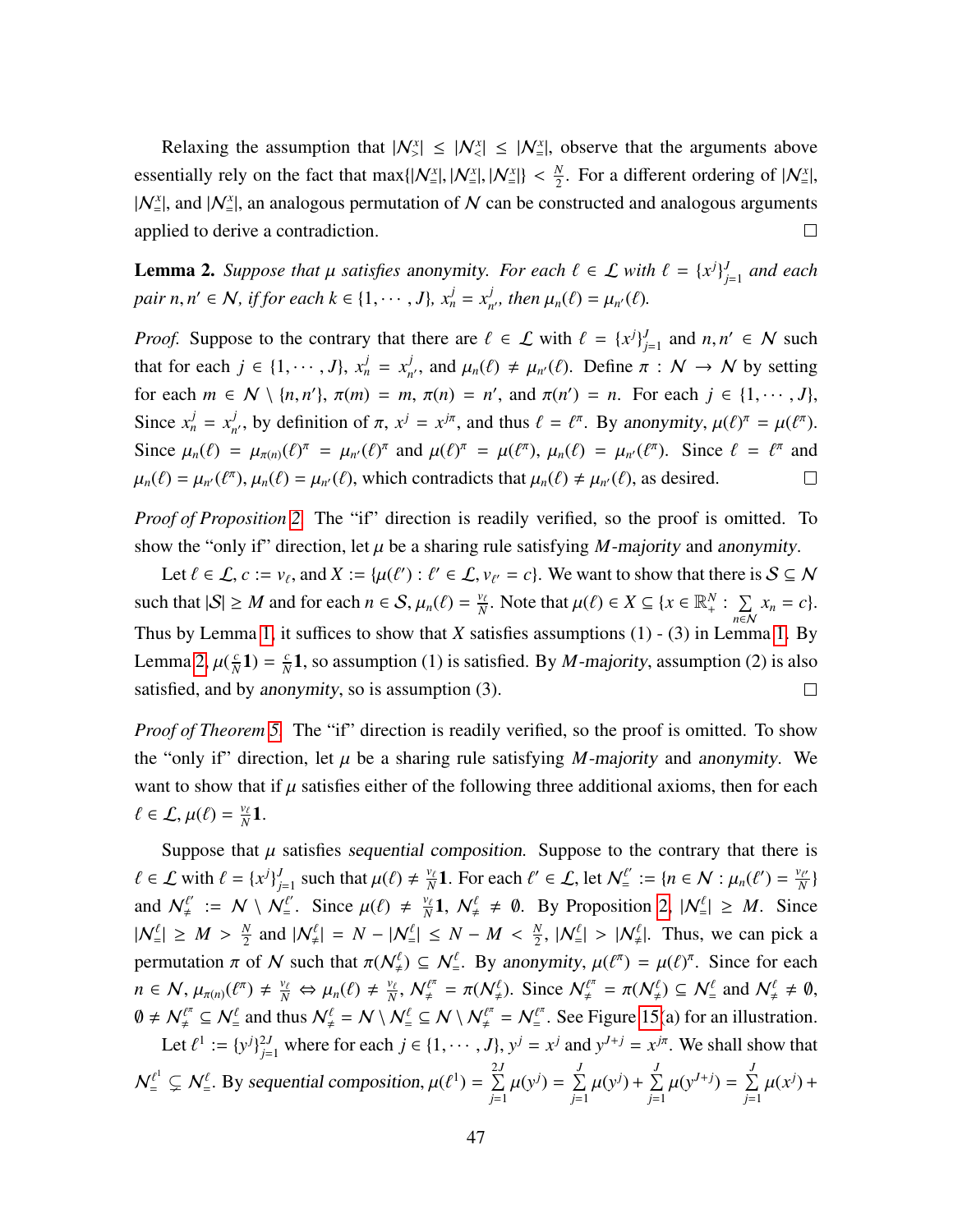Relaxing the assumption that $|\mathcal{N}^x_>| \leq |\mathcal{N}^x_<| \leq |\mathcal{N}^x_=|$, observe that the arguments above essentially rely on the fact that $\max\{|\mathcal{N}^x_=|, |\mathcal{N}^x_=|, |\mathcal{N}^x_=|\} < \frac{N}{2}$. For a different ordering of $|\mathcal{N}^x_=|$, $|\mathcal{N}^x_=|$, and $|\mathcal{N}^x_=|$, an analogous permutation of $\mathcal{N}$ can be constructed and analogous arguments applied to derive a contradiction. □

**Lemma 2.** *Suppose that $\mu$ satisfies* anonymity*. For each $\ell \in \mathcal{L}$ with $\ell = \{x^j\}_{j=1}^J$ and each pair $n, n' \in \mathcal{N}$, if for each $k \in \{1, \cdots, J\}$, $x^j_n = x^j_{n'}$, then $\mu_n(\ell) = \mu_{n'}(\ell)$.*

*Proof.* Suppose to the contrary that there are $\ell \in \mathcal{L}$ with $\ell = \{x^j\}_{j=1}^J$ and $n, n' \in \mathcal{N}$ such that for each $j \in \{1, \cdots, J\}$, $x^j_n = x^j_{n'}$, and $\mu_n(\ell) \neq \mu_{n'}(\ell)$. Define $\pi : \mathcal{N} \to \mathcal{N}$ by setting for each $m \in \mathcal{N} \setminus \{n, n'\}$, $\pi(m) = m$, $\pi(n) = n'$, and $\pi(n') = n$. For each $j \in \{1, \cdots, J\}$, Since $x^j_n = x^j_{n'}$, by definition of $\pi$, $x^j = x^{j\pi}$, and thus $\ell = \ell^\pi$. By anonymity, $\mu(\ell)^\pi = \mu(\ell^\pi)$. Since $\mu_n(\ell) = \mu_{\pi(n)}(\ell)^\pi = \mu_{n'}(\ell)^\pi$ and $\mu(\ell)^\pi = \mu(\ell^\pi)$, $\mu_n(\ell) = \mu_{n'}(\ell^\pi)$. Since $\ell = \ell^\pi$ and $\mu_n(\ell) = \mu_{n'}(\ell^\pi)$, $\mu_n(\ell) = \mu_{n'}(\ell)$, which contradicts that $\mu_n(\ell) \neq \mu_{n'}(\ell)$, as desired. □

*Proof of Proposition 2.* The "if" direction is readily verified, so the proof is omitted. To show the "only if" direction, let $\mu$ be a sharing rule satisfying *M-majority* and anonymity.

Let $\ell \in \mathcal{L}$, $c := v_\ell$, and $X := \{\mu(\ell') : \ell' \in \mathcal{L}, v_{\ell'} = c\}$. We want to show that there is $\mathcal{S} \subseteq \mathcal{N}$ such that $|\mathcal{S}| \geq M$ and for each $n \in \mathcal{S}$, $\mu_n(\ell) = \frac{v_\ell}{N}$. Note that $\mu(\ell) \in X \subseteq \{x \in \mathbb{R}^N_+ : \sum_{n \in \mathcal{N}} x_n = c\}$. Thus by Lemma 1, it suffices to show that $X$ satisfies assumptions (1) - (3) in Lemma 1. By Lemma 2, $\mu(\frac{c}{N}\mathbf{1}) = \frac{c}{N}\mathbf{1}$, so assumption (1) is satisfied. By *M-majority*, assumption (2) is also satisfied, and by anonymity, so is assumption (3). □

*Proof of Theorem 5.* The "if" direction is readily verified, so the proof is omitted. To show the "only if" direction, let $\mu$ be a sharing rule satisfying *M-majority* and anonymity. We want to show that if $\mu$ satisfies either of the following three additional axioms, then for each $\ell \in \mathcal{L}$, $\mu(\ell) = \frac{v_\ell}{N}\mathbf{1}$.

Suppose that $\mu$ satisfies sequential composition. Suppose to the contrary that there is $\ell \in \mathcal{L}$ with $\ell = \{x^j\}_{j=1}^J$ such that $\mu(\ell) \neq \frac{v_\ell}{N}\mathbf{1}$. For each $\ell' \in \mathcal{L}$, let $\mathcal{N}^{\ell'}_= := \{n \in \mathcal{N} : \mu_n(\ell') = \frac{v_{\ell'}}{N}\}$ and $\mathcal{N}^{\ell'}_{\neq} := \mathcal{N} \setminus \mathcal{N}^{\ell'}_=$. Since $\mu(\ell) \neq \frac{v_\ell}{N}\mathbf{1}$, $\mathcal{N}^\ell_{\neq} \neq \emptyset$. By Proposition 2, $|\mathcal{N}^\ell_=| \geq M$. Since $|\mathcal{N}^\ell_=| \geq M > \frac{N}{2}$ and $|\mathcal{N}^\ell_{\neq}| = N - |\mathcal{N}^\ell_=| \leq N - M < \frac{N}{2}$, $|\mathcal{N}^\ell_=| > |\mathcal{N}^\ell_{\neq}|$. Thus, we can pick a permutation $\pi$ of $\mathcal{N}$ such that $\pi(\mathcal{N}^\ell_{\neq}) \subseteq \mathcal{N}^\ell_=$. By anonymity, $\mu(\ell^\pi) = \mu(\ell)^\pi$. Since for each $n \in \mathcal{N}$, $\mu_{\pi(n)}(\ell^\pi) \neq \frac{v_\ell}{N} \Leftrightarrow \mu_n(\ell) \neq \frac{v_\ell}{N}$, $\mathcal{N}^{\ell^\pi}_{\neq} = \pi(\mathcal{N}^\ell_{\neq})$. Since $\mathcal{N}^{\ell^\pi}_{\neq} = \pi(\mathcal{N}^\ell_{\neq}) \subseteq \mathcal{N}^\ell_=$ and $\mathcal{N}^\ell_{\neq} \neq \emptyset$, $\emptyset \neq \mathcal{N}^{\ell^\pi}_{\neq} \subseteq \mathcal{N}^\ell_=$ and thus $\mathcal{N}^\ell_{\neq} = \mathcal{N} \setminus \mathcal{N}^\ell_= \subseteq \mathcal{N} \setminus \mathcal{N}^{\ell^\pi}_{\neq} = \mathcal{N}^{\ell^\pi}_=$. See Figure 15(a) for an illustration.

Let $\ell^1 := \{y^j\}_{j=1}^{2J}$ where for each $j \in \{1, \cdots, J\}$, $y^j = x^j$ and $y^{J+j} = x^{j\pi}$. We shall show that $\mathcal{N}^{\ell^1}_= \subsetneq \mathcal{N}^\ell_=$. By sequential composition, $\mu(\ell^1) = \sum_{j=1}^{2J} \mu(y^j) = \sum_{j=1}^{J} \mu(y^j) + \sum_{j=1}^{J} \mu(y^{J+j}) = \sum_{j=1}^{J} \mu(x^j) +$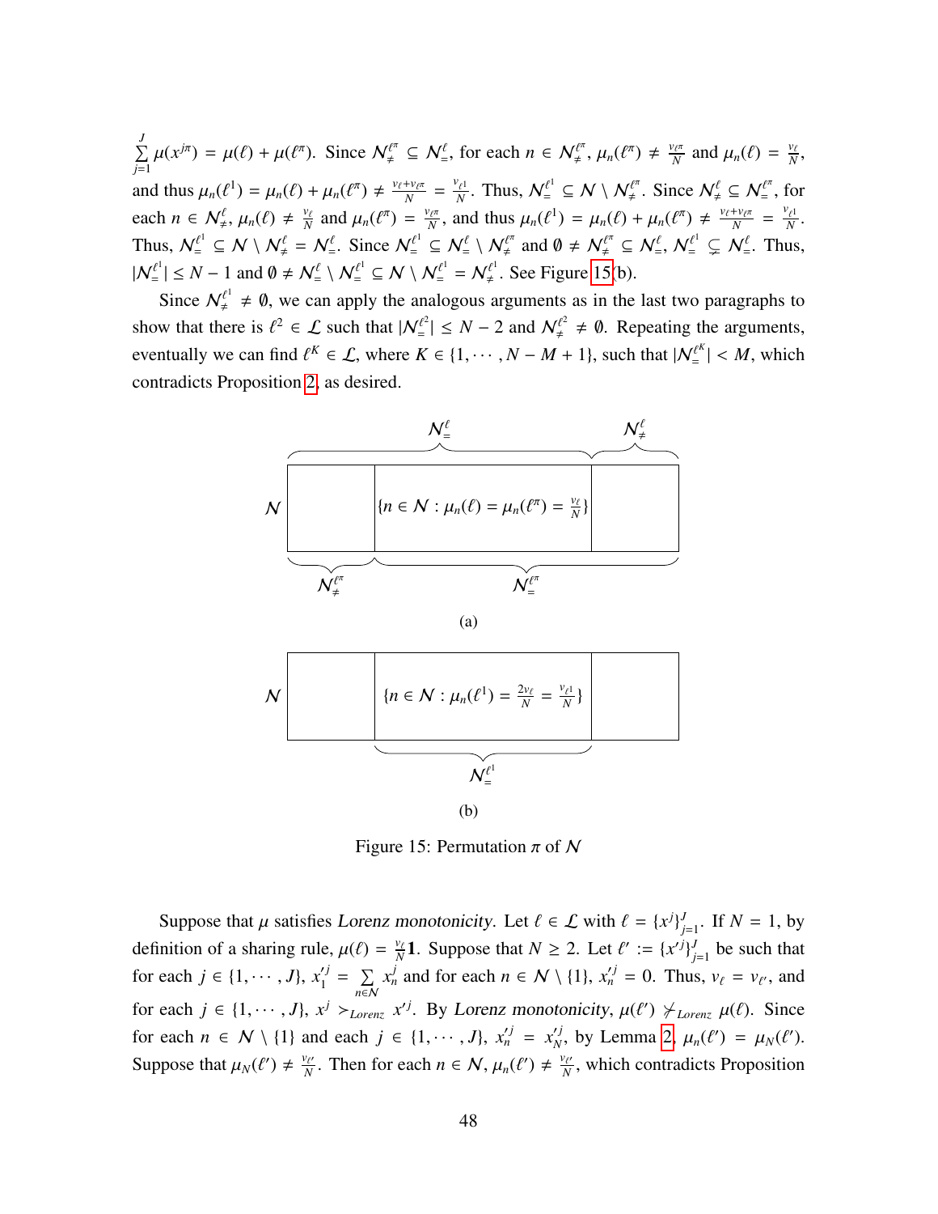$\sum_{j=1}^{J} \mu(x^{j\pi}) = \mu(\ell) + \mu(\ell^\pi)$. Since $\mathcal{N}_{\neq}^{\ell^\pi} \subseteq \mathcal{N}_{=}^{\ell}$, for each $n \in \mathcal{N}_{\neq}^{\ell^\pi}$, $\mu_n(\ell^\pi) \neq \frac{v_{\ell^\pi}}{N}$ and $\mu_n(\ell) = \frac{v_\ell}{N}$, and thus $\mu_n(\ell^1) = \mu_n(\ell) + \mu_n(\ell^\pi) \neq \frac{v_\ell + v_{\ell^\pi}}{N} = \frac{v_{\ell^1}}{N}$. Thus, $\mathcal{N}_{=}^{\ell^1} \subseteq \mathcal{N} \setminus \mathcal{N}_{\neq}^{\ell^\pi}$. Since $\mathcal{N}_{\neq}^{\ell} \subseteq \mathcal{N}_{=}^{\ell^\pi}$, for each $n \in \mathcal{N}_{\neq}^{\ell}$, $\mu_n(\ell) \neq \frac{v_\ell}{N}$ and $\mu_n(\ell^\pi) = \frac{v_{\ell^\pi}}{N}$, and thus $\mu_n(\ell^1) = \mu_n(\ell) + \mu_n(\ell^\pi) \neq \frac{v_\ell + v_{\ell^\pi}}{N} = \frac{v_{\ell^1}}{N}$. Thus, $\mathcal{N}_{=}^{\ell^1} \subseteq \mathcal{N} \setminus \mathcal{N}_{\neq}^{\ell} = \mathcal{N}_{=}^{\ell}$. Since $\mathcal{N}_{=}^{\ell^1} \subseteq \mathcal{N}_{=}^{\ell} \setminus \mathcal{N}_{\neq}^{\ell^\pi}$ and $\emptyset \neq \mathcal{N}_{\neq}^{\ell^\pi} \subseteq \mathcal{N}_{=}^{\ell}$, $\mathcal{N}_{=}^{\ell^1} \subsetneq \mathcal{N}_{=}^{\ell}$. Thus, $|\mathcal{N}_{=}^{\ell^1}| \leq N - 1$ and $\emptyset \neq \mathcal{N}_{=}^{\ell} \setminus \mathcal{N}_{=}^{\ell^1} \subseteq \mathcal{N} \setminus \mathcal{N}_{=}^{\ell^1} = \mathcal{N}_{\neq}^{\ell^1}$. See Figure 15(b).

Since $\mathcal{N}_{\neq}^{\ell^1} \neq \emptyset$, we can apply the analogous arguments as in the last two paragraphs to show that there is $\ell^2 \in \mathcal{L}$ such that $|\mathcal{N}_{=}^{\ell^2}| \leq N - 2$ and $\mathcal{N}_{\neq}^{\ell^2} \neq \emptyset$. Repeating the arguments, eventually we can find $\ell^K \in \mathcal{L}$, where $K \in \{1, \cdots, N - M + 1\}$, such that $|\mathcal{N}_{=}^{\ell^K}| < M$, which contradicts Proposition 2, as desired.

(a) [Diagram: $\mathcal{N}$ partitioned; top braces $\mathcal{N}_{=}^{\ell}$ and $\mathcal{N}_{\neq}^{\ell}$; middle box $\{n \in \mathcal{N} : \mu_n(\ell) = \mu_n(\ell^\pi) = \frac{v_\ell}{N}\}$; bottom braces $\mathcal{N}_{\neq}^{\ell^\pi}$ and $\mathcal{N}_{=}^{\ell^\pi}$]

(b) [Diagram: $\mathcal{N}$ with middle box $\{n \in \mathcal{N} : \mu_n(\ell^1) = \frac{2v_\ell}{N} = \frac{v_{\ell^1}}{N}\}$; bottom brace $\mathcal{N}_{=}^{\ell^1}$]

Figure 15: Permutation $\pi$ of $\mathcal{N}$

Suppose that $\mu$ satisfies *Lorenz monotonicity*. Let $\ell \in \mathcal{L}$ with $\ell = \{x^j\}_{j=1}^{J}$. If $N = 1$, by definition of a sharing rule, $\mu(\ell) = \frac{v_\ell}{N}\mathbf{1}$. Suppose that $N \geq 2$. Let $\ell' := \{x'^j\}_{j=1}^{J}$ be such that for each $j \in \{1, \cdots, J\}$, $x_1'^j = \sum_{n \in \mathcal{N}} x_n^j$ and for each $n \in \mathcal{N} \setminus \{1\}$, $x_n'^j = 0$. Thus, $v_\ell = v_{\ell'}$, and for each $j \in \{1, \cdots, J\}$, $x^j \succ_{Lorenz} x'^j$. By *Lorenz monotonicity*, $\mu(\ell') \not\succ_{Lorenz} \mu(\ell)$. Since for each $n \in \mathcal{N} \setminus \{1\}$ and each $j \in \{1, \cdots, J\}$, $x_n'^j = x_N'^j$, by Lemma 2, $\mu_n(\ell') = \mu_N(\ell')$. Suppose that $\mu_N(\ell') \neq \frac{v_{\ell'}}{N}$. Then for each $n \in \mathcal{N}$, $\mu_n(\ell') \neq \frac{v_{\ell'}}{N}$, which contradicts Proposition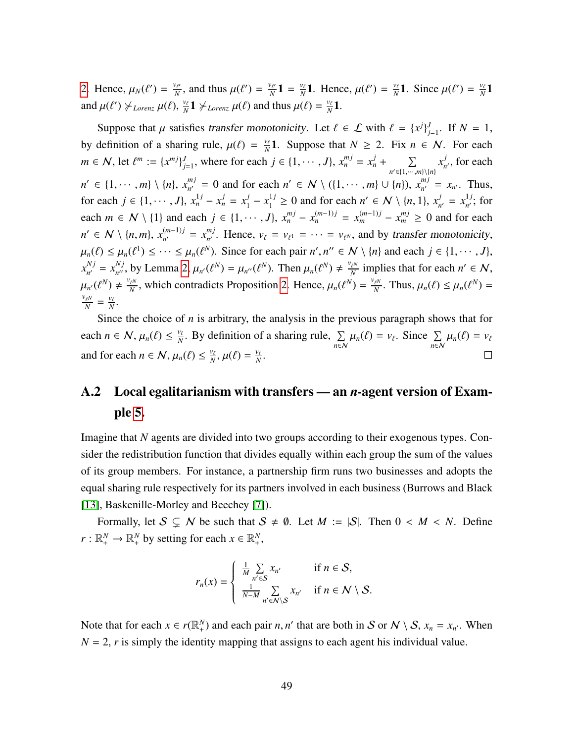2. Hence, $\mu_N(\ell') = \frac{v_{\ell'}}{N}$, and thus $\mu(\ell') = \frac{v_{\ell'}}{N}\mathbf{1} = \frac{v_\ell}{N}\mathbf{1}$. Hence, $\mu(\ell') = \frac{v_\ell}{N}\mathbf{1}$. Since $\mu(\ell') = \frac{v_\ell}{N}\mathbf{1}$ and $\mu(\ell') \not\succ_{Lorenz} \mu(\ell)$, $\frac{v_\ell}{N}\mathbf{1} \not\succ_{Lorenz} \mu(\ell)$ and thus $\mu(\ell) = \frac{v_\ell}{N}\mathbf{1}$.

Suppose that $\mu$ satisfies *transfer monotonicity*. Let $\ell \in \mathcal{L}$ with $\ell = \{x^j\}_{j=1}^J$. If $N = 1$, by definition of a sharing rule, $\mu(\ell) = \frac{v_\ell}{N}\mathbf{1}$. Suppose that $N \geq 2$. Fix $n \in \mathcal{N}$. For each $m \in \mathcal{N}$, let $\ell^m := \{x^{mj}\}_{j=1}^J$, where for each $j \in \{1, \cdots, J\}$, $x_n^{mj} = x_n^j + \sum\limits_{n' \in \{1,\cdots,m\}\setminus\{n\}} x_{n'}^j$, for each $n' \in \{1, \cdots, m\} \setminus \{n\}$, $x_{n'}^{mj} = 0$ and for each $n' \in \mathcal{N} \setminus (\{1, \cdots, m\} \cup \{n\})$, $x_{n'}^{mj} = x_{n'}$. Thus, for each $j \in \{1, \cdots, J\}$, $x_n^{1j} - x_n^j = x_1^j - x_1^{1j} \geq 0$ and for each $n' \in \mathcal{N} \setminus \{n, 1\}$, $x_{n'}^j = x_{n'}^{1j}$; for each $m \in \mathcal{N} \setminus \{1\}$ and each $j \in \{1, \cdots, J\}$, $x_n^{mj} - x_n^{(m-1)j} = x_m^{(m-1)j} - x_m^{mj} \geq 0$ and for each $n' \in \mathcal{N} \setminus \{n, m\}$, $x_{n'}^{(m-1)j} = x_{n'}^{mj}$. Hence, $v_\ell = v_{\ell^1} = \cdots = v_{\ell^N}$, and by *transfer monotonicity*, $\mu_n(\ell) \leq \mu_n(\ell^1) \leq \cdots \leq \mu_n(\ell^N)$. Since for each pair $n', n'' \in \mathcal{N} \setminus \{n\}$ and each $j \in \{1, \cdots, J\}$, $x_{n'}^{Nj} = x_{n''}^{Nj}$, by Lemma 2, $\mu_{n'}(\ell^N) = \mu_{n''}(\ell^N)$. Then $\mu_n(\ell^N) \neq \frac{v_{\ell^N}}{N}$ implies that for each $n' \in \mathcal{N}$, $\mu_{n'}(\ell^N) \neq \frac{v_{\ell^N}}{N}$, which contradicts Proposition 2. Hence, $\mu_n(\ell^N) = \frac{v_{\ell^N}}{N}$. Thus, $\mu_n(\ell) \leq \mu_n(\ell^N) = \frac{v_{\ell^N}}{N} = \frac{v_\ell}{N}$.

Since the choice of $n$ is arbitrary, the analysis in the previous paragraph shows that for each $n \in \mathcal{N}$, $\mu_n(\ell) \leq \frac{v_\ell}{N}$. By definition of a sharing rule, $\sum\limits_{n\in\mathcal{N}} \mu_n(\ell) = v_\ell$. Since $\sum\limits_{n\in\mathcal{N}} \mu_n(\ell) = v_\ell$ and for each $n \in \mathcal{N}$, $\mu_n(\ell) \leq \frac{v_\ell}{N}$, $\mu(\ell) = \frac{v_\ell}{N}$. □

## A.2 Local egalitarianism with transfers — an *n*-agent version of Example 5.

Imagine that $N$ agents are divided into two groups according to their exogenous types. Consider the redistribution function that divides equally within each group the sum of the values of its group members. For instance, a partnership firm runs two businesses and adopts the equal sharing rule respectively for its partners involved in each business (Burrows and Black [13], Baskenille-Morley and Beechey [7]).

Formally, let $\mathcal{S} \subsetneq \mathcal{N}$ be such that $\mathcal{S} \neq \emptyset$. Let $M := |\mathcal{S}|$. Then $0 < M < N$. Define $r : \mathbb{R}_+^N \to \mathbb{R}_+^N$ by setting for each $x \in \mathbb{R}_+^N$,

$$r_n(x) = \begin{cases} \frac{1}{M} \sum\limits_{n' \in \mathcal{S}} x_{n'} & \text{if } n \in \mathcal{S}, \\ \frac{1}{N-M} \sum\limits_{n' \in \mathcal{N}\setminus\mathcal{S}} x_{n'} & \text{if } n \in \mathcal{N} \setminus \mathcal{S}. \end{cases}$$

Note that for each $x \in r(\mathbb{R}_+^N)$ and each pair $n, n'$ that are both in $\mathcal{S}$ or $\mathcal{N} \setminus \mathcal{S}$, $x_n = x_{n'}$. When $N = 2$, $r$ is simply the identity mapping that assigns to each agent his individual value.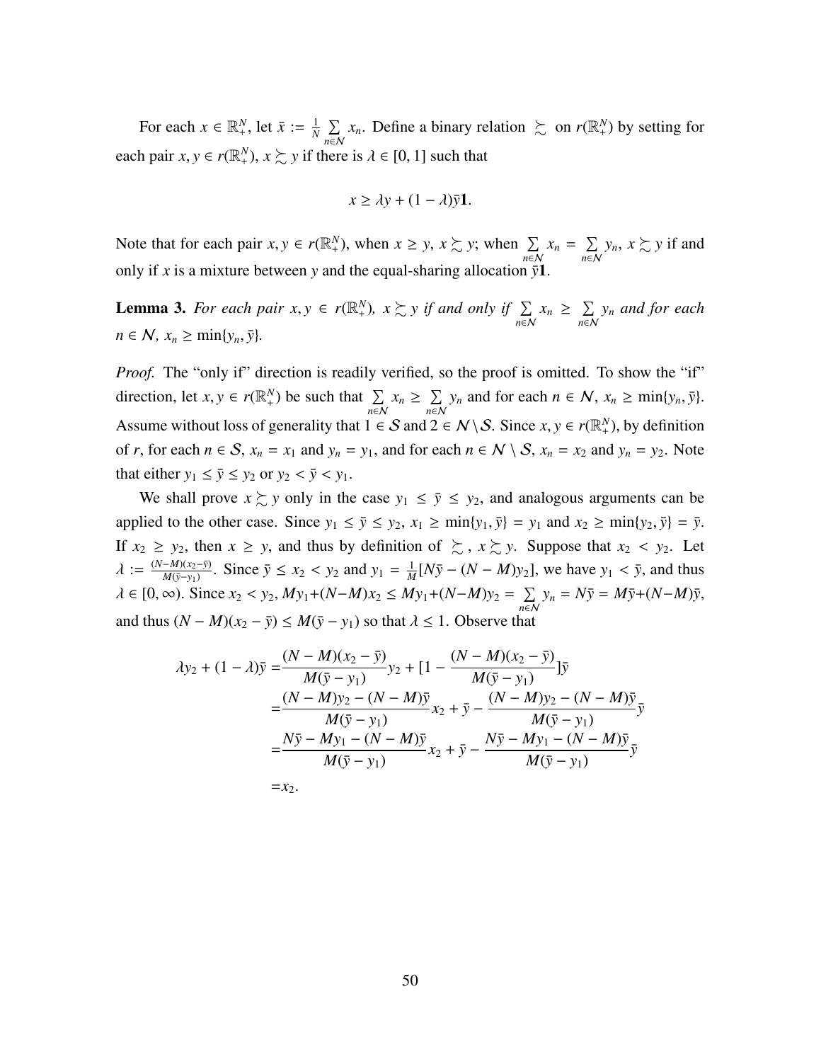For each $x \in \mathbb{R}^N_+$, let $\bar{x} := \frac{1}{N} \sum_{n \in \mathcal{N}} x_n$. Define a binary relation $\succsim$ on $r(\mathbb{R}^N_+)$ by setting for each pair $x, y \in r(\mathbb{R}^N_+)$, $x \succsim y$ if there is $\lambda \in [0, 1]$ such that

$$x \geq \lambda y + (1 - \lambda)\bar{y}\mathbf{1}.$$

Note that for each pair $x, y \in r(\mathbb{R}^N_+)$, when $x \geq y$, $x \succsim y$; when $\sum_{n \in \mathcal{N}} x_n = \sum_{n \in \mathcal{N}} y_n$, $x \succsim y$ if and only if $x$ is a mixture between $y$ and the equal-sharing allocation $\bar{y}\mathbf{1}$.

**Lemma 3.** *For each pair $x, y \in r(\mathbb{R}^N_+)$, $x \succsim y$ if and only if $\sum_{n \in \mathcal{N}} x_n \geq \sum_{n \in \mathcal{N}} y_n$ and for each $n \in \mathcal{N}$, $x_n \geq \min\{y_n, \bar{y}\}$.*

*Proof.* The "only if" direction is readily verified, so the proof is omitted. To show the "if" direction, let $x, y \in r(\mathbb{R}^N_+)$ be such that $\sum_{n \in \mathcal{N}} x_n \geq \sum_{n \in \mathcal{N}} y_n$ and for each $n \in \mathcal{N}$, $x_n \geq \min\{y_n, \bar{y}\}$. Assume without loss of generality that $1 \in \mathcal{S}$ and $2 \in \mathcal{N} \setminus \mathcal{S}$. Since $x, y \in r(\mathbb{R}^N_+)$, by definition of $r$, for each $n \in \mathcal{S}$, $x_n = x_1$ and $y_n = y_1$, and for each $n \in \mathcal{N} \setminus \mathcal{S}$, $x_n = x_2$ and $y_n = y_2$. Note that either $y_1 \leq \bar{y} \leq y_2$ or $y_2 < \bar{y} < y_1$.

We shall prove $x \succsim y$ only in the case $y_1 \leq \bar{y} \leq y_2$, and analogous arguments can be applied to the other case. Since $y_1 \leq \bar{y} \leq y_2$, $x_1 \geq \min\{y_1, \bar{y}\} = y_1$ and $x_2 \geq \min\{y_2, \bar{y}\} = \bar{y}$. If $x_2 \geq y_2$, then $x \geq y$, and thus by definition of $\succsim$, $x \succsim y$. Suppose that $x_2 < y_2$. Let $\lambda := \frac{(N-M)(x_2-\bar{y})}{M(\bar{y}-y_1)}$. Since $\bar{y} \leq x_2 < y_2$ and $y_1 = \frac{1}{M}[N\bar{y} - (N - M)y_2]$, we have $y_1 < \bar{y}$, and thus $\lambda \in [0, \infty)$. Since $x_2 < y_2$, $My_1 + (N-M)x_2 \leq My_1 + (N-M)y_2 = \sum_{n \in \mathcal{N}} y_n = N\bar{y} = M\bar{y} + (N-M)\bar{y}$, and thus $(N - M)(x_2 - \bar{y}) \leq M(\bar{y} - y_1)$ so that $\lambda \leq 1$. Observe that

$$\begin{aligned}
\lambda y_2 + (1 - \lambda)\bar{y} =& \frac{(N - M)(x_2 - \bar{y})}{M(\bar{y} - y_1)} y_2 + [1 - \frac{(N - M)(x_2 - \bar{y})}{M(\bar{y} - y_1)}]\bar{y} \\
=& \frac{(N - M)y_2 - (N - M)\bar{y}}{M(\bar{y} - y_1)} x_2 + \bar{y} - \frac{(N - M)y_2 - (N - M)\bar{y}}{M(\bar{y} - y_1)} \bar{y} \\
=& \frac{N\bar{y} - My_1 - (N - M)\bar{y}}{M(\bar{y} - y_1)} x_2 + \bar{y} - \frac{N\bar{y} - My_1 - (N - M)\bar{y}}{M(\bar{y} - y_1)} \bar{y} \\
=& x_2.
\end{aligned}$$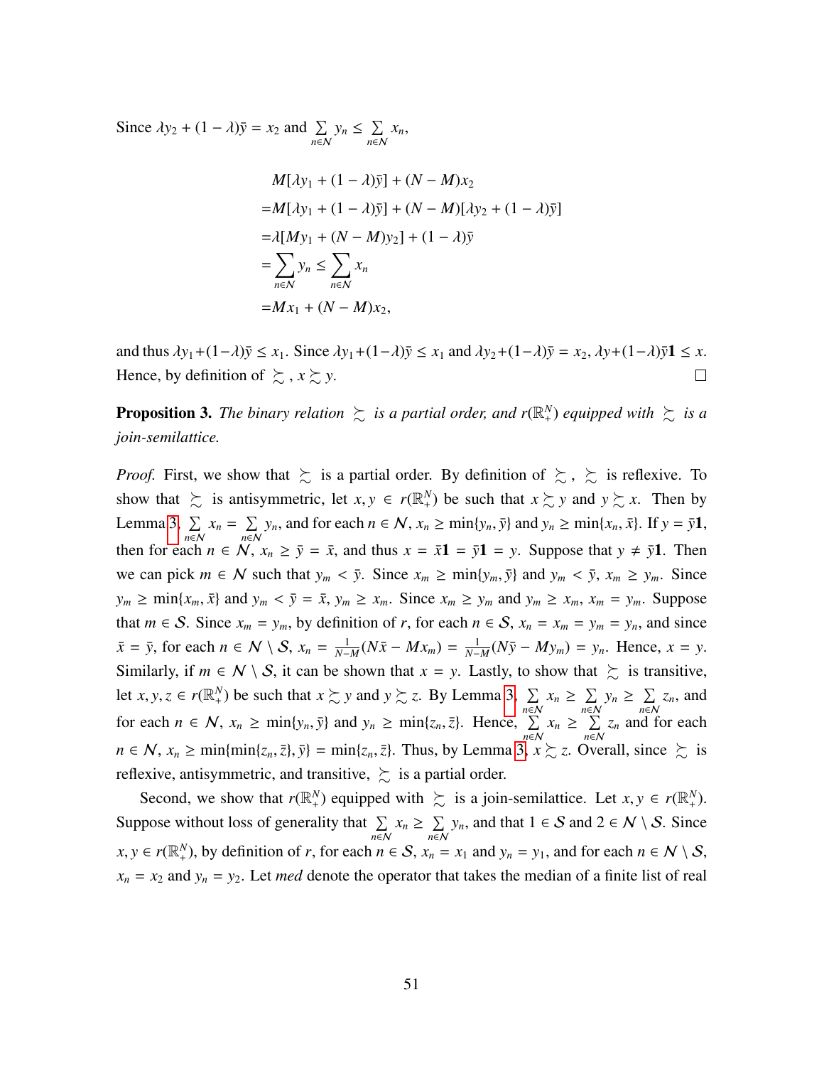Since $\lambda y_2 + (1-\lambda)\bar{y} = x_2$ and $\sum_{n \in \mathcal{N}} y_n \leq \sum_{n \in \mathcal{N}} x_n$,

$$
\begin{aligned}
& M[\lambda y_1 + (1-\lambda)\bar{y}] + (N-M)x_2 \\
=& M[\lambda y_1 + (1-\lambda)\bar{y}] + (N-M)[\lambda y_2 + (1-\lambda)\bar{y}] \\
=& \lambda[M y_1 + (N-M)y_2] + (1-\lambda)\bar{y} \\
=& \sum_{n \in \mathcal{N}} y_n \leq \sum_{n \in \mathcal{N}} x_n \\
=& M x_1 + (N-M)x_2,
\end{aligned}
$$

and thus $\lambda y_1 + (1-\lambda)\bar{y} \leq x_1$. Since $\lambda y_1 + (1-\lambda)\bar{y} \leq x_1$ and $\lambda y_2 + (1-\lambda)\bar{y} = x_2$, $\lambda y + (1-\lambda)\bar{y}\mathbf{1} \leq x$. Hence, by definition of $\succsim$, $x \succsim y$. $\square$

**Proposition 3.** *The binary relation $\succsim$ is a partial order, and $r(\mathbb{R}^N_+)$ equipped with $\succsim$ is a join-semilattice.*

*Proof.* First, we show that $\succsim$ is a partial order. By definition of $\succsim$, $\succsim$ is reflexive. To show that $\succsim$ is antisymmetric, let $x, y \in r(\mathbb{R}^N_+)$ be such that $x \succsim y$ and $y \succsim x$. Then by Lemma 3, $\sum_{n \in \mathcal{N}} x_n = \sum_{n \in \mathcal{N}} y_n$, and for each $n \in \mathcal{N}$, $x_n \geq \min\{y_n, \bar{y}\}$ and $y_n \geq \min\{x_n, \bar{x}\}$. If $y = \bar{y}\mathbf{1}$, then for each $n \in \mathcal{N}$, $x_n \geq \bar{y} = \bar{x}$, and thus $x = \bar{x}\mathbf{1} = \bar{y}\mathbf{1} = y$. Suppose that $y \neq \bar{y}\mathbf{1}$. Then we can pick $m \in \mathcal{N}$ such that $y_m < \bar{y}$. Since $x_m \geq \min\{y_m, \bar{y}\}$ and $y_m < \bar{y}$, $x_m \geq y_m$. Since $y_m \geq \min\{x_m, \bar{x}\}$ and $y_m < \bar{y} = \bar{x}$, $y_m \geq x_m$. Since $x_m \geq y_m$ and $y_m \geq x_m$, $x_m = y_m$. Suppose that $m \in \mathcal{S}$. Since $x_m = y_m$, by definition of $r$, for each $n \in \mathcal{S}$, $x_n = x_m = y_m = y_n$, and since $\bar{x} = \bar{y}$, for each $n \in \mathcal{N} \setminus \mathcal{S}$, $x_n = \frac{1}{N-M}(N\bar{x} - M x_m) = \frac{1}{N-M}(N\bar{y} - M y_m) = y_n$. Hence, $x = y$. Similarly, if $m \in \mathcal{N} \setminus \mathcal{S}$, it can be shown that $x = y$. Lastly, to show that $\succsim$ is transitive, let $x, y, z \in r(\mathbb{R}^N_+)$ be such that $x \succsim y$ and $y \succsim z$. By Lemma 3, $\sum_{n \in \mathcal{N}} x_n \geq \sum_{n \in \mathcal{N}} y_n \geq \sum_{n \in \mathcal{N}} z_n$, and for each $n \in \mathcal{N}$, $x_n \geq \min\{y_n, \bar{y}\}$ and $y_n \geq \min\{z_n, \bar{z}\}$. Hence, $\sum_{n \in \mathcal{N}} x_n \geq \sum_{n \in \mathcal{N}} z_n$ and for each $n \in \mathcal{N}$, $x_n \geq \min\{\min\{z_n, \bar{z}\}, \bar{y}\} = \min\{z_n, \bar{z}\}$. Thus, by Lemma 3, $x \succsim z$. Overall, since $\succsim$ is reflexive, antisymmetric, and transitive, $\succsim$ is a partial order.

Second, we show that $r(\mathbb{R}^N_+)$ equipped with $\succsim$ is a join-semilattice. Let $x, y \in r(\mathbb{R}^N_+)$. Suppose without loss of generality that $\sum_{n \in \mathcal{N}} x_n \geq \sum_{n \in \mathcal{N}} y_n$, and that $1 \in \mathcal{S}$ and $2 \in \mathcal{N} \setminus \mathcal{S}$. Since $x, y \in r(\mathbb{R}^N_+)$, by definition of $r$, for each $n \in \mathcal{S}$, $x_n = x_1$ and $y_n = y_1$, and for each $n \in \mathcal{N} \setminus \mathcal{S}$, $x_n = x_2$ and $y_n = y_2$. Let *med* denote the operator that takes the median of a finite list of real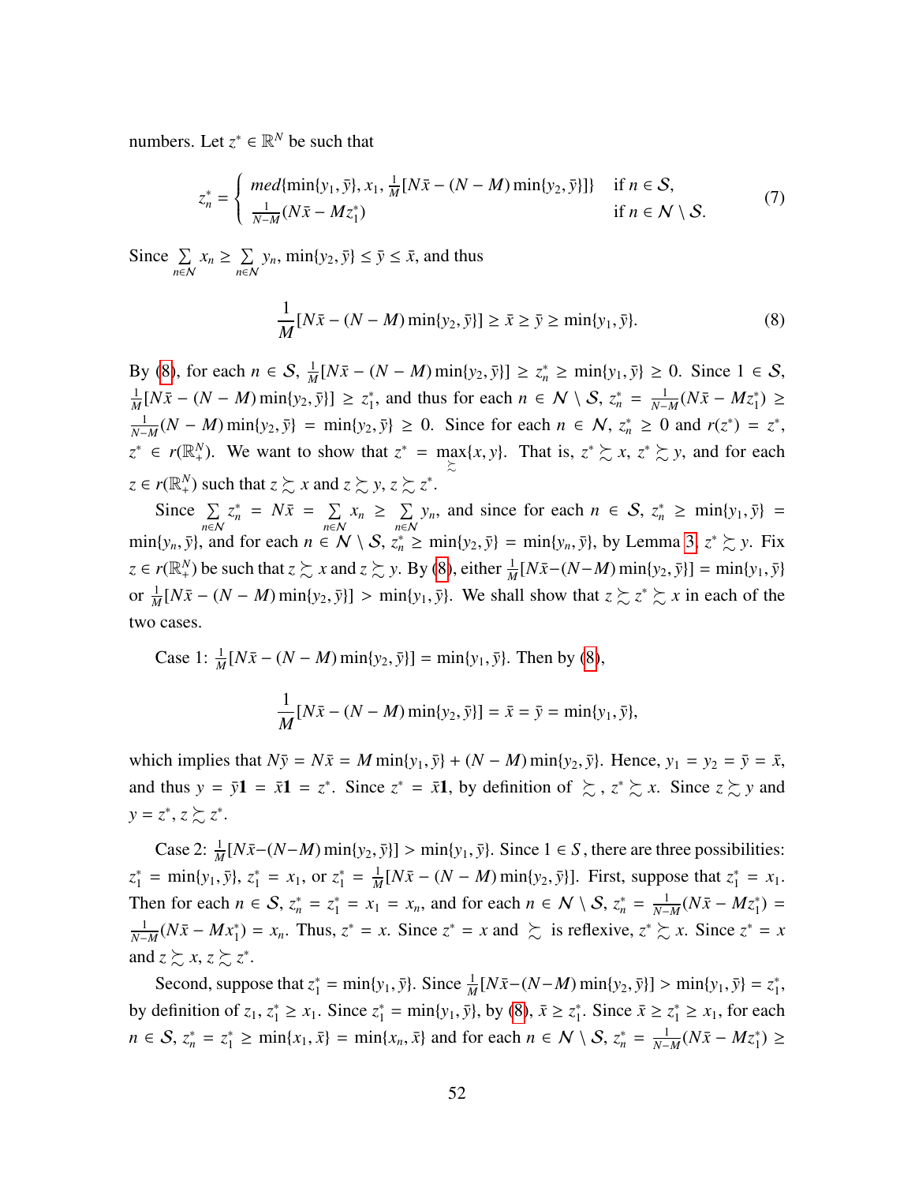numbers. Let $z^* \in \mathbb{R}^N$ be such that

$$z^*_n = \begin{cases} med\{\min\{y_1, \bar{y}\}, x_1, \frac{1}{M}[N\bar{x} - (N-M)\min\{y_2, \bar{y}\}]\} & \text{if } n \in \mathcal{S}, \\ \frac{1}{N-M}(N\bar{x} - Mz^*_1) & \text{if } n \in \mathcal{N} \setminus \mathcal{S}. \end{cases} \tag{7}$$

Since $\sum_{n \in \mathcal{N}} x_n \geq \sum_{n \in \mathcal{N}} y_n$, $\min\{y_2, \bar{y}\} \leq \bar{y} \leq \bar{x}$, and thus

$$\frac{1}{M}[N\bar{x} - (N-M)\min\{y_2, \bar{y}\}] \geq \bar{x} \geq \bar{y} \geq \min\{y_1, \bar{y}\}. \tag{8}$$

By (8), for each $n \in \mathcal{S}$, $\frac{1}{M}[N\bar{x} - (N-M)\min\{y_2, \bar{y}\}] \geq z^*_n \geq \min\{y_1, \bar{y}\} \geq 0$. Since $1 \in \mathcal{S}$, $\frac{1}{M}[N\bar{x} - (N-M)\min\{y_2, \bar{y}\}] \geq z^*_1$, and thus for each $n \in \mathcal{N} \setminus \mathcal{S}$, $z^*_n = \frac{1}{N-M}(N\bar{x} - Mz^*_1) \geq \frac{1}{N-M}(N-M)\min\{y_2, \bar{y}\} = \min\{y_2, \bar{y}\} \geq 0$. Since for each $n \in \mathcal{N}$, $z^*_n \geq 0$ and $r(z^*) = z^*$, $z^* \in r(\mathbb{R}^N_+)$. We want to show that $z^* = \max_{\succsim}\{x, y\}$. That is, $z^* \succsim x$, $z^* \succsim y$, and for each $z \in r(\mathbb{R}^N_+)$ such that $z \succsim x$ and $z \succsim y$, $z \succsim z^*$.

Since $\sum_{n \in \mathcal{N}} z^*_n = N\bar{x} = \sum_{n \in \mathcal{N}} x_n \geq \sum_{n \in \mathcal{N}} y_n$, and since for each $n \in \mathcal{S}$, $z^*_n \geq \min\{y_1, \bar{y}\} = \min\{y_n, \bar{y}\}$, and for each $n \in \mathcal{N} \setminus \mathcal{S}$, $z^*_n \geq \min\{y_2, \bar{y}\} = \min\{y_n, \bar{y}\}$, by Lemma 3, $z^* \succsim y$. Fix $z \in r(\mathbb{R}^N_+)$ be such that $z \succsim x$ and $z \succsim y$. By (8), either $\frac{1}{M}[N\bar{x} - (N-M)\min\{y_2, \bar{y}\}] = \min\{y_1, \bar{y}\}$ or $\frac{1}{M}[N\bar{x} - (N-M)\min\{y_2, \bar{y}\}] > \min\{y_1, \bar{y}\}$. We shall show that $z \succsim z^* \succsim x$ in each of the two cases.

Case 1: $\frac{1}{M}[N\bar{x} - (N-M)\min\{y_2, \bar{y}\}] = \min\{y_1, \bar{y}\}$. Then by (8),

$$\frac{1}{M}[N\bar{x} - (N-M)\min\{y_2, \bar{y}\}] = \bar{x} = \bar{y} = \min\{y_1, \bar{y}\},$$

which implies that $N\bar{y} = N\bar{x} = M\min\{y_1, \bar{y}\} + (N-M)\min\{y_2, \bar{y}\}$. Hence, $y_1 = y_2 = \bar{y} = \bar{x}$, and thus $y = \bar{y}\mathbf{1} = \bar{x}\mathbf{1} = z^*$. Since $z^* = \bar{x}\mathbf{1}$, by definition of $\succsim$, $z^* \succsim x$. Since $z \succsim y$ and $y = z^*$, $z \succsim z^*$.

Case 2: $\frac{1}{M}[N\bar{x} - (N-M)\min\{y_2, \bar{y}\}] > \min\{y_1, \bar{y}\}$. Since $1 \in S$, there are three possibilities: $z^*_1 = \min\{y_1, \bar{y}\}$, $z^*_1 = x_1$, or $z^*_1 = \frac{1}{M}[N\bar{x} - (N-M)\min\{y_2, \bar{y}\}]$. First, suppose that $z^*_1 = x_1$. Then for each $n \in \mathcal{S}$, $z^*_n = z^*_1 = x_1 = x_n$, and for each $n \in \mathcal{N} \setminus \mathcal{S}$, $z^*_n = \frac{1}{N-M}(N\bar{x} - Mz^*_1) = \frac{1}{N-M}(N\bar{x} - Mx^*_1) = x_n$. Thus, $z^* = x$. Since $z^* = x$ and $\succsim$ is reflexive, $z^* \succsim x$. Since $z^* = x$ and $z \succsim x$, $z \succsim z^*$.

Second, suppose that $z^*_1 = \min\{y_1, \bar{y}\}$. Since $\frac{1}{M}[N\bar{x} - (N-M)\min\{y_2, \bar{y}\}] > \min\{y_1, \bar{y}\} = z^*_1$, by definition of $z_1$, $z^*_1 \geq x_1$. Since $z^*_1 = \min\{y_1, \bar{y}\}$, by (8), $\bar{x} \geq z^*_1$. Since $\bar{x} \geq z^*_1 \geq x_1$, for each $n \in \mathcal{S}$, $z^*_n = z^*_1 \geq \min\{x_1, \bar{x}\} = \min\{x_n, \bar{x}\}$ and for each $n \in \mathcal{N} \setminus \mathcal{S}$, $z^*_n = \frac{1}{N-M}(N\bar{x} - Mz^*_1) \geq$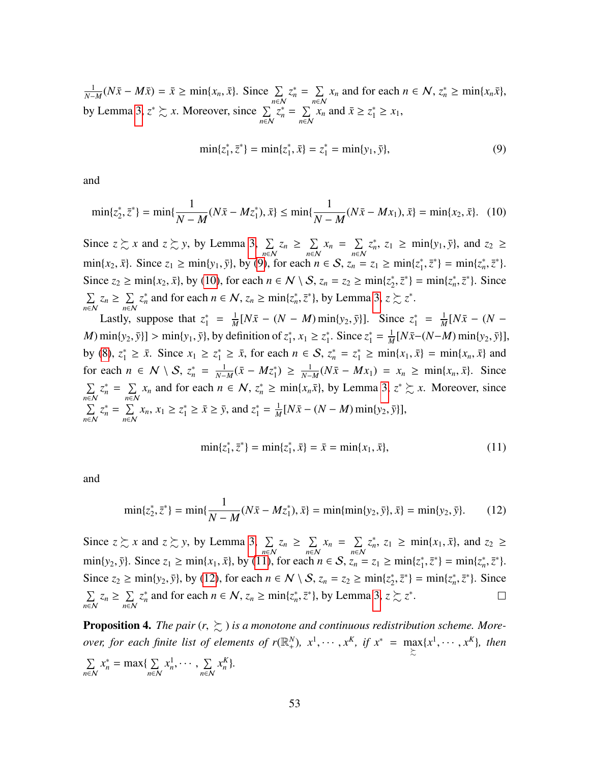$\frac{1}{N-M}(N\bar{x} - M\bar{x}) = \bar{x} \geq \min\{x_n, \bar{x}\}$. Since $\sum_{n \in \mathcal{N}} z_n^* = \sum_{n \in \mathcal{N}} x_n$ and for each $n \in \mathcal{N}$, $z_n^* \geq \min\{x_n \bar{x}\}$, by Lemma 3, $z^* \succsim x$. Moreover, since $\sum_{n \in \mathcal{N}} z_n^* = \sum_{n \in \mathcal{N}} x_n$ and $\bar{x} \geq z_1^* \geq x_1$,

$$\min\{z_1^*, \bar{z}^*\} = \min\{z_1^*, \bar{x}\} = z_1^* = \min\{y_1, \bar{y}\}, \tag{9}$$

and

$$\min\{z_2^*, \bar{z}^*\} = \min\{\frac{1}{N-M}(N\bar{x} - Mz_1^*), \bar{x}\} \leq \min\{\frac{1}{N-M}(N\bar{x} - Mx_1), \bar{x}\} = \min\{x_2, \bar{x}\}. \tag{10}$$

Since $z \succsim x$ and $z \succsim y$, by Lemma 3, $\sum_{n \in \mathcal{N}} z_n \geq \sum_{n \in \mathcal{N}} x_n = \sum_{n \in \mathcal{N}} z_n^*$, $z_1 \geq \min\{y_1, \bar{y}\}$, and $z_2 \geq \min\{x_2, \bar{x}\}$. Since $z_1 \geq \min\{y_1, \bar{y}\}$, by (9), for each $n \in \mathcal{S}$, $z_n = z_1 \geq \min\{z_1^*, \bar{z}^*\} = \min\{z_n^*, \bar{z}^*\}$. Since $z_2 \geq \min\{x_2, \bar{x}\}$, by (10), for each $n \in \mathcal{N} \setminus \mathcal{S}$, $z_n = z_2 \geq \min\{z_2^*, \bar{z}^*\} = \min\{z_n^*, \bar{z}^*\}$. Since $\sum_{n \in \mathcal{N}} z_n \geq \sum_{n \in \mathcal{N}} z_n^*$ and for each $n \in \mathcal{N}$, $z_n \geq \min\{z_n^*, \bar{z}^*\}$, by Lemma 3, $z \succsim z^*$.

Lastly, suppose that $z_1^* = \frac{1}{M}[N\bar{x} - (N-M)\min\{y_2, \bar{y}\}]$. Since $z_1^* = \frac{1}{M}[N\bar{x} - (N-M)\min\{y_2, \bar{y}\}] > \min\{y_1, \bar{y}\}$, by definition of $z_1^*$, $x_1 \geq z_1^*$. Since $z_1^* = \frac{1}{M}[N\bar{x} - (N-M)\min\{y_2, \bar{y}\}]$, by (8), $z_1^* \geq \bar{x}$. Since $x_1 \geq z_1^* \geq \bar{x}$, for each $n \in \mathcal{S}$, $z_n^* = z_1^* \geq \min\{x_1, \bar{x}\} = \min\{x_n, \bar{x}\}$ and for each $n \in \mathcal{N} \setminus \mathcal{S}$, $z_n^* = \frac{1}{N-M}(\bar{x} - Mz_1^*) \geq \frac{1}{N-M}(N\bar{x} - Mx_1) = x_n \geq \min\{x_n, \bar{x}\}$. Since $\sum_{n \in \mathcal{N}} z_n^* = \sum_{n \in \mathcal{N}} x_n$ and for each $n \in \mathcal{N}$, $z_n^* \geq \min\{x_n \bar{x}\}$, by Lemma 3, $z^* \succsim x$. Moreover, since $\sum_{n \in \mathcal{N}} z_n^* = \sum_{n \in \mathcal{N}} x_n$, $x_1 \geq z_1^* \geq \bar{x} \geq \bar{y}$, and $z_1^* = \frac{1}{M}[N\bar{x} - (N-M)\min\{y_2, \bar{y}\}]$,

$$\min\{z_1^*, \bar{z}^*\} = \min\{z_1^*, \bar{x}\} = \bar{x} = \min\{x_1, \bar{x}\}, \tag{11}$$

and

$$\min\{z_2^*, \bar{z}^*\} = \min\{\frac{1}{N-M}(N\bar{x} - Mz_1^*), \bar{x}\} = \min\{\min\{y_2, \bar{y}\}, \bar{x}\} = \min\{y_2, \bar{y}\}. \tag{12}$$

Since $z \succsim x$ and $z \succsim y$, by Lemma 3, $\sum_{n \in \mathcal{N}} z_n \geq \sum_{n \in \mathcal{N}} x_n = \sum_{n \in \mathcal{N}} z_n^*$, $z_1 \geq \min\{x_1, \bar{x}\}$, and $z_2 \geq \min\{y_2, \bar{y}\}$. Since $z_1 \geq \min\{x_1, \bar{x}\}$, by (11), for each $n \in \mathcal{S}$, $z_n = z_1 \geq \min\{z_1^*, \bar{z}^*\} = \min\{z_n^*, \bar{z}^*\}$. Since $z_2 \geq \min\{y_2, \bar{y}\}$, by (12), for each $n \in \mathcal{N} \setminus \mathcal{S}$, $z_n = z_2 \geq \min\{z_2^*, \bar{z}^*\} = \min\{z_n^*, \bar{z}^*\}$. Since $\sum_{n \in \mathcal{N}} z_n \geq \sum_{n \in \mathcal{N}} z_n^*$ and for each $n \in \mathcal{N}$, $z_n \geq \min\{z_n^*, \bar{z}^*\}$, by Lemma 3, $z \succsim z^*$. $\square$

**Proposition 4.** *The pair $(r, \succsim)$ is a monotone and continuous redistribution scheme. Moreover, for each finite list of elements of $r(\mathbb{R}_+^N)$, $x^1, \cdots, x^K$, if $x^* = \max_{\succsim}\{x^1, \cdots, x^K\}$, then $\sum_{n \in \mathcal{N}} x_n^* = \max\{\sum_{n \in \mathcal{N}} x_n^1, \cdots, \sum_{n \in \mathcal{N}} x_n^K\}$.*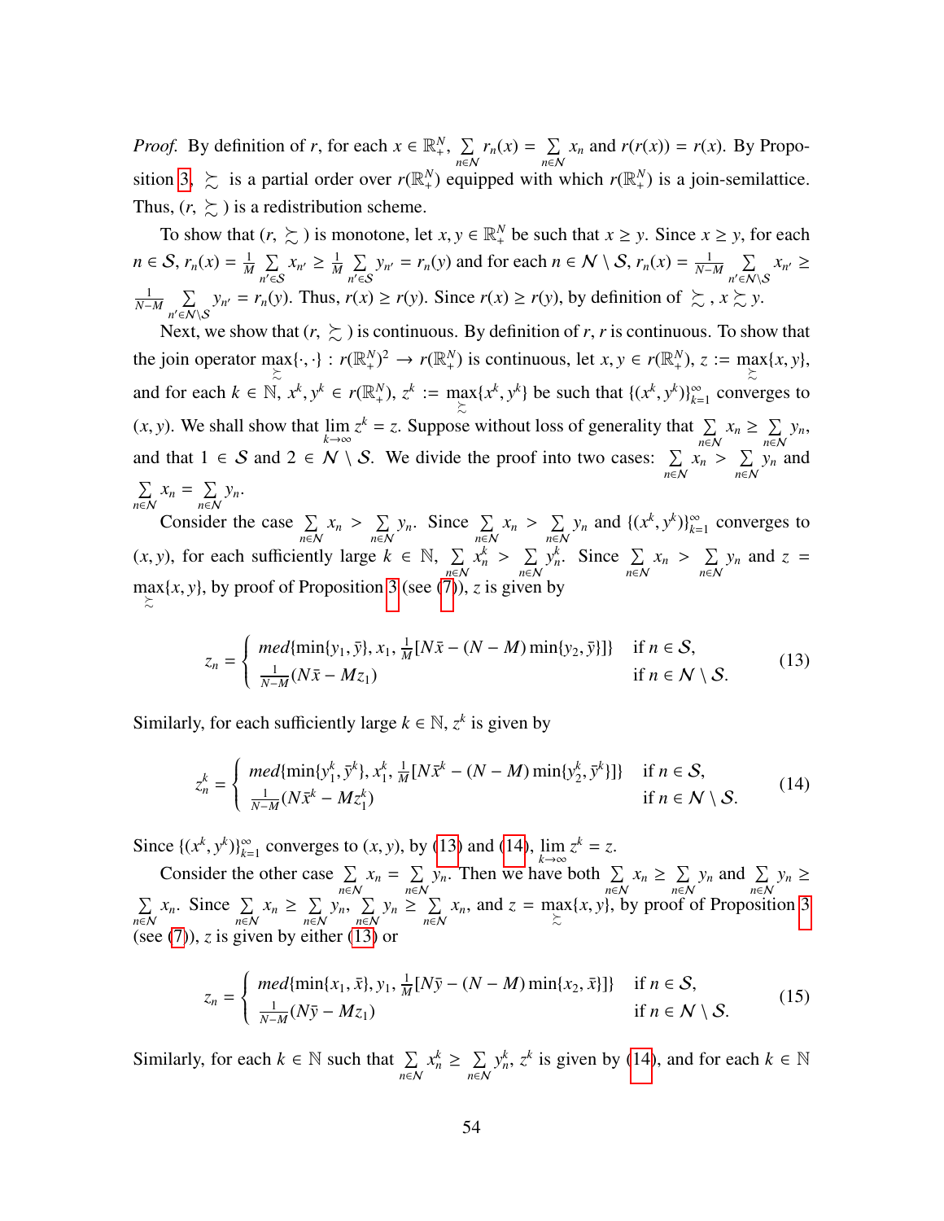*Proof.* By definition of $r$, for each $x \in \mathbb{R}^N_+$, $\sum_{n\in\mathcal{N}} r_n(x) = \sum_{n\in\mathcal{N}} x_n$ and $r(r(x)) = r(x)$. By Proposition 3, $\succsim$ is a partial order over $r(\mathbb{R}^N_+)$ equipped with which $r(\mathbb{R}^N_+)$ is a join-semilattice. Thus, $(r, \succsim)$ is a redistribution scheme.

To show that $(r, \succsim)$ is monotone, let $x, y \in \mathbb{R}^N_+$ be such that $x \geq y$. Since $x \geq y$, for each $n \in \mathcal{S}$, $r_n(x) = \frac{1}{M}\sum_{n'\in\mathcal{S}} x_{n'} \geq \frac{1}{M}\sum_{n'\in\mathcal{S}} y_{n'} = r_n(y)$ and for each $n \in \mathcal{N}\setminus\mathcal{S}$, $r_n(x) = \frac{1}{N-M}\sum_{n'\in\mathcal{N}\setminus\mathcal{S}} x_{n'} \geq \frac{1}{N-M}\sum_{n'\in\mathcal{N}\setminus\mathcal{S}} y_{n'} = r_n(y)$. Thus, $r(x) \geq r(y)$. Since $r(x) \geq r(y)$, by definition of $\succsim$, $x \succsim y$.

Next, we show that $(r, \succsim)$ is continuous. By definition of $r$, $r$ is continuous. To show that the join operator $\max_{\succsim}\{\cdot,\cdot\} : r(\mathbb{R}^N_+)^2 \to r(\mathbb{R}^N_+)$ is continuous, let $x, y \in r(\mathbb{R}^N_+)$, $z := \max_{\succsim}\{x, y\}$, and for each $k \in \mathbb{N}$, $x^k, y^k \in r(\mathbb{R}^N_+)$, $z^k := \max_{\succsim}\{x^k, y^k\}$ be such that $\{(x^k, y^k)\}_{k=1}^\infty$ converges to $(x, y)$. We shall show that $\lim_{k\to\infty} z^k = z$. Suppose without loss of generality that $\sum_{n\in\mathcal{N}} x_n \geq \sum_{n\in\mathcal{N}} y_n$, and that $1 \in \mathcal{S}$ and $2 \in \mathcal{N}\setminus\mathcal{S}$. We divide the proof into two cases: $\sum_{n\in\mathcal{N}} x_n > \sum_{n\in\mathcal{N}} y_n$ and $\sum_{n\in\mathcal{N}} x_n = \sum_{n\in\mathcal{N}} y_n$.

Consider the case $\sum_{n\in\mathcal{N}} x_n > \sum_{n\in\mathcal{N}} y_n$. Since $\sum_{n\in\mathcal{N}} x_n > \sum_{n\in\mathcal{N}} y_n$ and $\{(x^k, y^k)\}_{k=1}^\infty$ converges to $(x, y)$, for each sufficiently large $k \in \mathbb{N}$, $\sum_{n\in\mathcal{N}} x^k_n > \sum_{n\in\mathcal{N}} y^k_n$. Since $\sum_{n\in\mathcal{N}} x_n > \sum_{n\in\mathcal{N}} y_n$ and $z = \max_{\succsim}\{x, y\}$, by proof of Proposition 3 (see (7)), $z$ is given by

$$z_n = \begin{cases} med\{\min\{y_1, \bar{y}\}, x_1, \frac{1}{M}[N\bar{x} - (N-M)\min\{y_2, \bar{y}\}]\} & \text{if } n \in \mathcal{S}, \\ \frac{1}{N-M}(N\bar{x} - Mz_1) & \text{if } n \in \mathcal{N}\setminus\mathcal{S}. \end{cases} \tag{13}$$

Similarly, for each sufficiently large $k \in \mathbb{N}$, $z^k$ is given by

$$z^k_n = \begin{cases} med\{\min\{y^k_1, \bar{y}^k\}, x^k_1, \frac{1}{M}[N\bar{x}^k - (N-M)\min\{y^k_2, \bar{y}^k\}]\} & \text{if } n \in \mathcal{S}, \\ \frac{1}{N-M}(N\bar{x}^k - Mz^k_1) & \text{if } n \in \mathcal{N}\setminus\mathcal{S}. \end{cases} \tag{14}$$

Since $\{(x^k, y^k)\}_{k=1}^\infty$ converges to $(x, y)$, by (13) and (14), $\lim_{k\to\infty} z^k = z$.

Consider the other case $\sum_{n\in\mathcal{N}} x_n = \sum_{n\in\mathcal{N}} y_n$. Then we have both $\sum_{n\in\mathcal{N}} x_n \geq \sum_{n\in\mathcal{N}} y_n$ and $\sum_{n\in\mathcal{N}} y_n \geq \sum_{n\in\mathcal{N}} x_n$. Since $\sum_{n\in\mathcal{N}} x_n \geq \sum_{n\in\mathcal{N}} y_n$, $\sum_{n\in\mathcal{N}} y_n \geq \sum_{n\in\mathcal{N}} x_n$, and $z = \max_{\succsim}\{x, y\}$, by proof of Proposition 3 (see (7)), $z$ is given by either (13) or

$$z_n = \begin{cases} med\{\min\{x_1, \bar{x}\}, y_1, \frac{1}{M}[N\bar{y} - (N-M)\min\{x_2, \bar{x}\}]\} & \text{if } n \in \mathcal{S}, \\ \frac{1}{N-M}(N\bar{y} - Mz_1) & \text{if } n \in \mathcal{N}\setminus\mathcal{S}. \end{cases} \tag{15}$$

Similarly, for each $k \in \mathbb{N}$ such that $\sum_{n\in\mathcal{N}} x^k_n \geq \sum_{n\in\mathcal{N}} y^k_n$, $z^k$ is given by (14), and for each $k \in \mathbb{N}$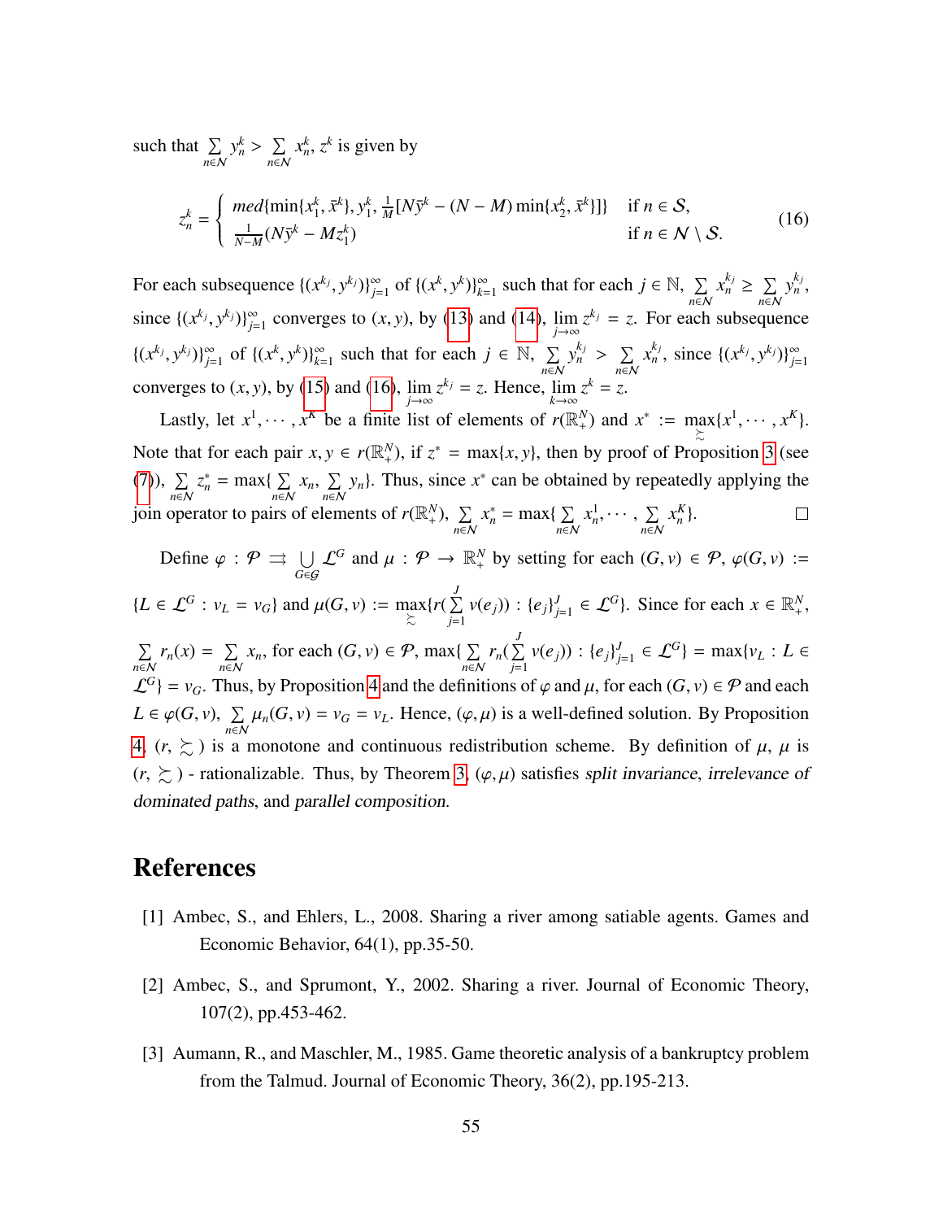such that $\sum_{n \in \mathcal{N}} y_n^k > \sum_{n \in \mathcal{N}} x_n^k$, $z^k$ is given by

$$z_n^k = \begin{cases} med\{\min\{x_1^k, \bar{x}^k\}, y_1^k, \frac{1}{M}[N\bar{y}^k - (N-M)\min\{x_2^k, \bar{x}^k\}]\} & \text{if } n \in \mathcal{S}, \\ \frac{1}{N-M}(N\bar{y}^k - Mz_1^k) & \text{if } n \in \mathcal{N} \setminus \mathcal{S}. \end{cases} \tag{16}$$

For each subsequence $\{(x^{k_j}, y^{k_j})\}_{j=1}^{\infty}$ of $\{(x^k, y^k)\}_{k=1}^{\infty}$ such that for each $j \in \mathbb{N}$, $\sum_{n \in \mathcal{N}} x_n^{k_j} \geq \sum_{n \in \mathcal{N}} y_n^{k_j}$, since $\{(x^{k_j}, y^{k_j})\}_{j=1}^{\infty}$ converges to $(x, y)$, by (13) and (14), $\lim_{j \to \infty} z^{k_j} = z$. For each subsequence $\{(x^{k_j}, y^{k_j})\}_{j=1}^{\infty}$ of $\{(x^k, y^k)\}_{k=1}^{\infty}$ such that for each $j \in \mathbb{N}$, $\sum_{n \in \mathcal{N}} y_n^{k_j} > \sum_{n \in \mathcal{N}} x_n^{k_j}$, since $\{(x^{k_j}, y^{k_j})\}_{j=1}^{\infty}$ converges to $(x, y)$, by (15) and (16), $\lim_{j \to \infty} z^{k_j} = z$. Hence, $\lim_{k \to \infty} z^k = z$.

Lastly, let $x^1, \cdots, x^K$ be a finite list of elements of $r(\mathbb{R}_+^N)$ and $x^* := \max_{\succsim}\{x^1, \cdots, x^K\}$. Note that for each pair $x, y \in r(\mathbb{R}_+^N)$, if $z^* = \max\{x, y\}$, then by proof of Proposition 3 (see (7)), $\sum_{n \in \mathcal{N}} z_n^* = \max\{\sum_{n \in \mathcal{N}} x_n, \sum_{n \in \mathcal{N}} y_n\}$. Thus, since $x^*$ can be obtained by repeatedly applying the join operator to pairs of elements of $r(\mathbb{R}_+^N)$, $\sum_{n \in \mathcal{N}} x_n^* = \max\{\sum_{n \in \mathcal{N}} x_n^1, \cdots, \sum_{n \in \mathcal{N}} x_n^K\}$. □

Define $\varphi : \mathcal{P} \rightrightarrows \bigcup_{G \in \mathcal{G}} \mathcal{L}^G$ and $\mu : \mathcal{P} \to \mathbb{R}_+^N$ by setting for each $(G, v) \in \mathcal{P}$, $\varphi(G, v) := \{L \in \mathcal{L}^G : v_L = v_G\}$ and $\mu(G, v) := \max_{\succsim}\{r(\sum_{j=1}^{J} v(e_j)) : \{e_j\}_{j=1}^J \in \mathcal{L}^G\}$. Since for each $x \in \mathbb{R}_+^N$, $\sum_{n \in \mathcal{N}} r_n(x) = \sum_{n \in \mathcal{N}} x_n$, for each $(G, v) \in \mathcal{P}$, $\max\{\sum_{n \in \mathcal{N}} r_n(\sum_{j=1}^{J} v(e_j)) : \{e_j\}_{j=1}^J \in \mathcal{L}^G\} = \max\{v_L : L \in \mathcal{L}^G\} = v_G$. Thus, by Proposition 4 and the definitions of $\varphi$ and $\mu$, for each $(G, v) \in \mathcal{P}$ and each $L \in \varphi(G, v)$, $\sum_{n \in \mathcal{N}} \mu_n(G, v) = v_G = v_L$. Hence, $(\varphi, \mu)$ is a well-defined solution. By Proposition 4, $(r, \succsim)$ is a monotone and continuous redistribution scheme. By definition of $\mu$, $\mu$ is $(r, \succsim)$ - rationalizable. Thus, by Theorem 3, $(\varphi, \mu)$ satisfies *split invariance*, *irrelevance of dominated paths*, and *parallel composition*.

# References

[1] Ambec, S., and Ehlers, L., 2008. Sharing a river among satiable agents. Games and Economic Behavior, 64(1), pp.35-50.

[2] Ambec, S., and Sprumont, Y., 2002. Sharing a river. Journal of Economic Theory, 107(2), pp.453-462.

[3] Aumann, R., and Maschler, M., 1985. Game theoretic analysis of a bankruptcy problem from the Talmud. Journal of Economic Theory, 36(2), pp.195-213.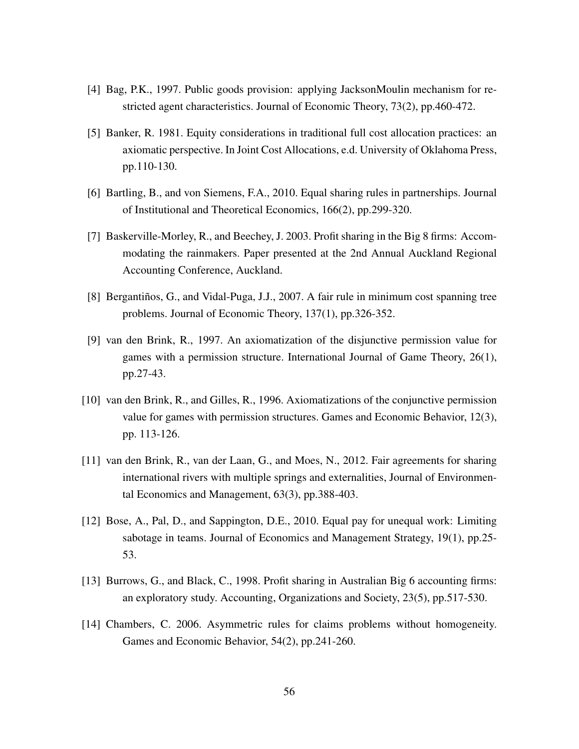[4] Bag, P.K., 1997. Public goods provision: applying JacksonMoulin mechanism for restricted agent characteristics. Journal of Economic Theory, 73(2), pp.460-472.

[5] Banker, R. 1981. Equity considerations in traditional full cost allocation practices: an axiomatic perspective. In Joint Cost Allocations, e.d. University of Oklahoma Press, pp.110-130.

[6] Bartling, B., and von Siemens, F.A., 2010. Equal sharing rules in partnerships. Journal of Institutional and Theoretical Economics, 166(2), pp.299-320.

[7] Baskerville-Morley, R., and Beechey, J. 2003. Profit sharing in the Big 8 firms: Accommodating the rainmakers. Paper presented at the 2nd Annual Auckland Regional Accounting Conference, Auckland.

[8] Bergantiños, G., and Vidal-Puga, J.J., 2007. A fair rule in minimum cost spanning tree problems. Journal of Economic Theory, 137(1), pp.326-352.

[9] van den Brink, R., 1997. An axiomatization of the disjunctive permission value for games with a permission structure. International Journal of Game Theory, 26(1), pp.27-43.

[10] van den Brink, R., and Gilles, R., 1996. Axiomatizations of the conjunctive permission value for games with permission structures. Games and Economic Behavior, 12(3), pp. 113-126.

[11] van den Brink, R., van der Laan, G., and Moes, N., 2012. Fair agreements for sharing international rivers with multiple springs and externalities, Journal of Environmental Economics and Management, 63(3), pp.388-403.

[12] Bose, A., Pal, D., and Sappington, D.E., 2010. Equal pay for unequal work: Limiting sabotage in teams. Journal of Economics and Management Strategy, 19(1), pp.25-53.

[13] Burrows, G., and Black, C., 1998. Profit sharing in Australian Big 6 accounting firms: an exploratory study. Accounting, Organizations and Society, 23(5), pp.517-530.

[14] Chambers, C. 2006. Asymmetric rules for claims problems without homogeneity. Games and Economic Behavior, 54(2), pp.241-260.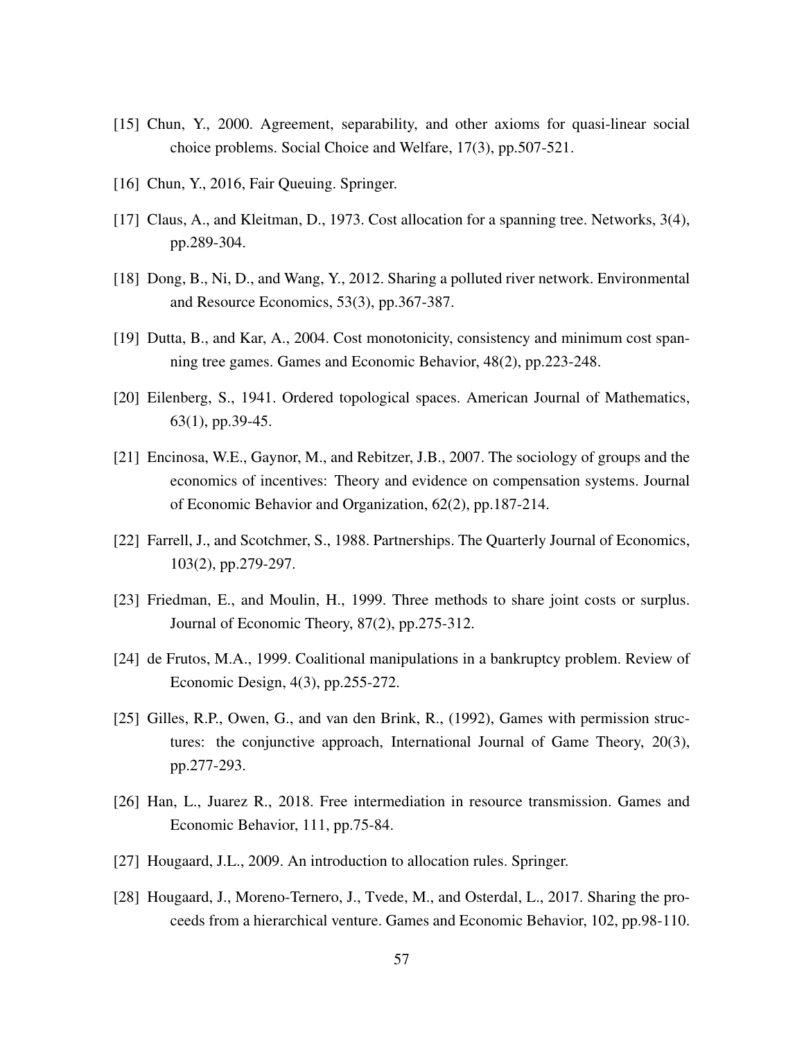[15] Chun, Y., 2000. Agreement, separability, and other axioms for quasi-linear social choice problems. Social Choice and Welfare, 17(3), pp.507-521.

[16] Chun, Y., 2016, Fair Queuing. Springer.

[17] Claus, A., and Kleitman, D., 1973. Cost allocation for a spanning tree. Networks, 3(4), pp.289-304.

[18] Dong, B., Ni, D., and Wang, Y., 2012. Sharing a polluted river network. Environmental and Resource Economics, 53(3), pp.367-387.

[19] Dutta, B., and Kar, A., 2004. Cost monotonicity, consistency and minimum cost spanning tree games. Games and Economic Behavior, 48(2), pp.223-248.

[20] Eilenberg, S., 1941. Ordered topological spaces. American Journal of Mathematics, 63(1), pp.39-45.

[21] Encinosa, W.E., Gaynor, M., and Rebitzer, J.B., 2007. The sociology of groups and the economics of incentives: Theory and evidence on compensation systems. Journal of Economic Behavior and Organization, 62(2), pp.187-214.

[22] Farrell, J., and Scotchmer, S., 1988. Partnerships. The Quarterly Journal of Economics, 103(2), pp.279-297.

[23] Friedman, E., and Moulin, H., 1999. Three methods to share joint costs or surplus. Journal of Economic Theory, 87(2), pp.275-312.

[24] de Frutos, M.A., 1999. Coalitional manipulations in a bankruptcy problem. Review of Economic Design, 4(3), pp.255-272.

[25] Gilles, R.P., Owen, G., and van den Brink, R., (1992), Games with permission structures: the conjunctive approach, International Journal of Game Theory, 20(3), pp.277-293.

[26] Han, L., Juarez R., 2018. Free intermediation in resource transmission. Games and Economic Behavior, 111, pp.75-84.

[27] Hougaard, J.L., 2009. An introduction to allocation rules. Springer.

[28] Hougaard, J., Moreno-Ternero, J., Tvede, M., and Osterdal, L., 2017. Sharing the proceeds from a hierarchical venture. Games and Economic Behavior, 102, pp.98-110.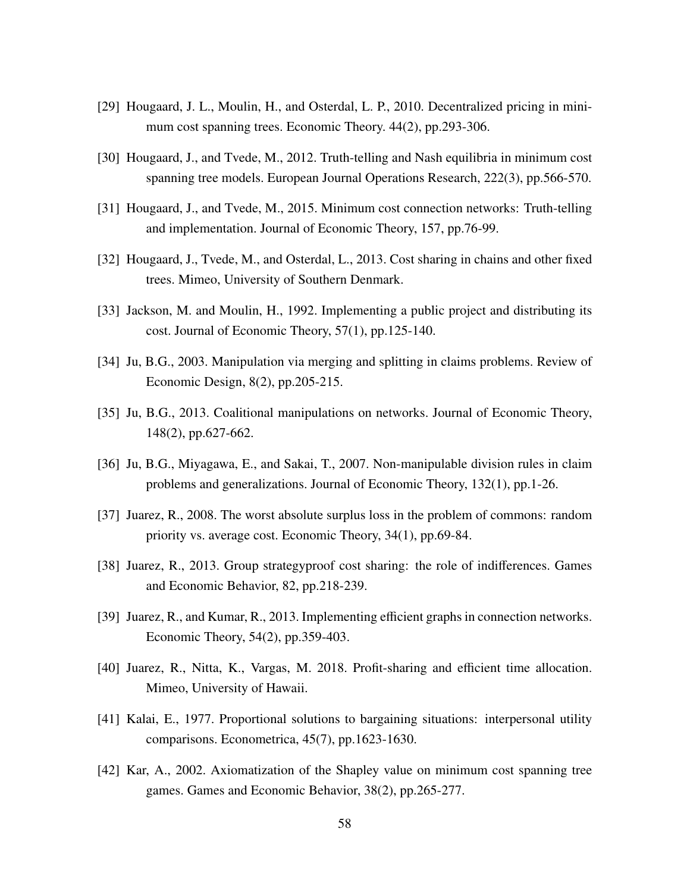[29] Hougaard, J. L., Moulin, H., and Osterdal, L. P., 2010. Decentralized pricing in minimum cost spanning trees. Economic Theory. 44(2), pp.293-306.

[30] Hougaard, J., and Tvede, M., 2012. Truth-telling and Nash equilibria in minimum cost spanning tree models. European Journal Operations Research, 222(3), pp.566-570.

[31] Hougaard, J., and Tvede, M., 2015. Minimum cost connection networks: Truth-telling and implementation. Journal of Economic Theory, 157, pp.76-99.

[32] Hougaard, J., Tvede, M., and Osterdal, L., 2013. Cost sharing in chains and other fixed trees. Mimeo, University of Southern Denmark.

[33] Jackson, M. and Moulin, H., 1992. Implementing a public project and distributing its cost. Journal of Economic Theory, 57(1), pp.125-140.

[34] Ju, B.G., 2003. Manipulation via merging and splitting in claims problems. Review of Economic Design, 8(2), pp.205-215.

[35] Ju, B.G., 2013. Coalitional manipulations on networks. Journal of Economic Theory, 148(2), pp.627-662.

[36] Ju, B.G., Miyagawa, E., and Sakai, T., 2007. Non-manipulable division rules in claim problems and generalizations. Journal of Economic Theory, 132(1), pp.1-26.

[37] Juarez, R., 2008. The worst absolute surplus loss in the problem of commons: random priority vs. average cost. Economic Theory, 34(1), pp.69-84.

[38] Juarez, R., 2013. Group strategyproof cost sharing: the role of indifferences. Games and Economic Behavior, 82, pp.218-239.

[39] Juarez, R., and Kumar, R., 2013. Implementing efficient graphs in connection networks. Economic Theory, 54(2), pp.359-403.

[40] Juarez, R., Nitta, K., Vargas, M. 2018. Profit-sharing and efficient time allocation. Mimeo, University of Hawaii.

[41] Kalai, E., 1977. Proportional solutions to bargaining situations: interpersonal utility comparisons. Econometrica, 45(7), pp.1623-1630.

[42] Kar, A., 2002. Axiomatization of the Shapley value on minimum cost spanning tree games. Games and Economic Behavior, 38(2), pp.265-277.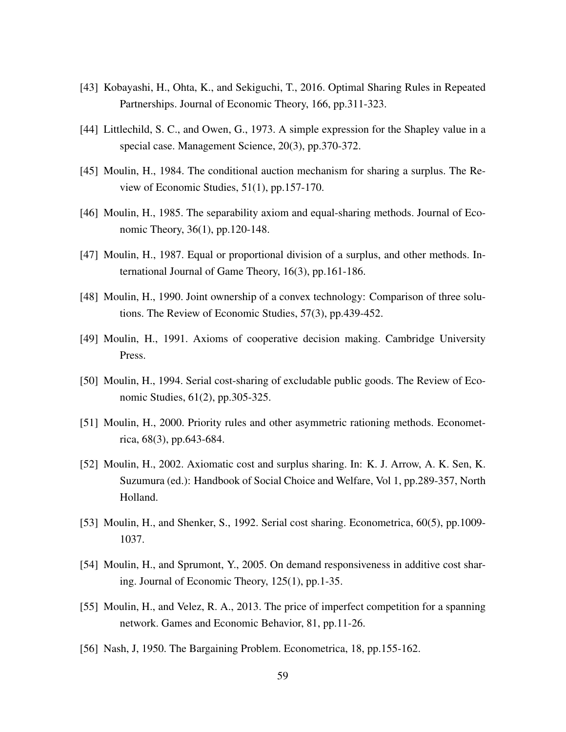[43] Kobayashi, H., Ohta, K., and Sekiguchi, T., 2016. Optimal Sharing Rules in Repeated Partnerships. Journal of Economic Theory, 166, pp.311-323.

[44] Littlechild, S. C., and Owen, G., 1973. A simple expression for the Shapley value in a special case. Management Science, 20(3), pp.370-372.

[45] Moulin, H., 1984. The conditional auction mechanism for sharing a surplus. The Review of Economic Studies, 51(1), pp.157-170.

[46] Moulin, H., 1985. The separability axiom and equal-sharing methods. Journal of Economic Theory, 36(1), pp.120-148.

[47] Moulin, H., 1987. Equal or proportional division of a surplus, and other methods. International Journal of Game Theory, 16(3), pp.161-186.

[48] Moulin, H., 1990. Joint ownership of a convex technology: Comparison of three solutions. The Review of Economic Studies, 57(3), pp.439-452.

[49] Moulin, H., 1991. Axioms of cooperative decision making. Cambridge University Press.

[50] Moulin, H., 1994. Serial cost-sharing of excludable public goods. The Review of Economic Studies, 61(2), pp.305-325.

[51] Moulin, H., 2000. Priority rules and other asymmetric rationing methods. Econometrica, 68(3), pp.643-684.

[52] Moulin, H., 2002. Axiomatic cost and surplus sharing. In: K. J. Arrow, A. K. Sen, K. Suzumura (ed.): Handbook of Social Choice and Welfare, Vol 1, pp.289-357, North Holland.

[53] Moulin, H., and Shenker, S., 1992. Serial cost sharing. Econometrica, 60(5), pp.1009-1037.

[54] Moulin, H., and Sprumont, Y., 2005. On demand responsiveness in additive cost sharing. Journal of Economic Theory, 125(1), pp.1-35.

[55] Moulin, H., and Velez, R. A., 2013. The price of imperfect competition for a spanning network. Games and Economic Behavior, 81, pp.11-26.

[56] Nash, J, 1950. The Bargaining Problem. Econometrica, 18, pp.155-162.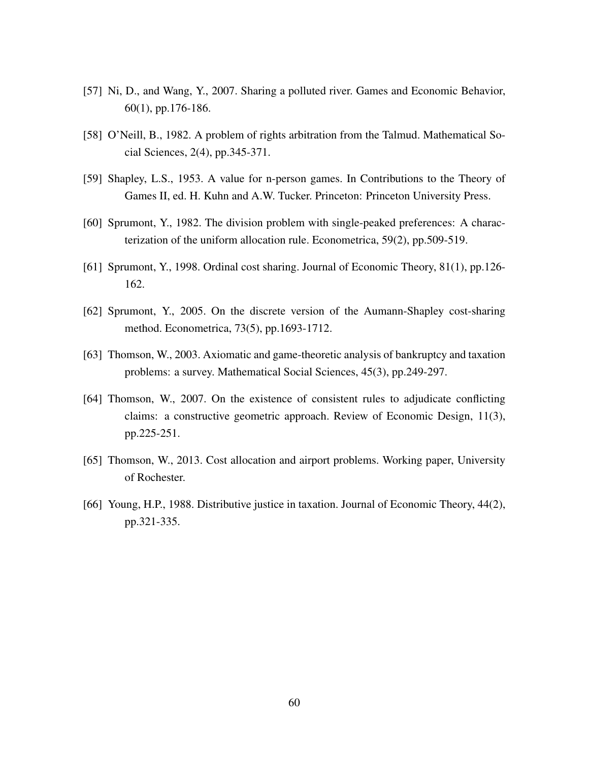[57] Ni, D., and Wang, Y., 2007. Sharing a polluted river. Games and Economic Behavior, 60(1), pp.176-186.

[58] O'Neill, B., 1982. A problem of rights arbitration from the Talmud. Mathematical Social Sciences, 2(4), pp.345-371.

[59] Shapley, L.S., 1953. A value for n-person games. In Contributions to the Theory of Games II, ed. H. Kuhn and A.W. Tucker. Princeton: Princeton University Press.

[60] Sprumont, Y., 1982. The division problem with single-peaked preferences: A characterization of the uniform allocation rule. Econometrica, 59(2), pp.509-519.

[61] Sprumont, Y., 1998. Ordinal cost sharing. Journal of Economic Theory, 81(1), pp.126-162.

[62] Sprumont, Y., 2005. On the discrete version of the Aumann-Shapley cost-sharing method. Econometrica, 73(5), pp.1693-1712.

[63] Thomson, W., 2003. Axiomatic and game-theoretic analysis of bankruptcy and taxation problems: a survey. Mathematical Social Sciences, 45(3), pp.249-297.

[64] Thomson, W., 2007. On the existence of consistent rules to adjudicate conflicting claims: a constructive geometric approach. Review of Economic Design, 11(3), pp.225-251.

[65] Thomson, W., 2013. Cost allocation and airport problems. Working paper, University of Rochester.

[66] Young, H.P., 1988. Distributive justice in taxation. Journal of Economic Theory, 44(2), pp.321-335.